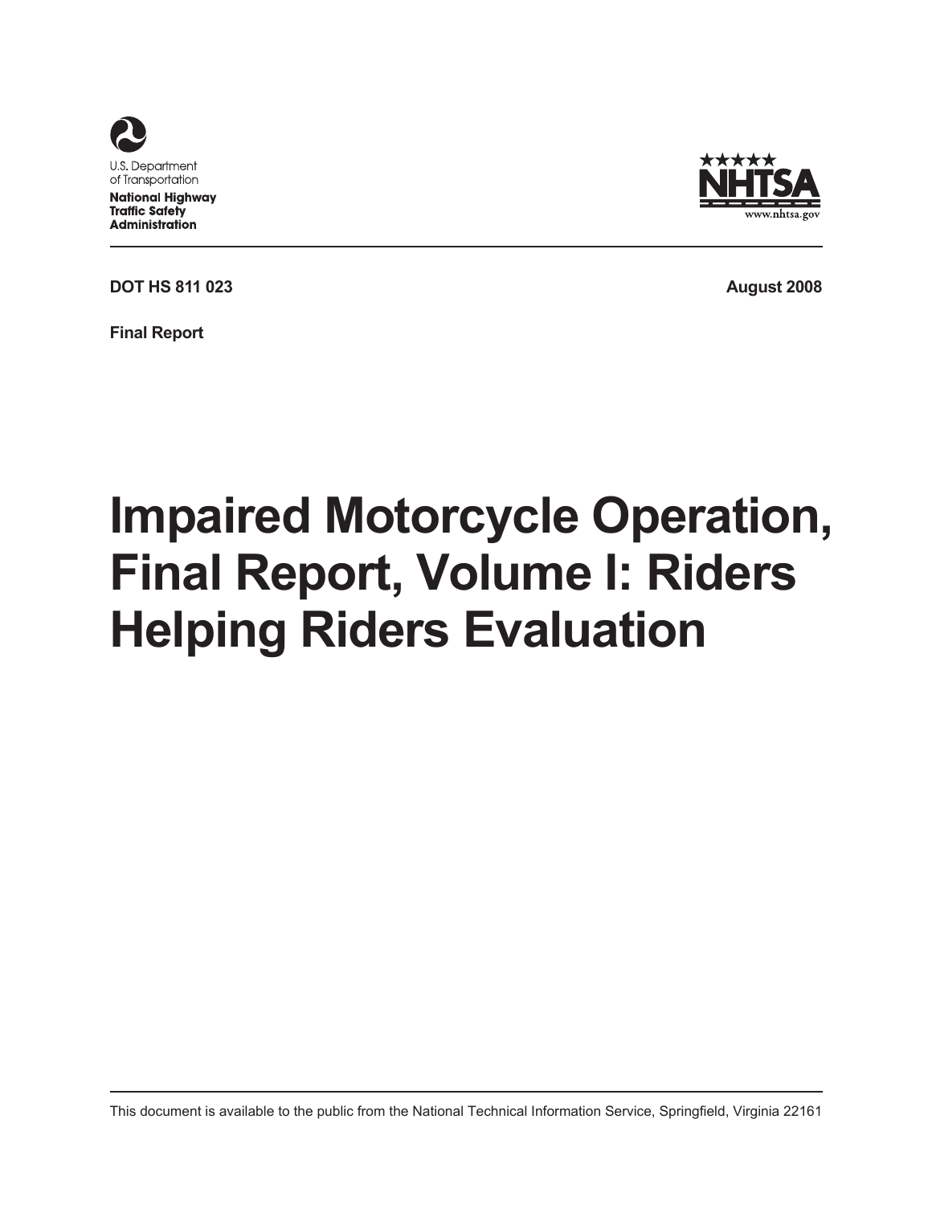U.S. Department of Transportation

**National Highway Traffic Safety Administration**

NHTSA

www.nhtsa.gov

**DOT HS 811 023** **August 2008**

**Final Report**

# Impaired Motorcycle Operation, Final Report, Volume I: Riders Helping Riders Evaluation

This document is available to the public from the National Technical Information Service, Springfield, Virginia 22161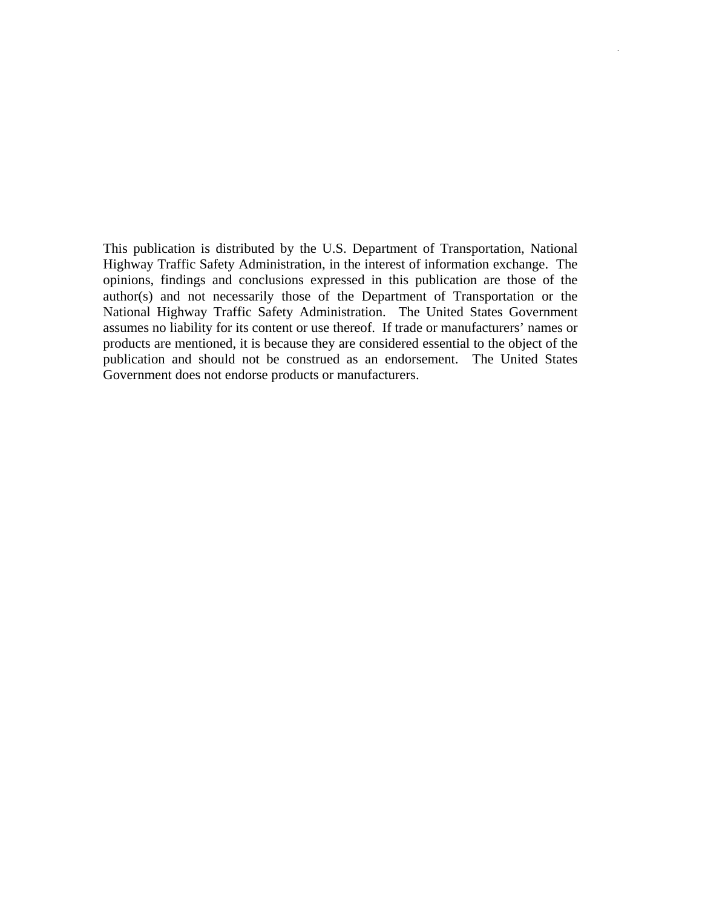This publication is distributed by the U.S. Department of Transportation, National Highway Traffic Safety Administration, in the interest of information exchange. The opinions, findings and conclusions expressed in this publication are those of the author(s) and not necessarily those of the Department of Transportation or the National Highway Traffic Safety Administration. The United States Government assumes no liability for its content or use thereof. If trade or manufacturers' names or products are mentioned, it is because they are considered essential to the object of the publication and should not be construed as an endorsement. The United States Government does not endorse products or manufacturers.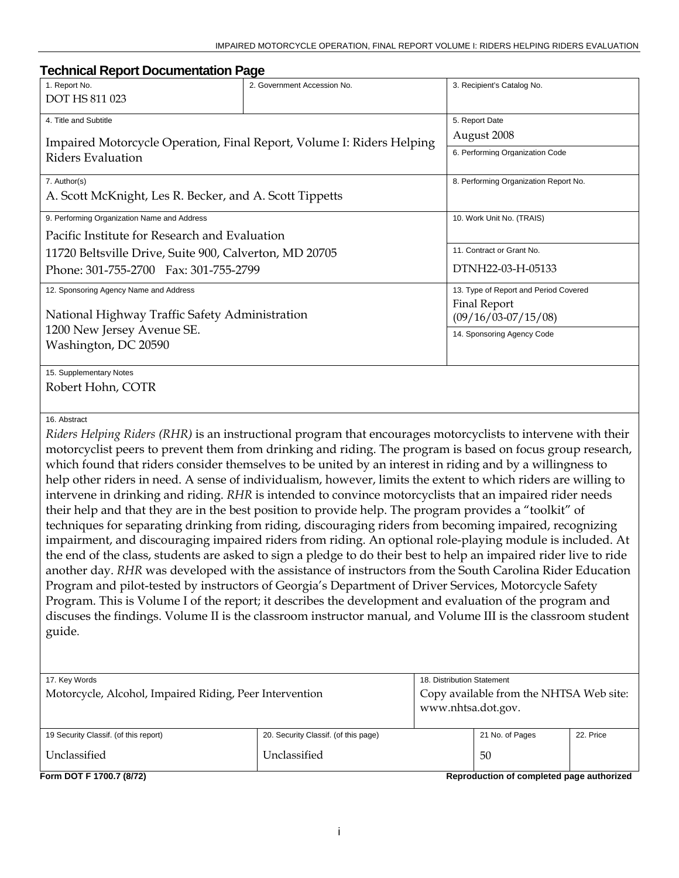## Technical Report Documentation Page

| 1. Report No.<br>DOT HS 811 023 | 2. Government Accession No. | 3. Recipient's Catalog No. |
|---|---|---|
| 4. Title and Subtitle<br>Impaired Motorcycle Operation, Final Report, Volume I: Riders Helping Riders Evaluation | | 5. Report Date<br>August 2008<br>6. Performing Organization Code |
| 7. Author(s)<br>A. Scott McKnight, Les R. Becker, and A. Scott Tippetts | | 8. Performing Organization Report No. |
| 9. Performing Organization Name and Address<br>Pacific Institute for Research and Evaluation<br>11720 Beltsville Drive, Suite 900, Calverton, MD 20705<br>Phone: 301-755-2700 Fax: 301-755-2799 | | 10. Work Unit No. (TRAIS)<br>11. Contract or Grant No.<br>DTNH22-03-H-05133 |
| 12. Sponsoring Agency Name and Address<br>National Highway Traffic Safety Administration<br>1200 New Jersey Avenue SE.<br>Washington, DC 20590 | | 13. Type of Report and Period Covered<br>Final Report<br>(09/16/03-07/15/08)<br>14. Sponsoring Agency Code |
| 15. Supplementary Notes<br>Robert Hohn, COTR | | |

16. Abstract

*Riders Helping Riders (RHR)* is an instructional program that encourages motorcyclists to intervene with their motorcyclist peers to prevent them from drinking and riding. The program is based on focus group research, which found that riders consider themselves to be united by an interest in riding and by a willingness to help other riders in need. A sense of individualism, however, limits the extent to which riders are willing to intervene in drinking and riding. *RHR* is intended to convince motorcyclists that an impaired rider needs their help and that they are in the best position to provide help. The program provides a "toolkit" of techniques for separating drinking from riding, discouraging riders from becoming impaired, recognizing impairment, and discouraging impaired riders from riding. An optional role-playing module is included. At the end of the class, students are asked to sign a pledge to do their best to help an impaired rider live to ride another day. *RHR* was developed with the assistance of instructors from the South Carolina Rider Education Program and pilot-tested by instructors of Georgia's Department of Driver Services, Motorcycle Safety Program. This is Volume I of the report; it describes the development and evaluation of the program and discuses the findings. Volume II is the classroom instructor manual, and Volume III is the classroom student guide.

| 17. Key Words<br>Motorcycle, Alcohol, Impaired Riding, Peer Intervention | | 18. Distribution Statement<br>Copy available from the NHTSA Web site: www.nhtsa.dot.gov. | |
|---|---|---|---|
| 19 Security Classif. (of this report)<br>Unclassified | 20. Security Classif. (of this page)<br>Unclassified | 21 No. of Pages<br>50 | 22. Price |

**Form DOT F 1700.7 (8/72)** **Reproduction of completed page authorized**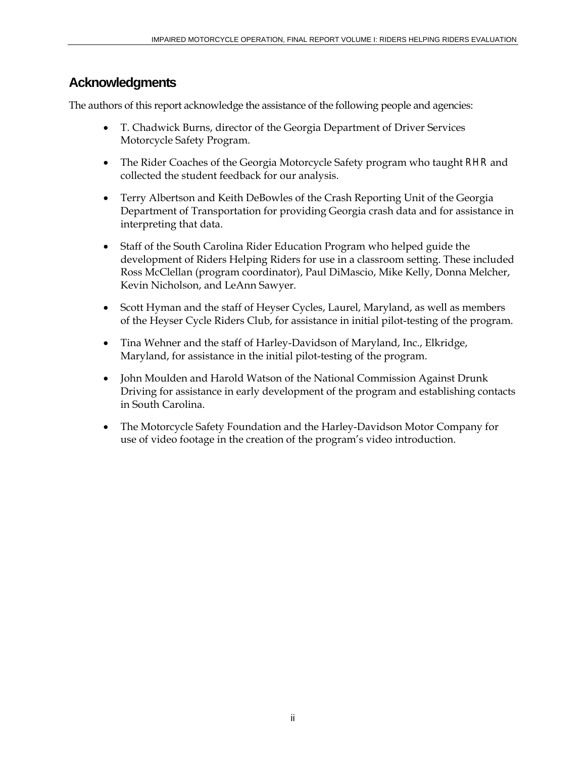## Acknowledgments

The authors of this report acknowledge the assistance of the following people and agencies:

- T. Chadwick Burns, director of the Georgia Department of Driver Services Motorcycle Safety Program.
- The Rider Coaches of the Georgia Motorcycle Safety program who taught RHR and collected the student feedback for our analysis.
- Terry Albertson and Keith DeBowles of the Crash Reporting Unit of the Georgia Department of Transportation for providing Georgia crash data and for assistance in interpreting that data.
- Staff of the South Carolina Rider Education Program who helped guide the development of Riders Helping Riders for use in a classroom setting. These included Ross McClellan (program coordinator), Paul DiMascio, Mike Kelly, Donna Melcher, Kevin Nicholson, and LeAnn Sawyer.
- Scott Hyman and the staff of Heyser Cycles, Laurel, Maryland, as well as members of the Heyser Cycle Riders Club, for assistance in initial pilot-testing of the program.
- Tina Wehner and the staff of Harley-Davidson of Maryland, Inc., Elkridge, Maryland, for assistance in the initial pilot-testing of the program.
- John Moulden and Harold Watson of the National Commission Against Drunk Driving for assistance in early development of the program and establishing contacts in South Carolina.
- The Motorcycle Safety Foundation and the Harley-Davidson Motor Company for use of video footage in the creation of the program's video introduction.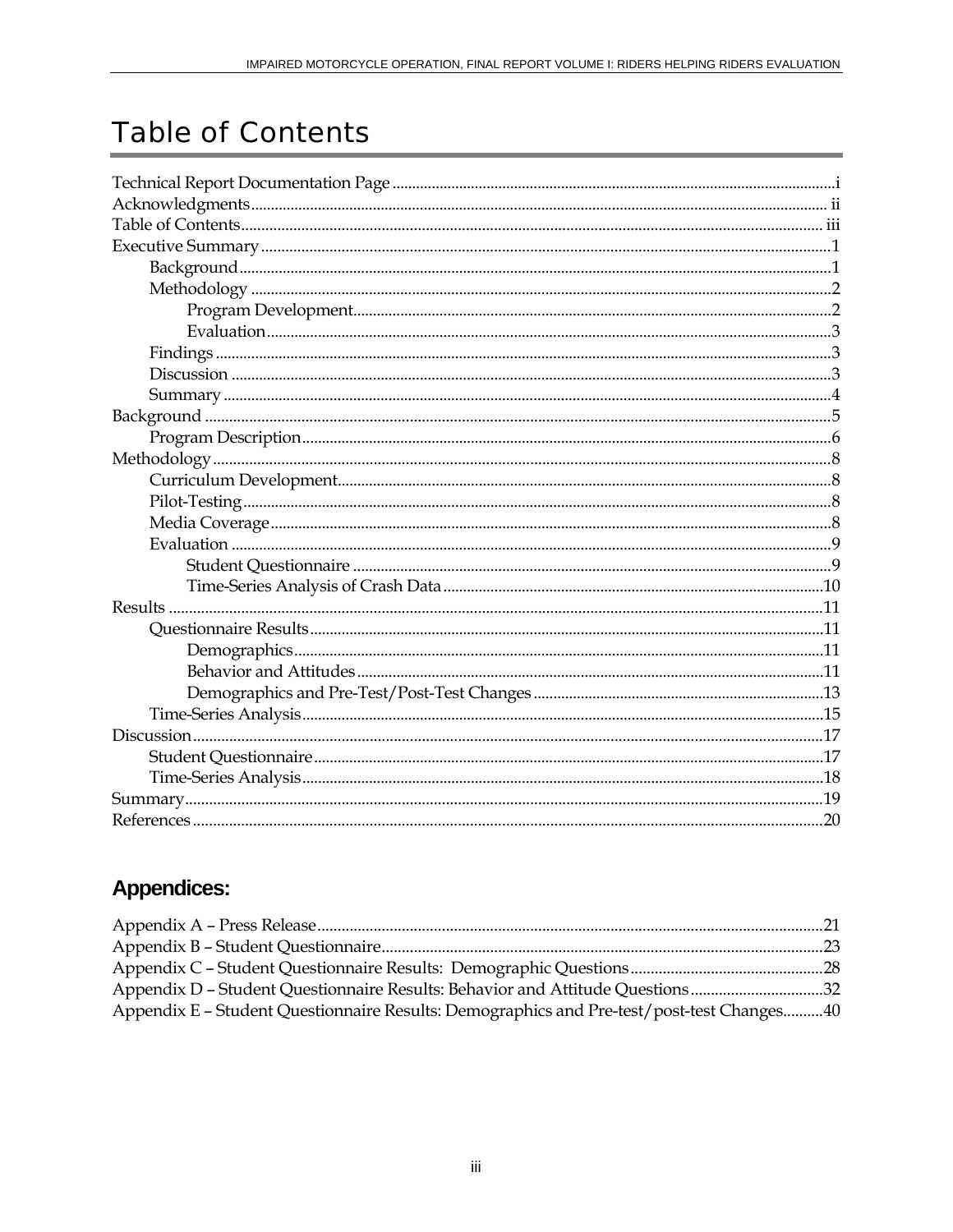# Table of Contents

Technical Report Documentation Page .....i
Acknowledgments ..... ii
Table of Contents ..... iii
Executive Summary .....1
- Background .....1
- Methodology .....2
  - Program Development .....2
  - Evaluation .....3
- Findings .....3
- Discussion .....3
- Summary .....4

Background .....5
- Program Description .....6

Methodology .....8
- Curriculum Development .....8
- Pilot-Testing .....8
- Media Coverage .....8
- Evaluation .....9
  - Student Questionnaire .....9
  - Time-Series Analysis of Crash Data .....10

Results .....11
- Questionnaire Results .....11
  - Demographics .....11
  - Behavior and Attitudes .....11
  - Demographics and Pre-Test/Post-Test Changes .....13
- Time-Series Analysis .....15

Discussion .....17
- Student Questionnaire .....17
- Time-Series Analysis .....18

Summary .....19
References .....20

## Appendices:

Appendix A – Press Release .....21
Appendix B – Student Questionnaire .....23
Appendix C – Student Questionnaire Results: Demographic Questions .....28
Appendix D – Student Questionnaire Results: Behavior and Attitude Questions .....32
Appendix E – Student Questionnaire Results: Demographics and Pre-test/post-test Changes .....40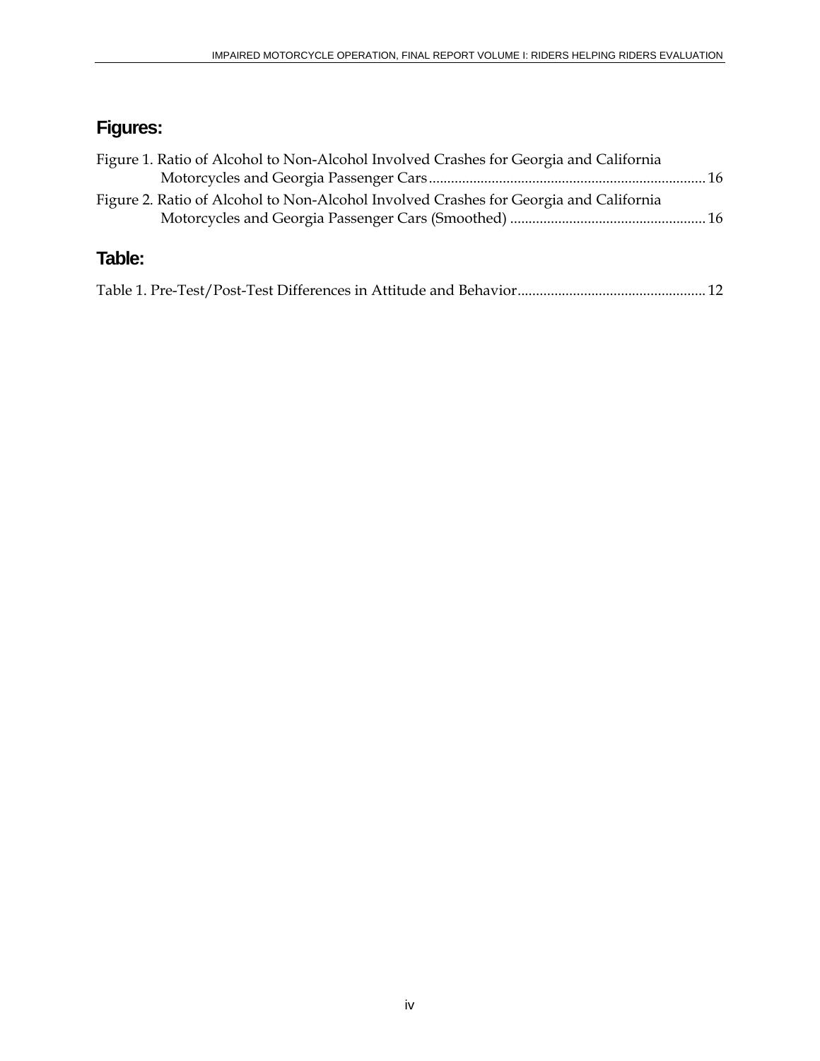## Figures:

Figure 1. Ratio of Alcohol to Non-Alcohol Involved Crashes for Georgia and California Motorcycles and Georgia Passenger Cars .......................................................................... 16

Figure 2. Ratio of Alcohol to Non-Alcohol Involved Crashes for Georgia and California Motorcycles and Georgia Passenger Cars (Smoothed) .................................................... 16

## Table:

Table 1. Pre-Test/Post-Test Differences in Attitude and Behavior.................................................. 12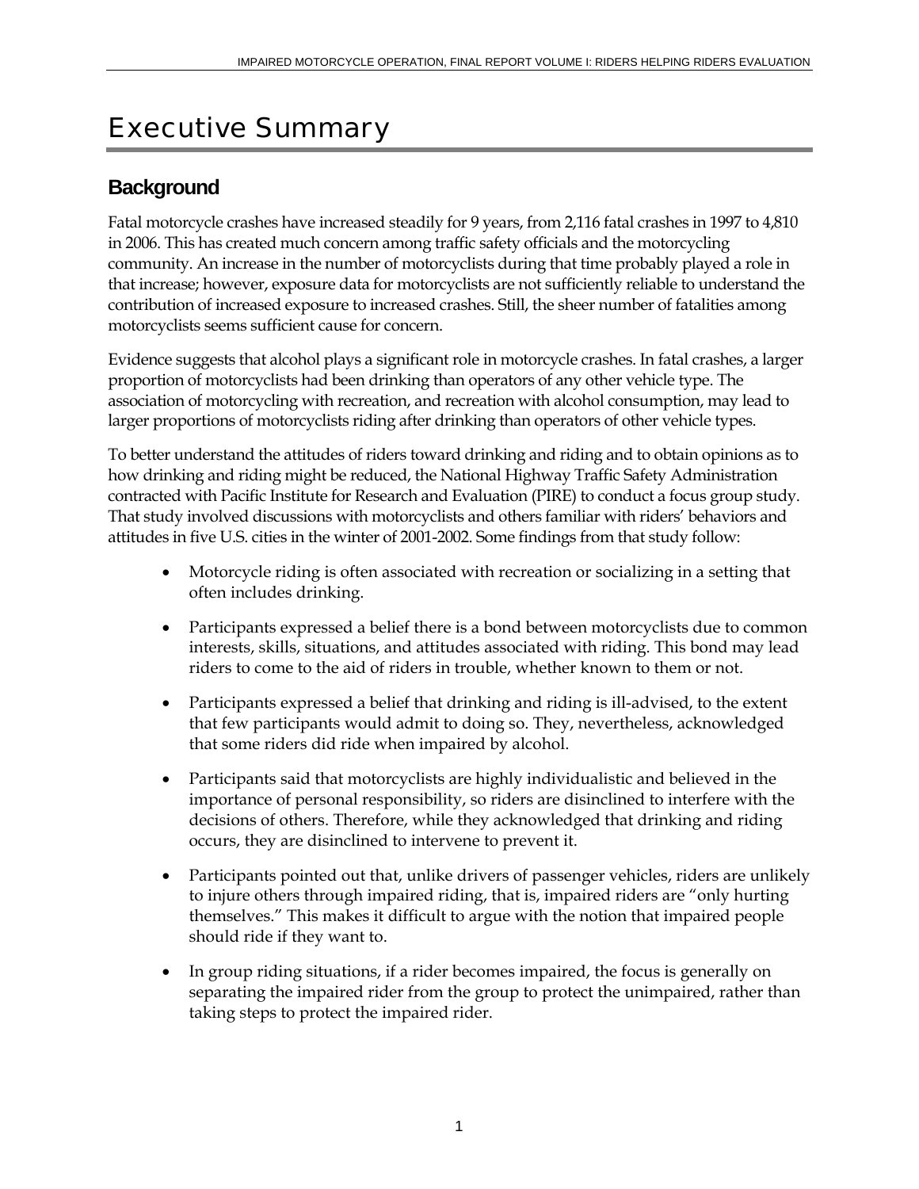# Executive Summary

## Background

Fatal motorcycle crashes have increased steadily for 9 years, from 2,116 fatal crashes in 1997 to 4,810 in 2006. This has created much concern among traffic safety officials and the motorcycling community. An increase in the number of motorcyclists during that time probably played a role in that increase; however, exposure data for motorcyclists are not sufficiently reliable to understand the contribution of increased exposure to increased crashes. Still, the sheer number of fatalities among motorcyclists seems sufficient cause for concern.

Evidence suggests that alcohol plays a significant role in motorcycle crashes. In fatal crashes, a larger proportion of motorcyclists had been drinking than operators of any other vehicle type. The association of motorcycling with recreation, and recreation with alcohol consumption, may lead to larger proportions of motorcyclists riding after drinking than operators of other vehicle types.

To better understand the attitudes of riders toward drinking and riding and to obtain opinions as to how drinking and riding might be reduced, the National Highway Traffic Safety Administration contracted with Pacific Institute for Research and Evaluation (PIRE) to conduct a focus group study. That study involved discussions with motorcyclists and others familiar with riders' behaviors and attitudes in five U.S. cities in the winter of 2001-2002. Some findings from that study follow:

- Motorcycle riding is often associated with recreation or socializing in a setting that often includes drinking.
- Participants expressed a belief there is a bond between motorcyclists due to common interests, skills, situations, and attitudes associated with riding. This bond may lead riders to come to the aid of riders in trouble, whether known to them or not.
- Participants expressed a belief that drinking and riding is ill-advised, to the extent that few participants would admit to doing so. They, nevertheless, acknowledged that some riders did ride when impaired by alcohol.
- Participants said that motorcyclists are highly individualistic and believed in the importance of personal responsibility, so riders are disinclined to interfere with the decisions of others. Therefore, while they acknowledged that drinking and riding occurs, they are disinclined to intervene to prevent it.
- Participants pointed out that, unlike drivers of passenger vehicles, riders are unlikely to injure others through impaired riding, that is, impaired riders are "only hurting themselves." This makes it difficult to argue with the notion that impaired people should ride if they want to.
- In group riding situations, if a rider becomes impaired, the focus is generally on separating the impaired rider from the group to protect the unimpaired, rather than taking steps to protect the impaired rider.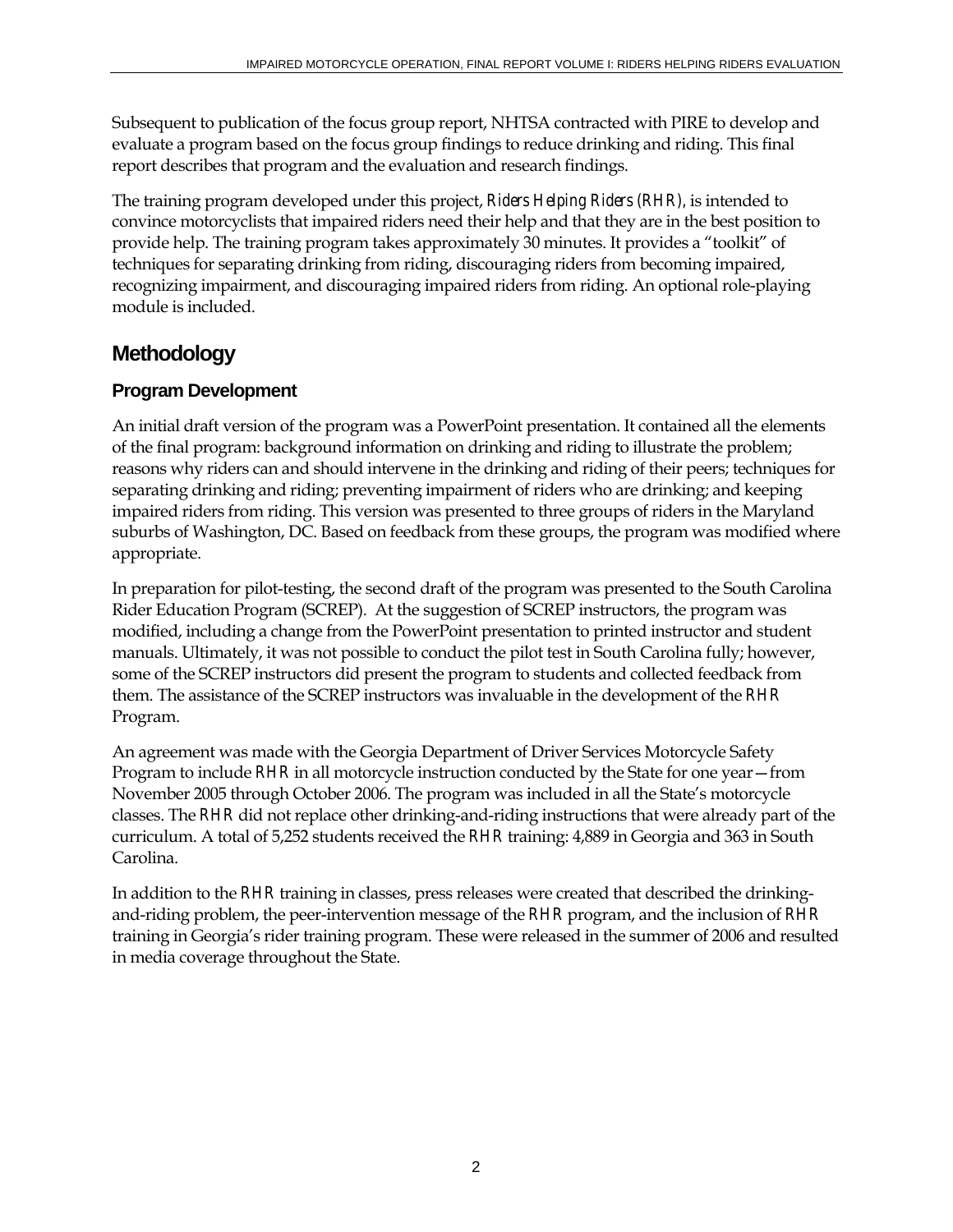Subsequent to publication of the focus group report, NHTSA contracted with PIRE to develop and evaluate a program based on the focus group findings to reduce drinking and riding. This final report describes that program and the evaluation and research findings.

The training program developed under this project, *Riders Helping Riders (RHR)*, is intended to convince motorcyclists that impaired riders need their help and that they are in the best position to provide help. The training program takes approximately 30 minutes. It provides a "toolkit" of techniques for separating drinking from riding, discouraging riders from becoming impaired, recognizing impairment, and discouraging impaired riders from riding. An optional role-playing module is included.

## Methodology

### Program Development

An initial draft version of the program was a PowerPoint presentation. It contained all the elements of the final program: background information on drinking and riding to illustrate the problem; reasons why riders can and should intervene in the drinking and riding of their peers; techniques for separating drinking and riding; preventing impairment of riders who are drinking; and keeping impaired riders from riding. This version was presented to three groups of riders in the Maryland suburbs of Washington, DC. Based on feedback from these groups, the program was modified where appropriate.

In preparation for pilot-testing, the second draft of the program was presented to the South Carolina Rider Education Program (SCREP). At the suggestion of SCREP instructors, the program was modified, including a change from the PowerPoint presentation to printed instructor and student manuals. Ultimately, it was not possible to conduct the pilot test in South Carolina fully; however, some of the SCREP instructors did present the program to students and collected feedback from them. The assistance of the SCREP instructors was invaluable in the development of the RHR Program.

An agreement was made with the Georgia Department of Driver Services Motorcycle Safety Program to include RHR in all motorcycle instruction conducted by the State for one year—from November 2005 through October 2006. The program was included in all the State's motorcycle classes. The RHR did not replace other drinking-and-riding instructions that were already part of the curriculum. A total of 5,252 students received the RHR training: 4,889 in Georgia and 363 in South Carolina.

In addition to the RHR training in classes, press releases were created that described the drinking-and-riding problem, the peer-intervention message of the RHR program, and the inclusion of RHR training in Georgia's rider training program. These were released in the summer of 2006 and resulted in media coverage throughout the State.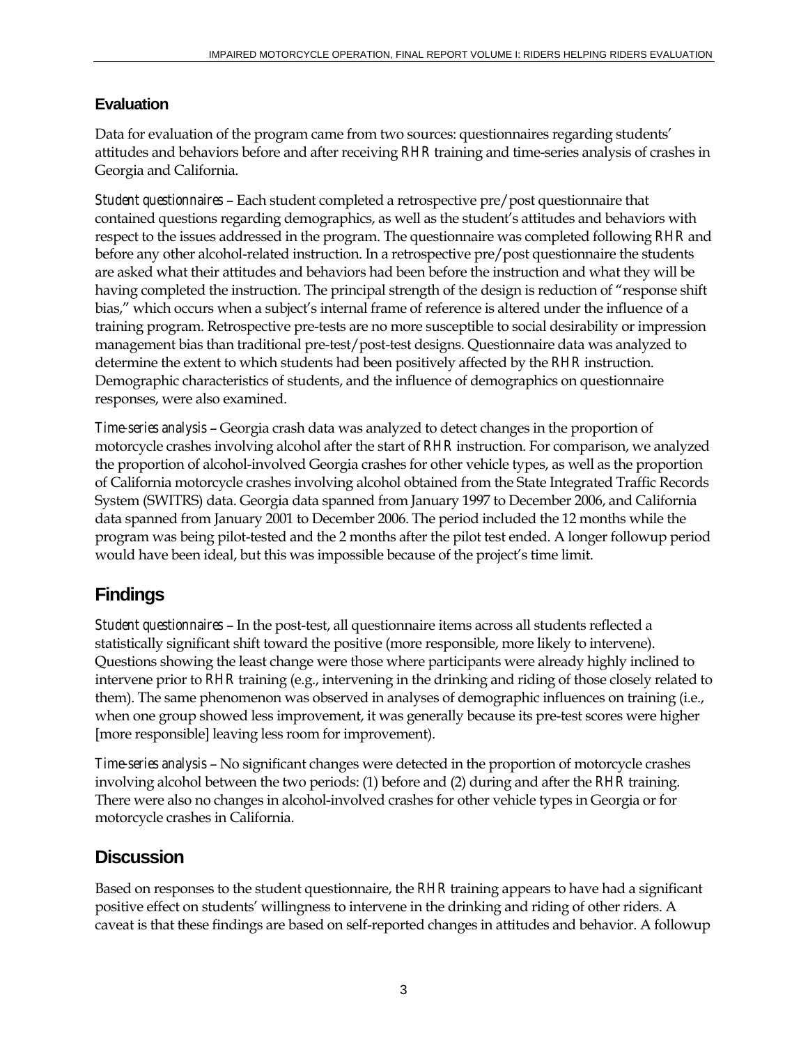### Evaluation

Data for evaluation of the program came from two sources: questionnaires regarding students' attitudes and behaviors before and after receiving *RHR* training and time-series analysis of crashes in Georgia and California.

*Student questionnaires* – Each student completed a retrospective pre/post questionnaire that contained questions regarding demographics, as well as the student's attitudes and behaviors with respect to the issues addressed in the program. The questionnaire was completed following *RHR* and before any other alcohol-related instruction. In a retrospective pre/post questionnaire the students are asked what their attitudes and behaviors had been before the instruction and what they will be having completed the instruction. The principal strength of the design is reduction of "response shift bias," which occurs when a subject's internal frame of reference is altered under the influence of a training program. Retrospective pre-tests are no more susceptible to social desirability or impression management bias than traditional pre-test/post-test designs. Questionnaire data was analyzed to determine the extent to which students had been positively affected by the *RHR* instruction. Demographic characteristics of students, and the influence of demographics on questionnaire responses, were also examined.

*Time-series analysis* – Georgia crash data was analyzed to detect changes in the proportion of motorcycle crashes involving alcohol after the start of *RHR* instruction. For comparison, we analyzed the proportion of alcohol-involved Georgia crashes for other vehicle types, as well as the proportion of California motorcycle crashes involving alcohol obtained from the State Integrated Traffic Records System (SWITRS) data. Georgia data spanned from January 1997 to December 2006, and California data spanned from January 2001 to December 2006. The period included the 12 months while the program was being pilot-tested and the 2 months after the pilot test ended. A longer followup period would have been ideal, but this was impossible because of the project's time limit.

## Findings

*Student questionnaires* – In the post-test, all questionnaire items across all students reflected a statistically significant shift toward the positive (more responsible, more likely to intervene). Questions showing the least change were those where participants were already highly inclined to intervene prior to *RHR* training (e.g., intervening in the drinking and riding of those closely related to them). The same phenomenon was observed in analyses of demographic influences on training (i.e., when one group showed less improvement, it was generally because its pre-test scores were higher [more responsible] leaving less room for improvement).

*Time-series analysis* – No significant changes were detected in the proportion of motorcycle crashes involving alcohol between the two periods: (1) before and (2) during and after the *RHR* training. There were also no changes in alcohol-involved crashes for other vehicle types in Georgia or for motorcycle crashes in California.

## Discussion

Based on responses to the student questionnaire, the *RHR* training appears to have had a significant positive effect on students' willingness to intervene in the drinking and riding of other riders. A caveat is that these findings are based on self-reported changes in attitudes and behavior. A followup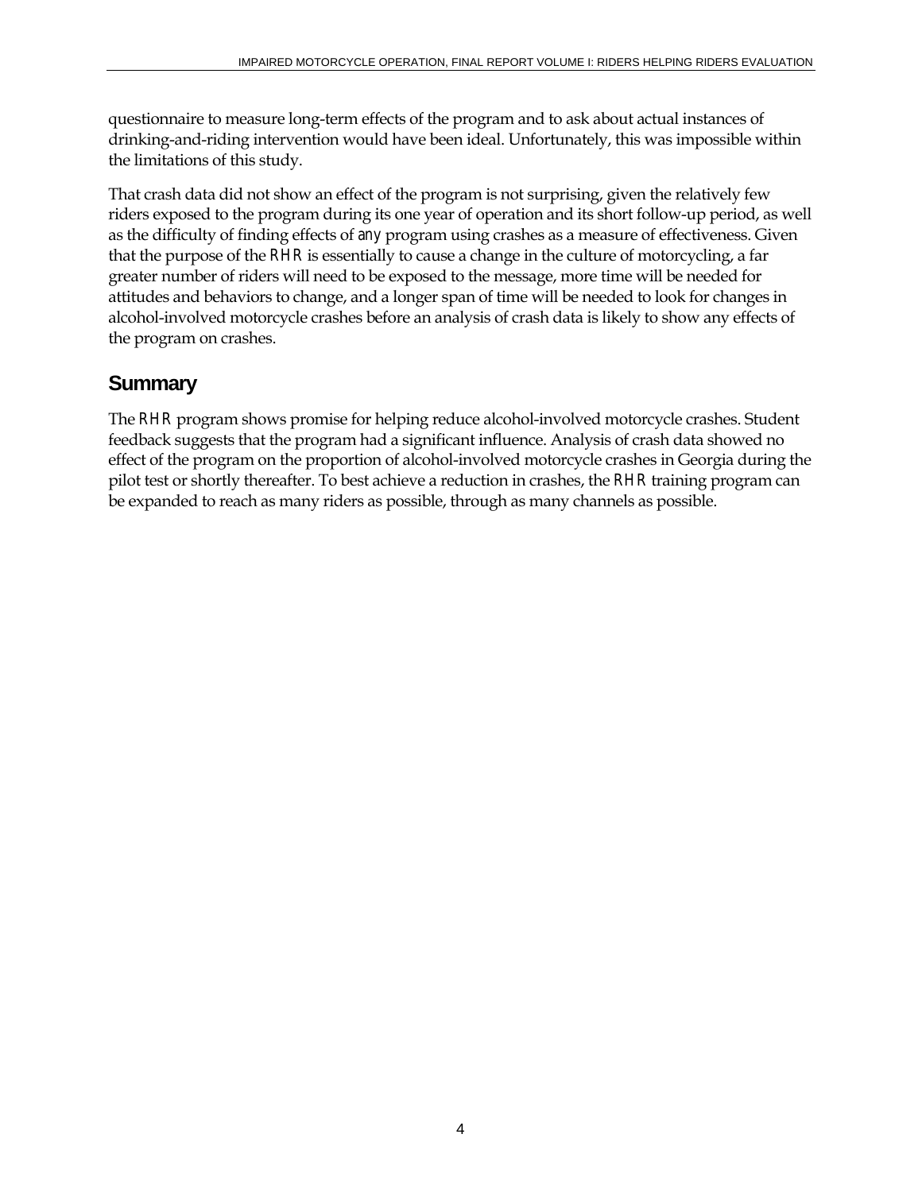questionnaire to measure long-term effects of the program and to ask about actual instances of drinking-and-riding intervention would have been ideal. Unfortunately, this was impossible within the limitations of this study.

That crash data did not show an effect of the program is not surprising, given the relatively few riders exposed to the program during its one year of operation and its short follow-up period, as well as the difficulty of finding effects of *any* program using crashes as a measure of effectiveness. Given that the purpose of the RHR is essentially to cause a change in the culture of motorcycling, a far greater number of riders will need to be exposed to the message, more time will be needed for attitudes and behaviors to change, and a longer span of time will be needed to look for changes in alcohol-involved motorcycle crashes before an analysis of crash data is likely to show any effects of the program on crashes.

## Summary

The RHR program shows promise for helping reduce alcohol-involved motorcycle crashes. Student feedback suggests that the program had a significant influence. Analysis of crash data showed no effect of the program on the proportion of alcohol-involved motorcycle crashes in Georgia during the pilot test or shortly thereafter. To best achieve a reduction in crashes, the RHR training program can be expanded to reach as many riders as possible, through as many channels as possible.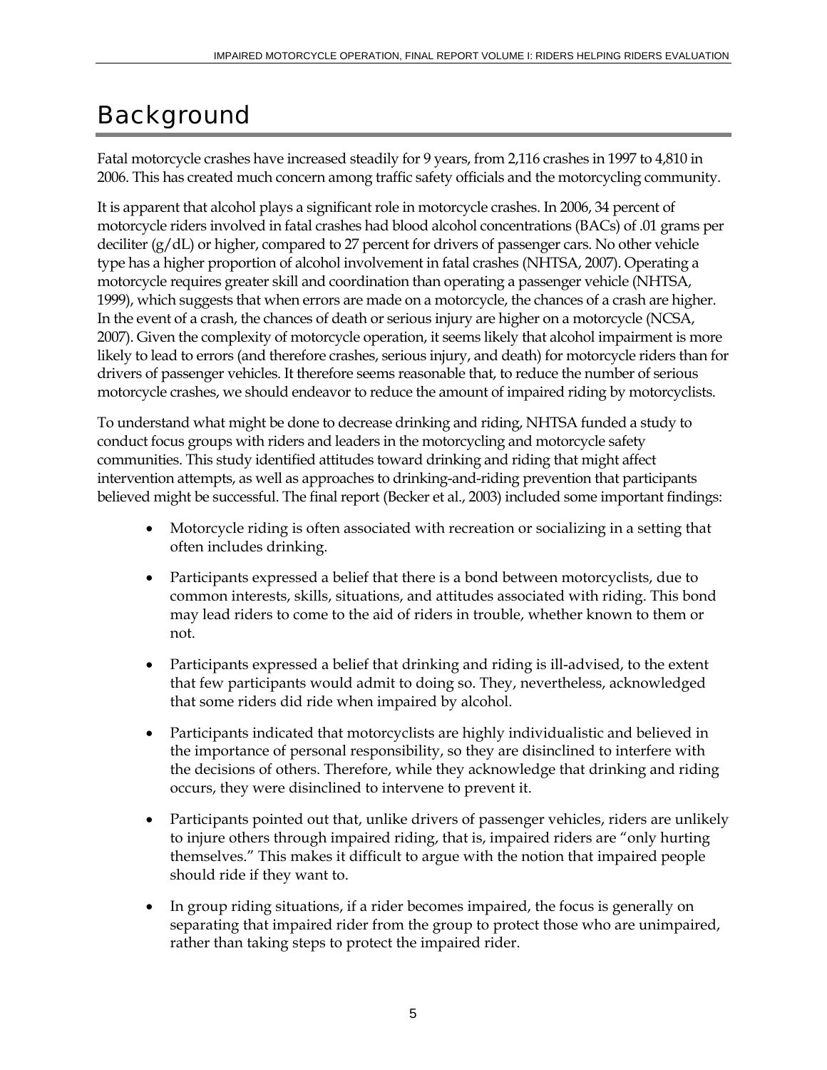# Background

Fatal motorcycle crashes have increased steadily for 9 years, from 2,116 crashes in 1997 to 4,810 in 2006. This has created much concern among traffic safety officials and the motorcycling community.

It is apparent that alcohol plays a significant role in motorcycle crashes. In 2006, 34 percent of motorcycle riders involved in fatal crashes had blood alcohol concentrations (BACs) of .01 grams per deciliter (g/dL) or higher, compared to 27 percent for drivers of passenger cars. No other vehicle type has a higher proportion of alcohol involvement in fatal crashes (NHTSA, 2007). Operating a motorcycle requires greater skill and coordination than operating a passenger vehicle (NHTSA, 1999), which suggests that when errors are made on a motorcycle, the chances of a crash are higher. In the event of a crash, the chances of death or serious injury are higher on a motorcycle (NCSA, 2007). Given the complexity of motorcycle operation, it seems likely that alcohol impairment is more likely to lead to errors (and therefore crashes, serious injury, and death) for motorcycle riders than for drivers of passenger vehicles. It therefore seems reasonable that, to reduce the number of serious motorcycle crashes, we should endeavor to reduce the amount of impaired riding by motorcyclists.

To understand what might be done to decrease drinking and riding, NHTSA funded a study to conduct focus groups with riders and leaders in the motorcycling and motorcycle safety communities. This study identified attitudes toward drinking and riding that might affect intervention attempts, as well as approaches to drinking-and-riding prevention that participants believed might be successful. The final report (Becker et al., 2003) included some important findings:

- Motorcycle riding is often associated with recreation or socializing in a setting that often includes drinking.
- Participants expressed a belief that there is a bond between motorcyclists, due to common interests, skills, situations, and attitudes associated with riding. This bond may lead riders to come to the aid of riders in trouble, whether known to them or not.
- Participants expressed a belief that drinking and riding is ill-advised, to the extent that few participants would admit to doing so. They, nevertheless, acknowledged that some riders did ride when impaired by alcohol.
- Participants indicated that motorcyclists are highly individualistic and believed in the importance of personal responsibility, so they are disinclined to interfere with the decisions of others. Therefore, while they acknowledge that drinking and riding occurs, they were disinclined to intervene to prevent it.
- Participants pointed out that, unlike drivers of passenger vehicles, riders are unlikely to injure others through impaired riding, that is, impaired riders are "only hurting themselves." This makes it difficult to argue with the notion that impaired people should ride if they want to.
- In group riding situations, if a rider becomes impaired, the focus is generally on separating that impaired rider from the group to protect those who are unimpaired, rather than taking steps to protect the impaired rider.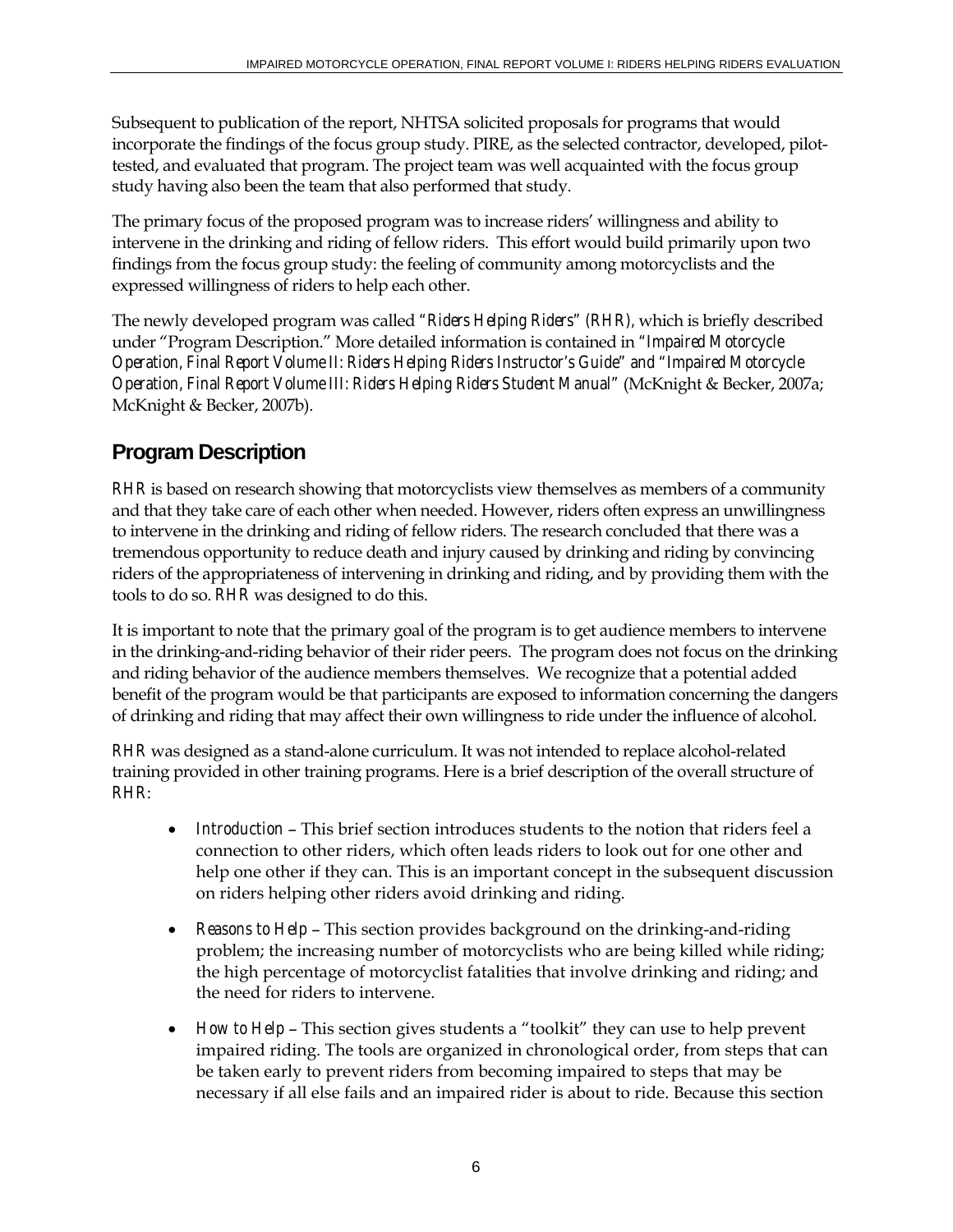Subsequent to publication of the report, NHTSA solicited proposals for programs that would incorporate the findings of the focus group study. PIRE, as the selected contractor, developed, pilot-tested, and evaluated that program. The project team was well acquainted with the focus group study having also been the team that also performed that study.

The primary focus of the proposed program was to increase riders' willingness and ability to intervene in the drinking and riding of fellow riders. This effort would build primarily upon two findings from the focus group study: the feeling of community among motorcyclists and the expressed willingness of riders to help each other.

The newly developed program was called "*Riders Helping Riders*" (*RHR*), which is briefly described under "Program Description." More detailed information is contained in "*Impaired Motorcycle Operation, Final Report Volume II: Riders Helping Riders Instructor's Guide*" and "*Impaired Motorcycle Operation, Final Report Volume III: Riders Helping Riders Student Manual*" (McKnight & Becker, 2007a; McKnight & Becker, 2007b).

## Program Description

*RHR* is based on research showing that motorcyclists view themselves as members of a community and that they take care of each other when needed. However, riders often express an unwillingness to intervene in the drinking and riding of fellow riders. The research concluded that there was a tremendous opportunity to reduce death and injury caused by drinking and riding by convincing riders of the appropriateness of intervening in drinking and riding, and by providing them with the tools to do so. *RHR* was designed to do this.

It is important to note that the primary goal of the program is to get audience members to intervene in the drinking-and-riding behavior of their rider peers. The program does not focus on the drinking and riding behavior of the audience members themselves. We recognize that a potential added benefit of the program would be that participants are exposed to information concerning the dangers of drinking and riding that may affect their own willingness to ride under the influence of alcohol.

*RHR* was designed as a stand-alone curriculum. It was not intended to replace alcohol-related training provided in other training programs. Here is a brief description of the overall structure of *RHR*:

- *Introduction* – This brief section introduces students to the notion that riders feel a connection to other riders, which often leads riders to look out for one other and help one other if they can. This is an important concept in the subsequent discussion on riders helping other riders avoid drinking and riding.
- *Reasons to Help* – This section provides background on the drinking-and-riding problem; the increasing number of motorcyclists who are being killed while riding; the high percentage of motorcyclist fatalities that involve drinking and riding; and the need for riders to intervene.
- *How to Help* – This section gives students a "toolkit" they can use to help prevent impaired riding. The tools are organized in chronological order, from steps that can be taken early to prevent riders from becoming impaired to steps that may be necessary if all else fails and an impaired rider is about to ride. Because this section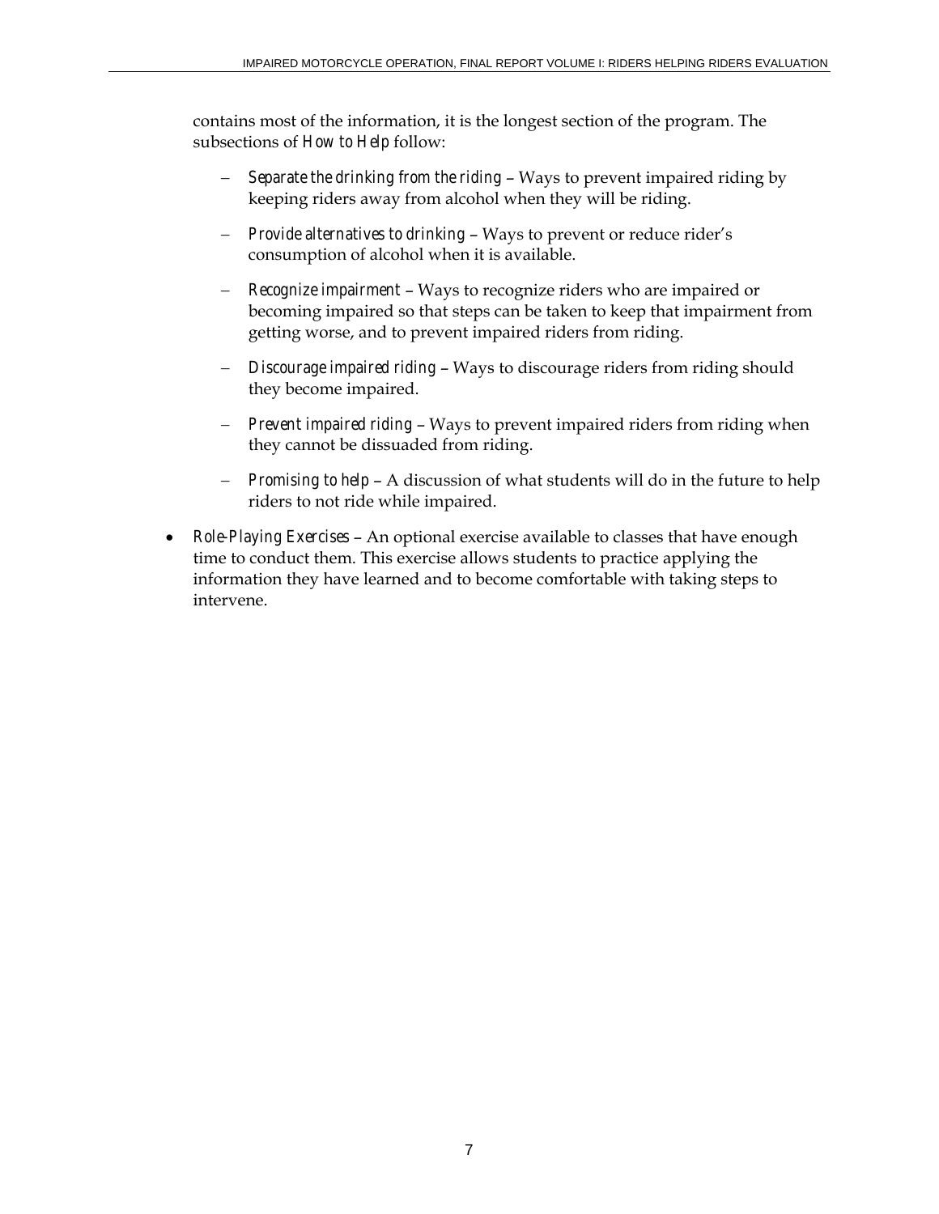contains most of the information, it is the longest section of the program. The subsections of *How to Help* follow:

  - *Separate the drinking from the riding* – Ways to prevent impaired riding by keeping riders away from alcohol when they will be riding.
  - *Provide alternatives to drinking* – Ways to prevent or reduce rider's consumption of alcohol when it is available.
  - *Recognize impairment* – Ways to recognize riders who are impaired or becoming impaired so that steps can be taken to keep that impairment from getting worse, and to prevent impaired riders from riding.
  - *Discourage impaired riding* – Ways to discourage riders from riding should they become impaired.
  - *Prevent impaired riding* – Ways to prevent impaired riders from riding when they cannot be dissuaded from riding.
  - *Promising to help* – A discussion of what students will do in the future to help riders to not ride while impaired.

- *Role-Playing Exercises* – An optional exercise available to classes that have enough time to conduct them. This exercise allows students to practice applying the information they have learned and to become comfortable with taking steps to intervene.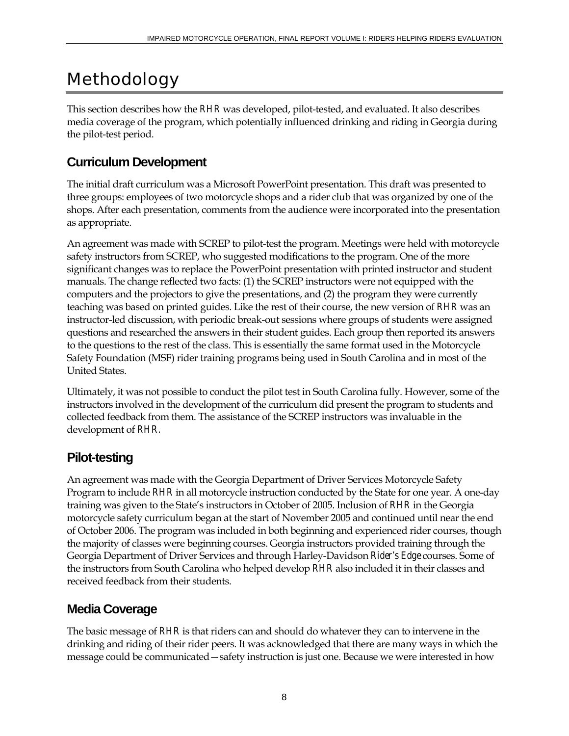# Methodology

This section describes how the *RHR* was developed, pilot-tested, and evaluated. It also describes media coverage of the program, which potentially influenced drinking and riding in Georgia during the pilot-test period.

## Curriculum Development

The initial draft curriculum was a Microsoft PowerPoint presentation. This draft was presented to three groups: employees of two motorcycle shops and a rider club that was organized by one of the shops. After each presentation, comments from the audience were incorporated into the presentation as appropriate.

An agreement was made with SCREP to pilot-test the program. Meetings were held with motorcycle safety instructors from SCREP, who suggested modifications to the program. One of the more significant changes was to replace the PowerPoint presentation with printed instructor and student manuals. The change reflected two facts: (1) the SCREP instructors were not equipped with the computers and the projectors to give the presentations, and (2) the program they were currently teaching was based on printed guides. Like the rest of their course, the new version of *RHR* was an instructor-led discussion, with periodic break-out sessions where groups of students were assigned questions and researched the answers in their student guides. Each group then reported its answers to the questions to the rest of the class. This is essentially the same format used in the Motorcycle Safety Foundation (MSF) rider training programs being used in South Carolina and in most of the United States.

Ultimately, it was not possible to conduct the pilot test in South Carolina fully. However, some of the instructors involved in the development of the curriculum did present the program to students and collected feedback from them. The assistance of the SCREP instructors was invaluable in the development of *RHR*.

## Pilot-testing

An agreement was made with the Georgia Department of Driver Services Motorcycle Safety Program to include *RHR* in all motorcycle instruction conducted by the State for one year. A one-day training was given to the State's instructors in October of 2005. Inclusion of *RHR* in the Georgia motorcycle safety curriculum began at the start of November 2005 and continued until near the end of October 2006. The program was included in both beginning and experienced rider courses, though the majority of classes were beginning courses. Georgia instructors provided training through the Georgia Department of Driver Services and through Harley-Davidson *Rider's Edge* courses. Some of the instructors from South Carolina who helped develop *RHR* also included it in their classes and received feedback from their students.

## Media Coverage

The basic message of *RHR* is that riders can and should do whatever they can to intervene in the drinking and riding of their rider peers. It was acknowledged that there are many ways in which the message could be communicated—safety instruction is just one. Because we were interested in how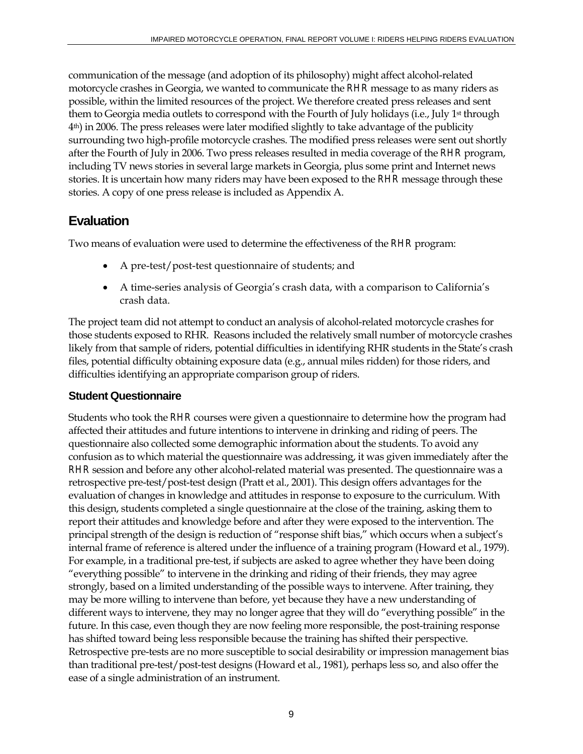communication of the message (and adoption of its philosophy) might affect alcohol-related motorcycle crashes in Georgia, we wanted to communicate the RHR message to as many riders as possible, within the limited resources of the project. We therefore created press releases and sent them to Georgia media outlets to correspond with the Fourth of July holidays (i.e., July 1st through 4th) in 2006. The press releases were later modified slightly to take advantage of the publicity surrounding two high-profile motorcycle crashes. The modified press releases were sent out shortly after the Fourth of July in 2006. Two press releases resulted in media coverage of the RHR program, including TV news stories in several large markets in Georgia, plus some print and Internet news stories. It is uncertain how many riders may have been exposed to the RHR message through these stories. A copy of one press release is included as Appendix A.

## Evaluation

Two means of evaluation were used to determine the effectiveness of the RHR program:

- A pre-test/post-test questionnaire of students; and
- A time-series analysis of Georgia's crash data, with a comparison to California's crash data.

The project team did not attempt to conduct an analysis of alcohol-related motorcycle crashes for those students exposed to RHR. Reasons included the relatively small number of motorcycle crashes likely from that sample of riders, potential difficulties in identifying RHR students in the State's crash files, potential difficulty obtaining exposure data (e.g., annual miles ridden) for those riders, and difficulties identifying an appropriate comparison group of riders.

### Student Questionnaire

Students who took the RHR courses were given a questionnaire to determine how the program had affected their attitudes and future intentions to intervene in drinking and riding of peers. The questionnaire also collected some demographic information about the students. To avoid any confusion as to which material the questionnaire was addressing, it was given immediately after the RHR session and before any other alcohol-related material was presented. The questionnaire was a retrospective pre-test/post-test design (Pratt et al., 2001). This design offers advantages for the evaluation of changes in knowledge and attitudes in response to exposure to the curriculum. With this design, students completed a single questionnaire at the close of the training, asking them to report their attitudes and knowledge before and after they were exposed to the intervention. The principal strength of the design is reduction of "response shift bias," which occurs when a subject's internal frame of reference is altered under the influence of a training program (Howard et al., 1979). For example, in a traditional pre-test, if subjects are asked to agree whether they have been doing "everything possible" to intervene in the drinking and riding of their friends, they may agree strongly, based on a limited understanding of the possible ways to intervene. After training, they may be more willing to intervene than before, yet because they have a new understanding of different ways to intervene, they may no longer agree that they will do "everything possible" in the future. In this case, even though they are now feeling more responsible, the post-training response has shifted toward being less responsible because the training has shifted their perspective. Retrospective pre-tests are no more susceptible to social desirability or impression management bias than traditional pre-test/post-test designs (Howard et al., 1981), perhaps less so, and also offer the ease of a single administration of an instrument.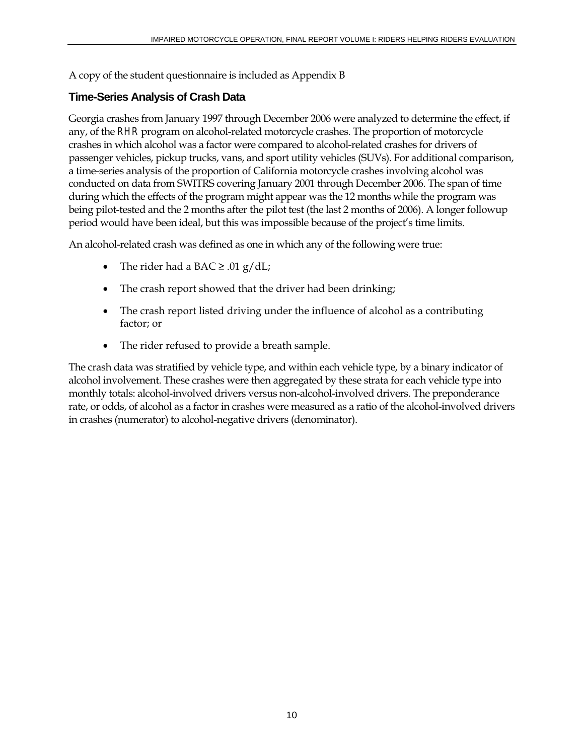A copy of the student questionnaire is included as Appendix B

### Time-Series Analysis of Crash Data

Georgia crashes from January 1997 through December 2006 were analyzed to determine the effect, if any, of the RHR program on alcohol-related motorcycle crashes. The proportion of motorcycle crashes in which alcohol was a factor were compared to alcohol-related crashes for drivers of passenger vehicles, pickup trucks, vans, and sport utility vehicles (SUVs). For additional comparison, a time-series analysis of the proportion of California motorcycle crashes involving alcohol was conducted on data from SWITRS covering January 2001 through December 2006. The span of time during which the effects of the program might appear was the 12 months while the program was being pilot-tested and the 2 months after the pilot test (the last 2 months of 2006). A longer followup period would have been ideal, but this was impossible because of the project's time limits.

An alcohol-related crash was defined as one in which any of the following were true:

- The rider had a BAC ≥ .01 g/dL;
- The crash report showed that the driver had been drinking;
- The crash report listed driving under the influence of alcohol as a contributing factor; or
- The rider refused to provide a breath sample.

The crash data was stratified by vehicle type, and within each vehicle type, by a binary indicator of alcohol involvement. These crashes were then aggregated by these strata for each vehicle type into monthly totals: alcohol-involved drivers versus non-alcohol-involved drivers. The preponderance rate, or odds, of alcohol as a factor in crashes were measured as a ratio of the alcohol-involved drivers in crashes (numerator) to alcohol-negative drivers (denominator).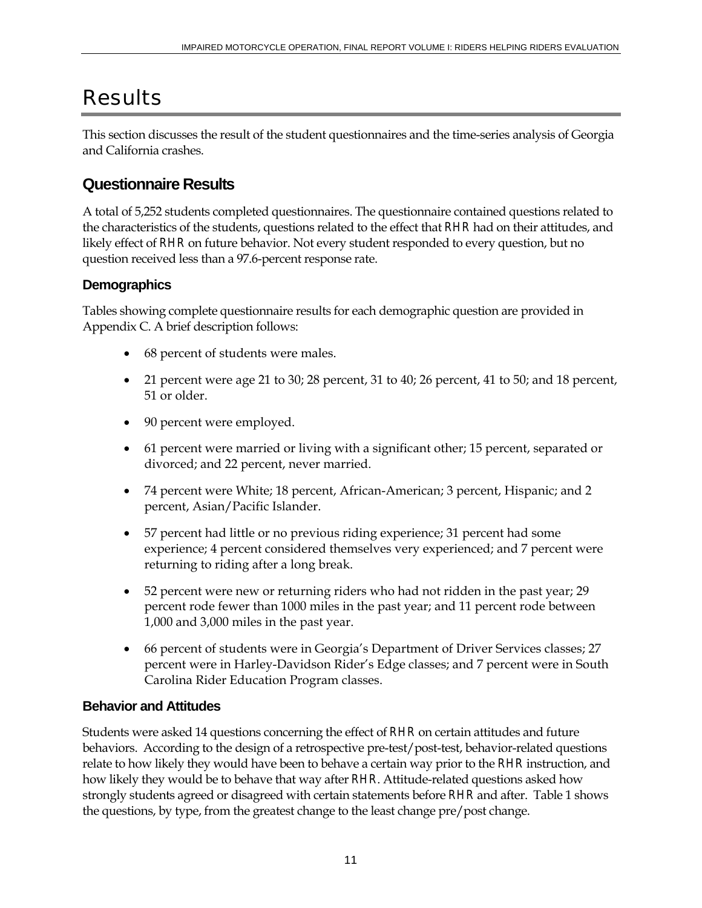# Results

This section discusses the result of the student questionnaires and the time-series analysis of Georgia and California crashes.

## Questionnaire Results

A total of 5,252 students completed questionnaires. The questionnaire contained questions related to the characteristics of the students, questions related to the effect that RHR had on their attitudes, and likely effect of RHR on future behavior. Not every student responded to every question, but no question received less than a 97.6-percent response rate.

### Demographics

Tables showing complete questionnaire results for each demographic question are provided in Appendix C. A brief description follows:

- 68 percent of students were males.
- 21 percent were age 21 to 30; 28 percent, 31 to 40; 26 percent, 41 to 50; and 18 percent, 51 or older.
- 90 percent were employed.
- 61 percent were married or living with a significant other; 15 percent, separated or divorced; and 22 percent, never married.
- 74 percent were White; 18 percent, African-American; 3 percent, Hispanic; and 2 percent, Asian/Pacific Islander.
- 57 percent had little or no previous riding experience; 31 percent had some experience; 4 percent considered themselves very experienced; and 7 percent were returning to riding after a long break.
- 52 percent were new or returning riders who had not ridden in the past year; 29 percent rode fewer than 1000 miles in the past year; and 11 percent rode between 1,000 and 3,000 miles in the past year.
- 66 percent of students were in Georgia's Department of Driver Services classes; 27 percent were in Harley-Davidson Rider's Edge classes; and 7 percent were in South Carolina Rider Education Program classes.

### Behavior and Attitudes

Students were asked 14 questions concerning the effect of RHR on certain attitudes and future behaviors. According to the design of a retrospective pre-test/post-test, behavior-related questions relate to how likely they would have been to behave a certain way prior to the RHR instruction, and how likely they would be to behave that way after RHR. Attitude-related questions asked how strongly students agreed or disagreed with certain statements before RHR and after. Table 1 shows the questions, by type, from the greatest change to the least change pre/post change.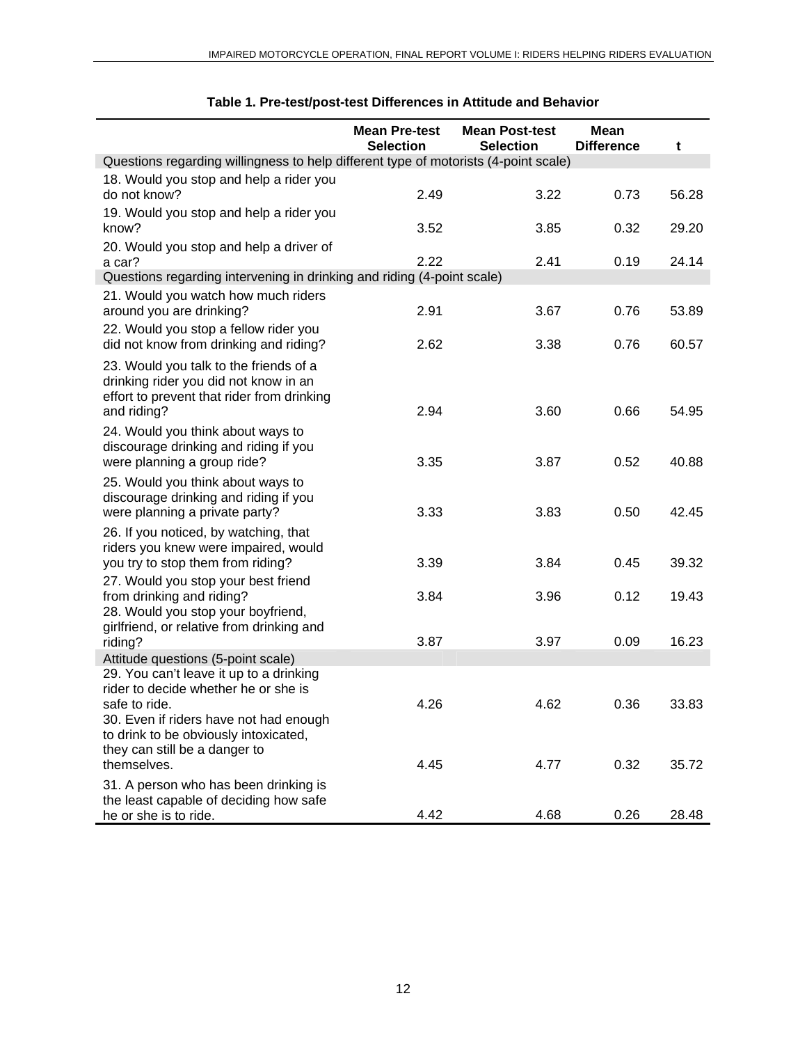**Table 1. Pre-test/post-test Differences in Attitude and Behavior**

| | Mean Pre-test Selection | Mean Post-test Selection | Mean Difference | t |
|---|---|---|---|---|
| Questions regarding willingness to help different type of motorists (4-point scale) | | | | |
| 18. Would you stop and help a rider you do not know? | 2.49 | 3.22 | 0.73 | 56.28 |
| 19. Would you stop and help a rider you know? | 3.52 | 3.85 | 0.32 | 29.20 |
| 20. Would you stop and help a driver of a car? | 2.22 | 2.41 | 0.19 | 24.14 |
| Questions regarding intervening in drinking and riding (4-point scale) | | | | |
| 21. Would you watch how much riders around you are drinking? | 2.91 | 3.67 | 0.76 | 53.89 |
| 22. Would you stop a fellow rider you did not know from drinking and riding? | 2.62 | 3.38 | 0.76 | 60.57 |
| 23. Would you talk to the friends of a drinking rider you did not know in an effort to prevent that rider from drinking and riding? | 2.94 | 3.60 | 0.66 | 54.95 |
| 24. Would you think about ways to discourage drinking and riding if you were planning a group ride? | 3.35 | 3.87 | 0.52 | 40.88 |
| 25. Would you think about ways to discourage drinking and riding if you were planning a private party? | 3.33 | 3.83 | 0.50 | 42.45 |
| 26. If you noticed, by watching, that riders you knew were impaired, would you try to stop them from riding? | 3.39 | 3.84 | 0.45 | 39.32 |
| 27. Would you stop your best friend from drinking and riding? | 3.84 | 3.96 | 0.12 | 19.43 |
| 28. Would you stop your boyfriend, girlfriend, or relative from drinking and riding? | 3.87 | 3.97 | 0.09 | 16.23 |
| Attitude questions (5-point scale) | | | | |
| 29. You can't leave it up to a drinking rider to decide whether he or she is safe to ride. | 4.26 | 4.62 | 0.36 | 33.83 |
| 30. Even if riders have not had enough to drink to be obviously intoxicated, they can still be a danger to themselves. | 4.45 | 4.77 | 0.32 | 35.72 |
| 31. A person who has been drinking is the least capable of deciding how safe he or she is to ride. | 4.42 | 4.68 | 0.26 | 28.48 |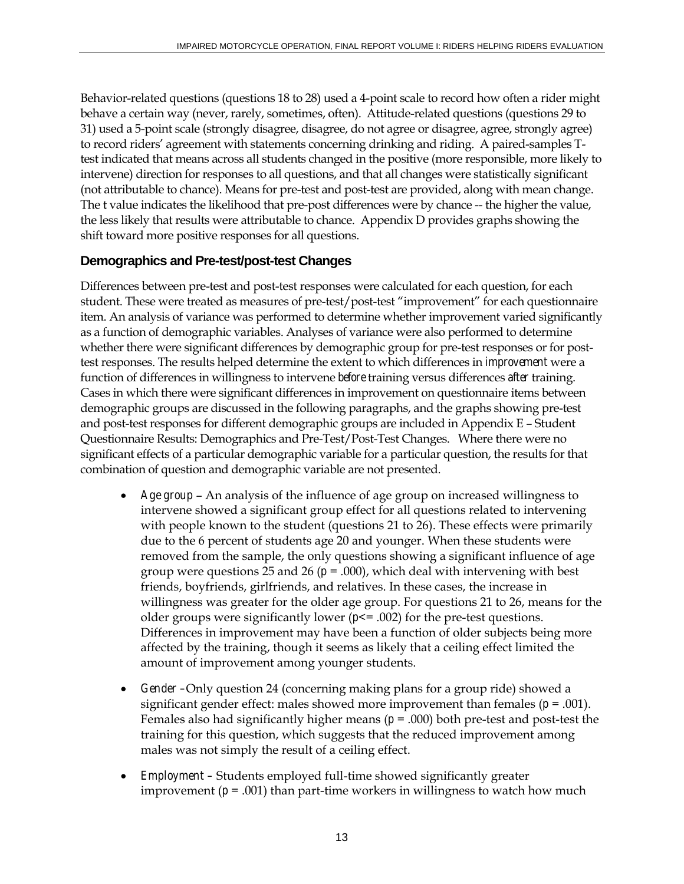Behavior-related questions (questions 18 to 28) used a 4-point scale to record how often a rider might behave a certain way (never, rarely, sometimes, often). Attitude-related questions (questions 29 to 31) used a 5-point scale (strongly disagree, disagree, do not agree or disagree, agree, strongly agree) to record riders' agreement with statements concerning drinking and riding. A paired-samples T-test indicated that means across all students changed in the positive (more responsible, more likely to intervene) direction for responses to all questions, and that all changes were statistically significant (not attributable to chance). Means for pre-test and post-test are provided, along with mean change. The t value indicates the likelihood that pre-post differences were by chance -- the higher the value, the less likely that results were attributable to chance. Appendix D provides graphs showing the shift toward more positive responses for all questions.

### Demographics and Pre-test/post-test Changes

Differences between pre-test and post-test responses were calculated for each question, for each student. These were treated as measures of pre-test/post-test "improvement" for each questionnaire item. An analysis of variance was performed to determine whether improvement varied significantly as a function of demographic variables. Analyses of variance were also performed to determine whether there were significant differences by demographic group for pre-test responses or for post-test responses. The results helped determine the extent to which differences in *improvement* were a function of differences in willingness to intervene *before* training versus differences *after* training. Cases in which there were significant differences in improvement on questionnaire items between demographic groups are discussed in the following paragraphs, and the graphs showing pre-test and post-test responses for different demographic groups are included in Appendix E – Student Questionnaire Results: Demographics and Pre-Test/Post-Test Changes. Where there were no significant effects of a particular demographic variable for a particular question, the results for that combination of question and demographic variable are not presented.

- *Age group* – An analysis of the influence of age group on increased willingness to intervene showed a significant group effect for all questions related to intervening with people known to the student (questions 21 to 26). These effects were primarily due to the 6 percent of students age 20 and younger. When these students were removed from the sample, the only questions showing a significant influence of age group were questions 25 and 26 ($p = .000$), which deal with intervening with best friends, boyfriends, girlfriends, and relatives. In these cases, the increase in willingness was greater for the older age group. For questions 21 to 26, means for the older groups were significantly lower ($p <= .002$) for the pre-test questions. Differences in improvement may have been a function of older subjects being more affected by the training, though it seems as likely that a ceiling effect limited the amount of improvement among younger students.

- *Gender* – Only question 24 (concerning making plans for a group ride) showed a significant gender effect: males showed more improvement than females ($p = .001$). Females also had significantly higher means ($p = .000$) both pre-test and post-test the training for this question, which suggests that the reduced improvement among males was not simply the result of a ceiling effect.

- *Employment* – Students employed full-time showed significantly greater improvement ($p = .001$) than part-time workers in willingness to watch how much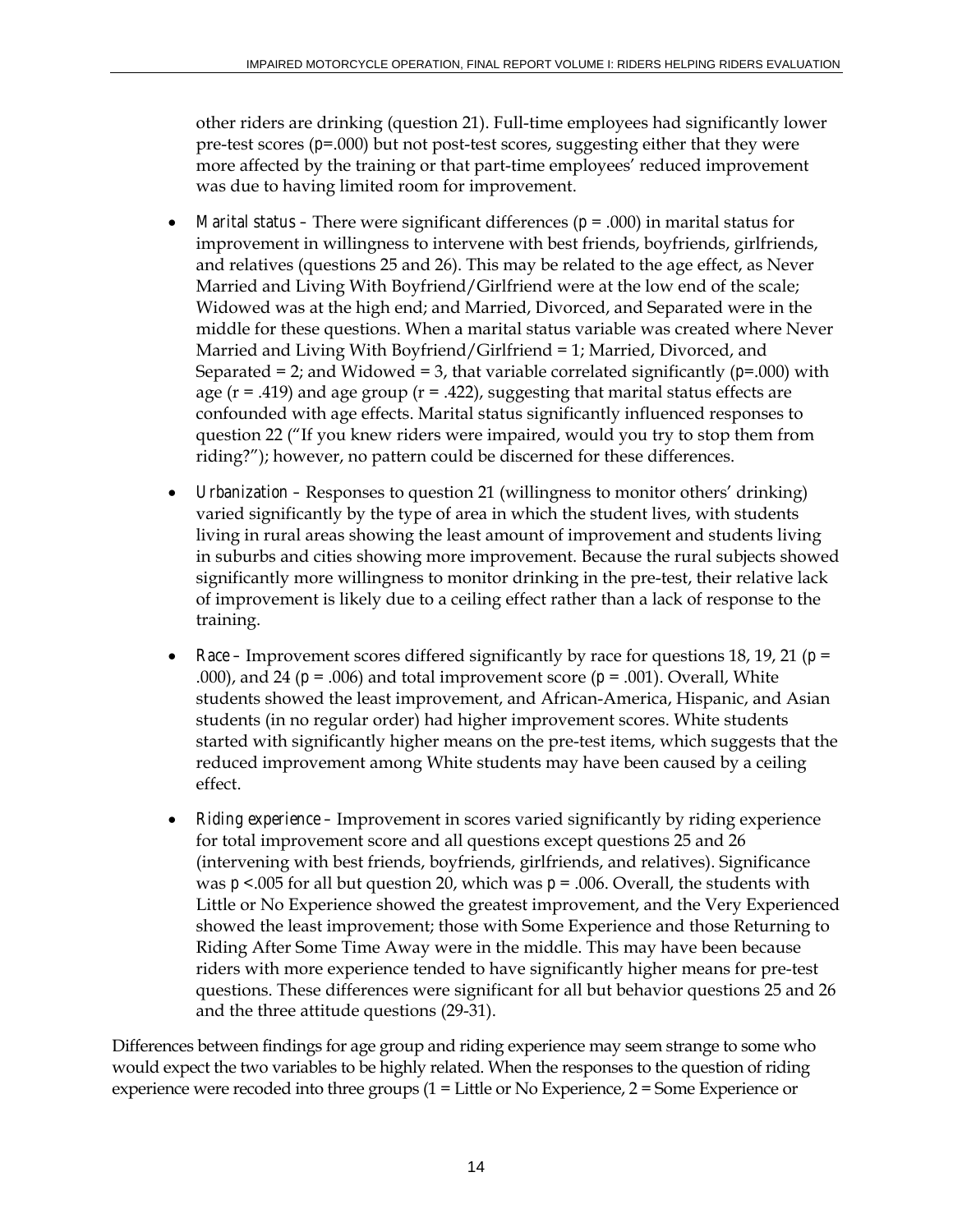other riders are drinking (question 21). Full-time employees had significantly lower pre-test scores ($p$=.000) but not post-test scores, suggesting either that they were more affected by the training or that part-time employees' reduced improvement was due to having limited room for improvement.

- *Marital status* – There were significant differences ($p$ = .000) in marital status for improvement in willingness to intervene with best friends, boyfriends, girlfriends, and relatives (questions 25 and 26). This may be related to the age effect, as Never Married and Living With Boyfriend/Girlfriend were at the low end of the scale; Widowed was at the high end; and Married, Divorced, and Separated were in the middle for these questions. When a marital status variable was created where Never Married and Living With Boyfriend/Girlfriend = 1; Married, Divorced, and Separated = 2; and Widowed = 3, that variable correlated significantly ($p$=.000) with age (r = .419) and age group (r = .422), suggesting that marital status effects are confounded with age effects. Marital status significantly influenced responses to question 22 ("If you knew riders were impaired, would you try to stop them from riding?"); however, no pattern could be discerned for these differences.

- *Urbanization* – Responses to question 21 (willingness to monitor others' drinking) varied significantly by the type of area in which the student lives, with students living in rural areas showing the least amount of improvement and students living in suburbs and cities showing more improvement. Because the rural subjects showed significantly more willingness to monitor drinking in the pre-test, their relative lack of improvement is likely due to a ceiling effect rather than a lack of response to the training.

- *Race* – Improvement scores differed significantly by race for questions 18, 19, 21 ($p$ = .000), and 24 ($p$ = .006) and total improvement score ($p$ = .001). Overall, White students showed the least improvement, and African-America, Hispanic, and Asian students (in no regular order) had higher improvement scores. White students started with significantly higher means on the pre-test items, which suggests that the reduced improvement among White students may have been caused by a ceiling effect.

- *Riding experience* – Improvement in scores varied significantly by riding experience for total improvement score and all questions except questions 25 and 26 (intervening with best friends, boyfriends, girlfriends, and relatives). Significance was $p$ <.005 for all but question 20, which was $p$ = .006. Overall, the students with Little or No Experience showed the greatest improvement, and the Very Experienced showed the least improvement; those with Some Experience and those Returning to Riding After Some Time Away were in the middle. This may have been because riders with more experience tended to have significantly higher means for pre-test questions. These differences were significant for all but behavior questions 25 and 26 and the three attitude questions (29-31).

Differences between findings for age group and riding experience may seem strange to some who would expect the two variables to be highly related. When the responses to the question of riding experience were recoded into three groups (1 = Little or No Experience, 2 = Some Experience or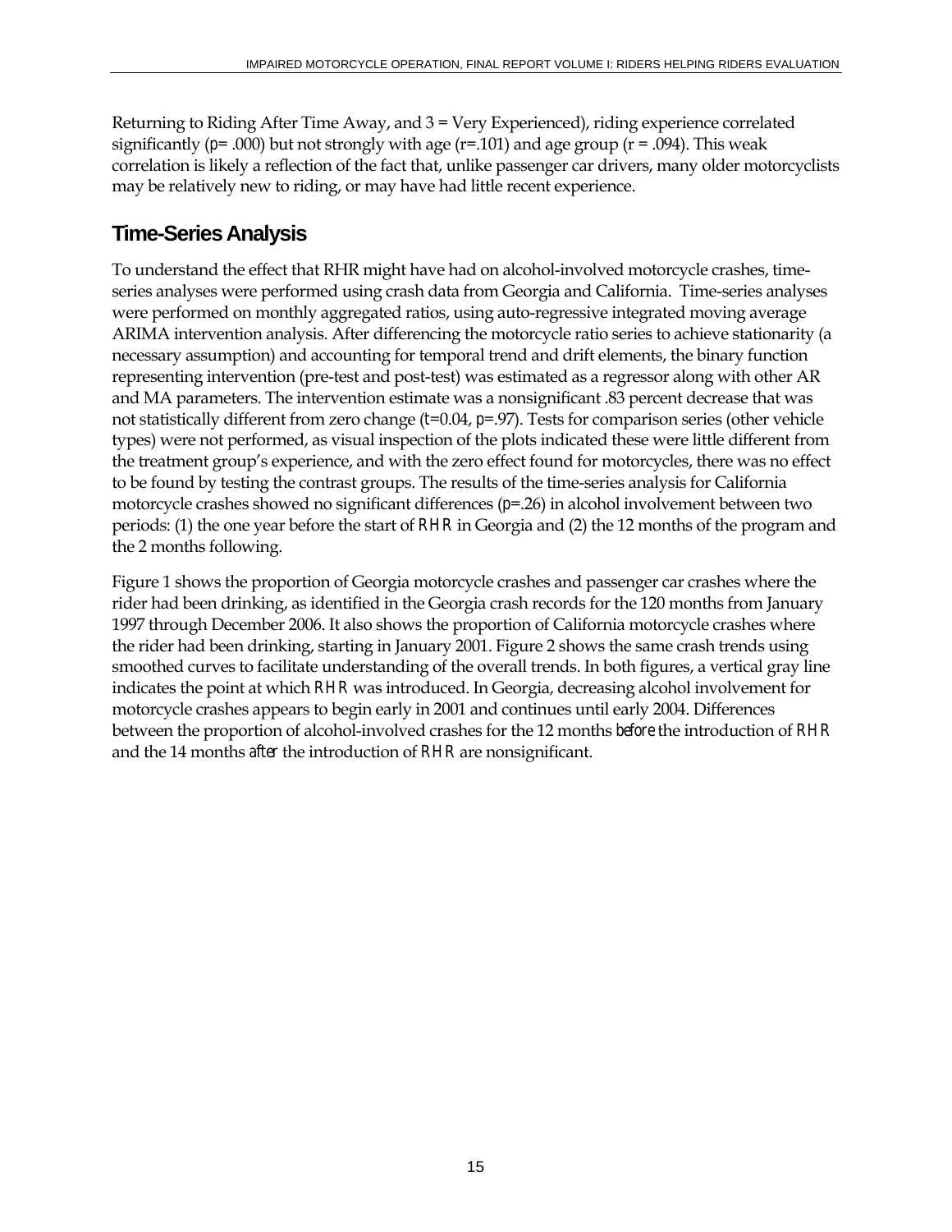Returning to Riding After Time Away, and 3 = Very Experienced), riding experience correlated significantly ($p$= .000) but not strongly with age (r=.101) and age group (r = .094). This weak correlation is likely a reflection of the fact that, unlike passenger car drivers, many older motorcyclists may be relatively new to riding, or may have had little recent experience.

## Time-Series Analysis

To understand the effect that RHR might have had on alcohol-involved motorcycle crashes, time-series analyses were performed using crash data from Georgia and California. Time-series analyses were performed on monthly aggregated ratios, using auto-regressive integrated moving average ARIMA intervention analysis. After differencing the motorcycle ratio series to achieve stationarity (a necessary assumption) and accounting for temporal trend and drift elements, the binary function representing intervention (pre-test and post-test) was estimated as a regressor along with other AR and MA parameters. The intervention estimate was a nonsignificant .83 percent decrease that was not statistically different from zero change ($t$=0.04, $p$=.97). Tests for comparison series (other vehicle types) were not performed, as visual inspection of the plots indicated these were little different from the treatment group's experience, and with the zero effect found for motorcycles, there was no effect to be found by testing the contrast groups. The results of the time-series analysis for California motorcycle crashes showed no significant differences ($p$=.26) in alcohol involvement between two periods: (1) the one year before the start of RHR in Georgia and (2) the 12 months of the program and the 2 months following.

Figure 1 shows the proportion of Georgia motorcycle crashes and passenger car crashes where the rider had been drinking, as identified in the Georgia crash records for the 120 months from January 1997 through December 2006. It also shows the proportion of California motorcycle crashes where the rider had been drinking, starting in January 2001. Figure 2 shows the same crash trends using smoothed curves to facilitate understanding of the overall trends. In both figures, a vertical gray line indicates the point at which RHR was introduced. In Georgia, decreasing alcohol involvement for motorcycle crashes appears to begin early in 2001 and continues until early 2004. Differences between the proportion of alcohol-involved crashes for the 12 months *before* the introduction of RHR and the 14 months *after* the introduction of RHR are nonsignificant.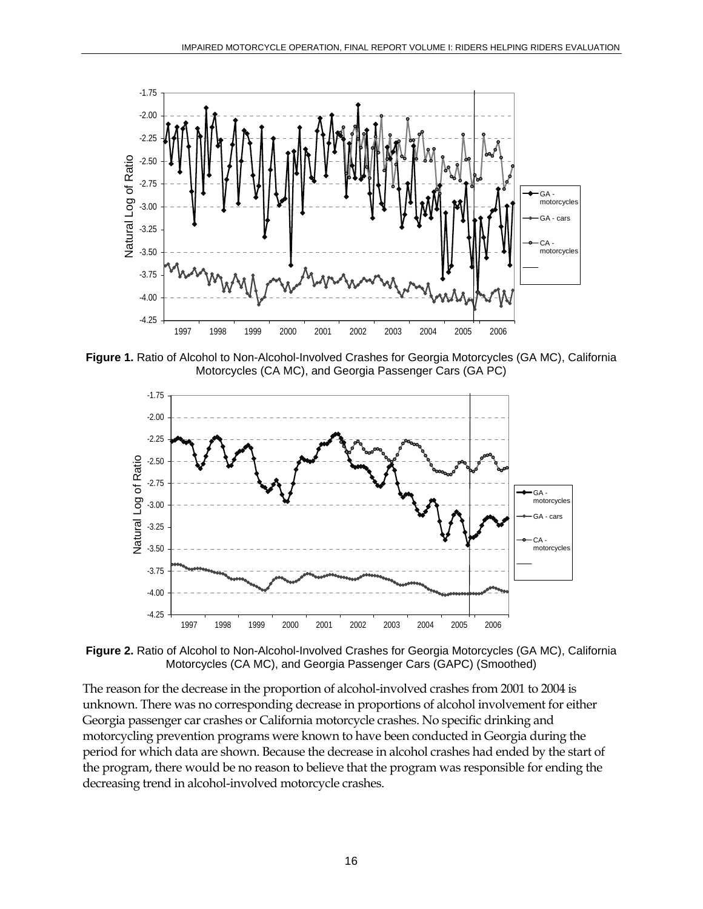-1.75
-2.00
-2.25
-2.50
-2.75
-3.00
-3.25
-3.50
-3.75
-4.00
-4.25

Natural Log of Ratio

1997 1998 1999 2000 2001 2002 2003 2004 2005 2006

GA - motorcycles
GA - cars
CA - motorcycles

**Figure 1.** Ratio of Alcohol to Non-Alcohol-Involved Crashes for Georgia Motorcycles (GA MC), California Motorcycles (CA MC), and Georgia Passenger Cars (GA PC)

-1.75
-2.00
-2.25
-2.50
-2.75
-3.00
-3.25
-3.50
-3.75
-4.00
-4.25

Natural Log of Ratio

1997 1998 1999 2000 2001 2002 2003 2004 2005 2006

GA - motorcycles
GA - cars
CA - motorcycles

**Figure 2.** Ratio of Alcohol to Non-Alcohol-Involved Crashes for Georgia Motorcycles (GA MC), California Motorcycles (CA MC), and Georgia Passenger Cars (GAPC) (Smoothed)

The reason for the decrease in the proportion of alcohol-involved crashes from 2001 to 2004 is unknown. There was no corresponding decrease in proportions of alcohol involvement for either Georgia passenger car crashes or California motorcycle crashes. No specific drinking and motorcycling prevention programs were known to have been conducted in Georgia during the period for which data are shown. Because the decrease in alcohol crashes had ended by the start of the program, there would be no reason to believe that the program was responsible for ending the decreasing trend in alcohol-involved motorcycle crashes.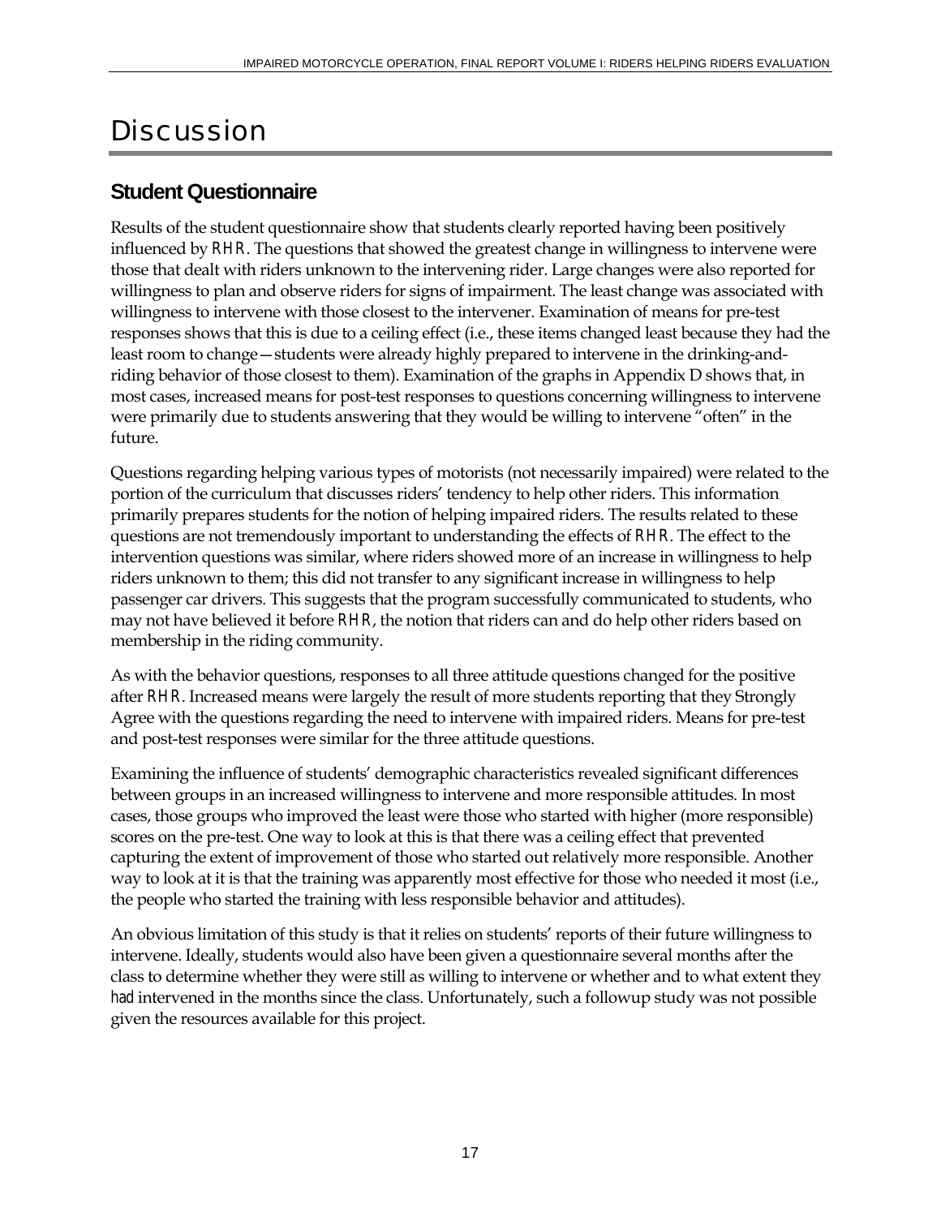# Discussion

## Student Questionnaire

Results of the student questionnaire show that students clearly reported having been positively influenced by RHR. The questions that showed the greatest change in willingness to intervene were those that dealt with riders unknown to the intervening rider. Large changes were also reported for willingness to plan and observe riders for signs of impairment. The least change was associated with willingness to intervene with those closest to the intervener. Examination of means for pre-test responses shows that this is due to a ceiling effect (i.e., these items changed least because they had the least room to change—students were already highly prepared to intervene in the drinking-and-riding behavior of those closest to them). Examination of the graphs in Appendix D shows that, in most cases, increased means for post-test responses to questions concerning willingness to intervene were primarily due to students answering that they would be willing to intervene "often" in the future.

Questions regarding helping various types of motorists (not necessarily impaired) were related to the portion of the curriculum that discusses riders' tendency to help other riders. This information primarily prepares students for the notion of helping impaired riders. The results related to these questions are not tremendously important to understanding the effects of RHR. The effect to the intervention questions was similar, where riders showed more of an increase in willingness to help riders unknown to them; this did not transfer to any significant increase in willingness to help passenger car drivers. This suggests that the program successfully communicated to students, who may not have believed it before RHR, the notion that riders can and do help other riders based on membership in the riding community.

As with the behavior questions, responses to all three attitude questions changed for the positive after RHR. Increased means were largely the result of more students reporting that they Strongly Agree with the questions regarding the need to intervene with impaired riders. Means for pre-test and post-test responses were similar for the three attitude questions.

Examining the influence of students' demographic characteristics revealed significant differences between groups in an increased willingness to intervene and more responsible attitudes. In most cases, those groups who improved the least were those who started with higher (more responsible) scores on the pre-test. One way to look at this is that there was a ceiling effect that prevented capturing the extent of improvement of those who started out relatively more responsible. Another way to look at it is that the training was apparently most effective for those who needed it most (i.e., the people who started the training with less responsible behavior and attitudes).

An obvious limitation of this study is that it relies on students' reports of their future willingness to intervene. Ideally, students would also have been given a questionnaire several months after the class to determine whether they were still as willing to intervene or whether and to what extent they *had* intervened in the months since the class. Unfortunately, such a followup study was not possible given the resources available for this project.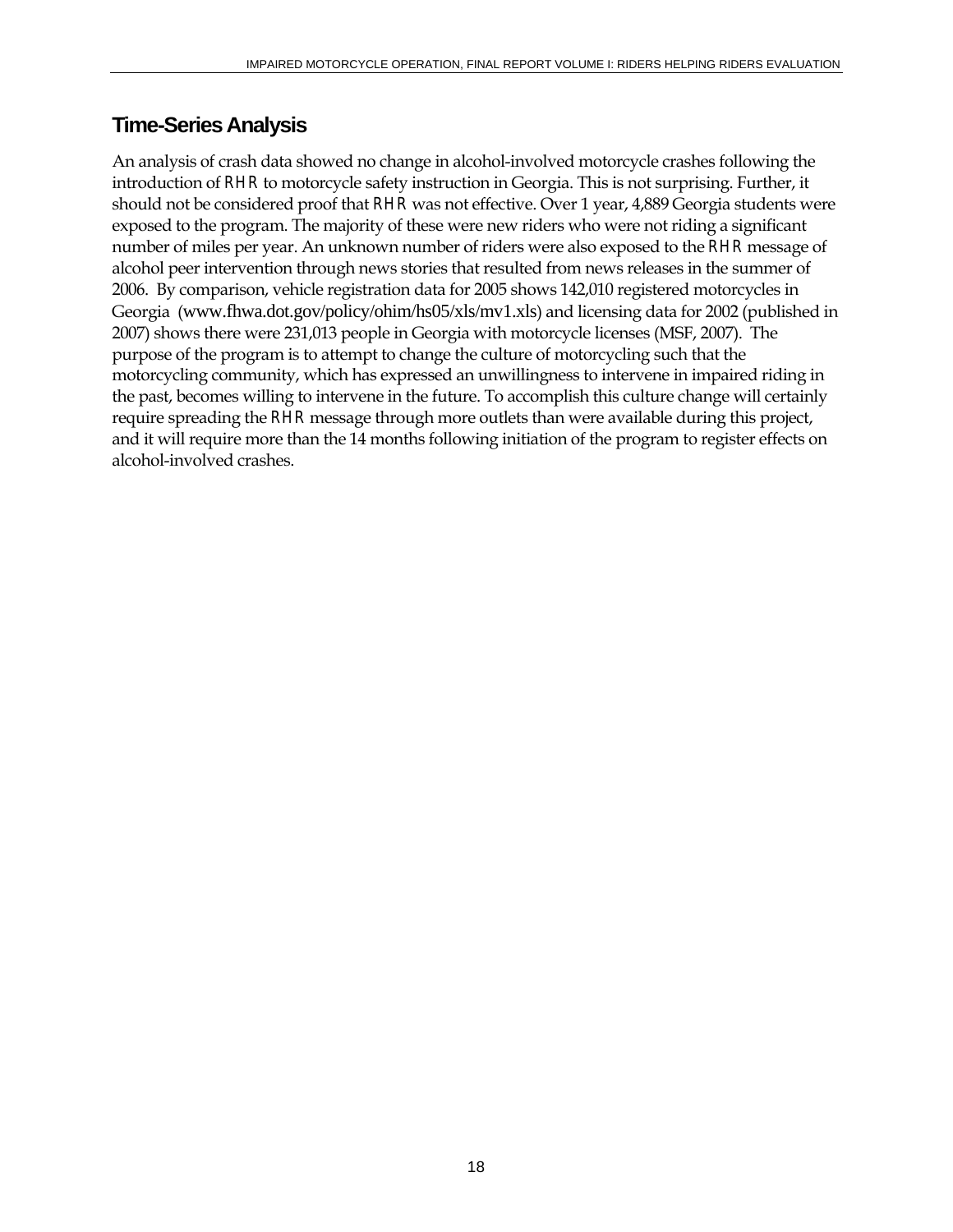## Time-Series Analysis

An analysis of crash data showed no change in alcohol-involved motorcycle crashes following the introduction of RHR to motorcycle safety instruction in Georgia. This is not surprising. Further, it should not be considered proof that RHR was not effective. Over 1 year, 4,889 Georgia students were exposed to the program. The majority of these were new riders who were not riding a significant number of miles per year. An unknown number of riders were also exposed to the RHR message of alcohol peer intervention through news stories that resulted from news releases in the summer of 2006. By comparison, vehicle registration data for 2005 shows 142,010 registered motorcycles in Georgia (www.fhwa.dot.gov/policy/ohim/hs05/xls/mv1.xls) and licensing data for 2002 (published in 2007) shows there were 231,013 people in Georgia with motorcycle licenses (MSF, 2007). The purpose of the program is to attempt to change the culture of motorcycling such that the motorcycling community, which has expressed an unwillingness to intervene in impaired riding in the past, becomes willing to intervene in the future. To accomplish this culture change will certainly require spreading the RHR message through more outlets than were available during this project, and it will require more than the 14 months following initiation of the program to register effects on alcohol-involved crashes.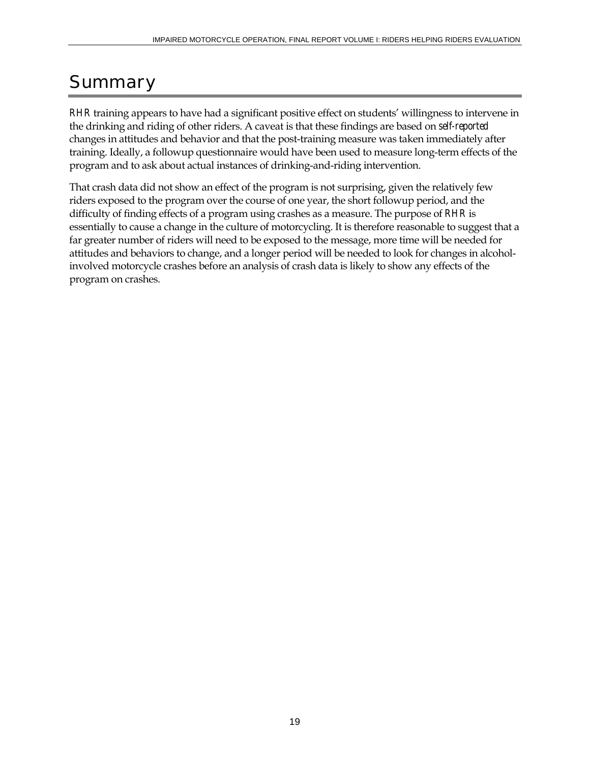# Summary

*RHR* training appears to have had a significant positive effect on students' willingness to intervene in the drinking and riding of other riders. A caveat is that these findings are based on *self-reported* changes in attitudes and behavior and that the post-training measure was taken immediately after training. Ideally, a followup questionnaire would have been used to measure long-term effects of the program and to ask about actual instances of drinking-and-riding intervention.

That crash data did not show an effect of the program is not surprising, given the relatively few riders exposed to the program over the course of one year, the short followup period, and the difficulty of finding effects of a program using crashes as a measure. The purpose of *RHR* is essentially to cause a change in the culture of motorcycling. It is therefore reasonable to suggest that a far greater number of riders will need to be exposed to the message, more time will be needed for attitudes and behaviors to change, and a longer period will be needed to look for changes in alcohol-involved motorcycle crashes before an analysis of crash data is likely to show any effects of the program on crashes.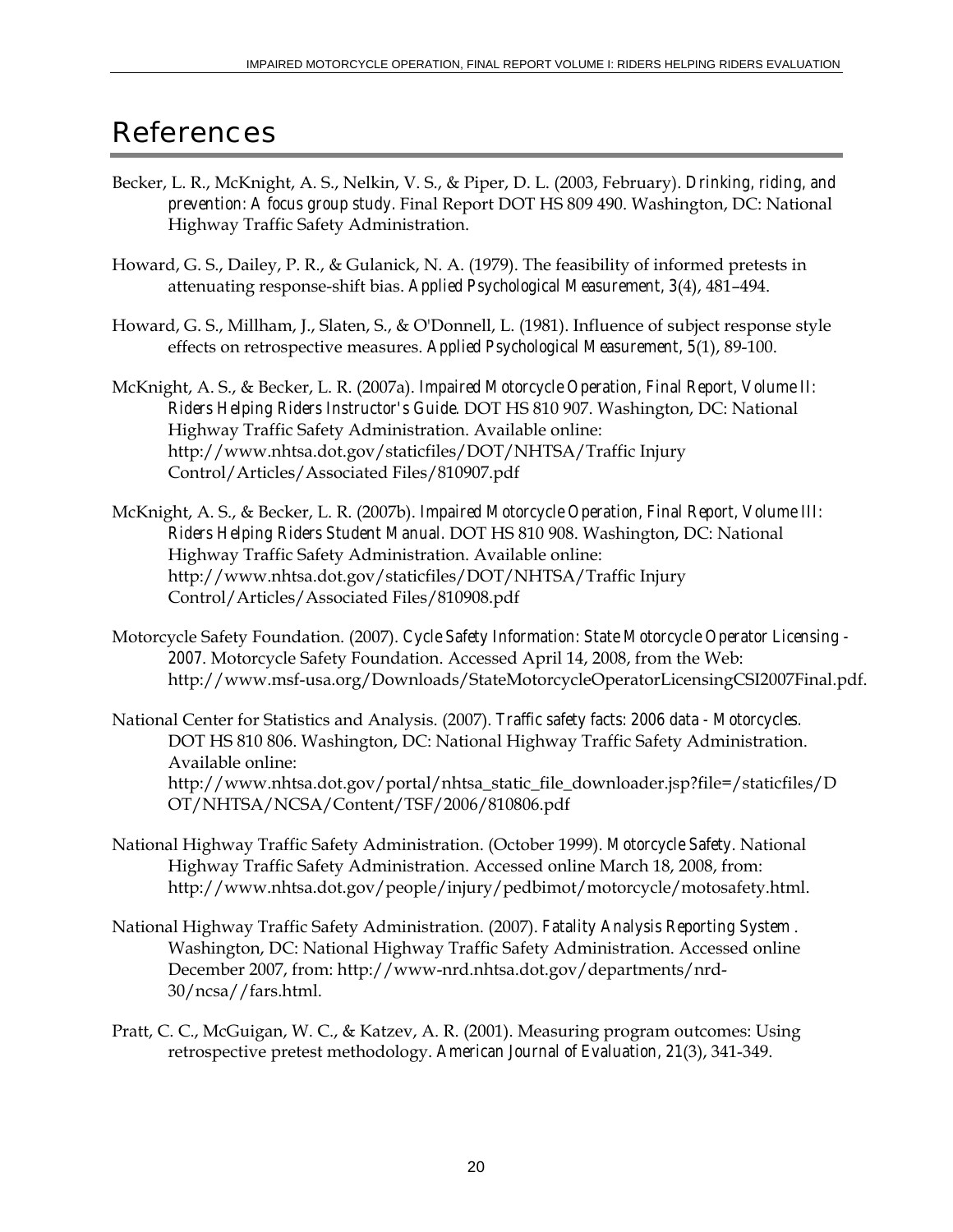# References

Becker, L. R., McKnight, A. S., Nelkin, V. S., & Piper, D. L. (2003, February). *Drinking, riding, and prevention: A focus group study*. Final Report DOT HS 809 490. Washington, DC: National Highway Traffic Safety Administration.

Howard, G. S., Dailey, P. R., & Gulanick, N. A. (1979). The feasibility of informed pretests in attenuating response-shift bias. *Applied Psychological Measurement, 3*(4), 481–494.

Howard, G. S., Millham, J., Slaten, S., & O'Donnell, L. (1981). Influence of subject response style effects on retrospective measures. *Applied Psychological Measurement, 5*(1), 89-100.

McKnight, A. S., & Becker, L. R. (2007a). *Impaired Motorcycle Operation, Final Report, Volume II: Riders Helping Riders Instructor's Guide*. DOT HS 810 907. Washington, DC: National Highway Traffic Safety Administration. Available online: http://www.nhtsa.dot.gov/staticfiles/DOT/NHTSA/Traffic Injury Control/Articles/Associated Files/810907.pdf

McKnight, A. S., & Becker, L. R. (2007b). *Impaired Motorcycle Operation, Final Report, Volume III: Riders Helping Riders Student Manual*. DOT HS 810 908. Washington, DC: National Highway Traffic Safety Administration. Available online: http://www.nhtsa.dot.gov/staticfiles/DOT/NHTSA/Traffic Injury Control/Articles/Associated Files/810908.pdf

Motorcycle Safety Foundation. (2007). *Cycle Safety Information: State Motorcycle Operator Licensing - 2007*. Motorcycle Safety Foundation. Accessed April 14, 2008, from the Web: http://www.msf-usa.org/Downloads/StateMotorcycleOperatorLicensingCSI2007Final.pdf.

National Center for Statistics and Analysis. (2007). *Traffic safety facts: 2006 data - Motorcycles*. DOT HS 810 806. Washington, DC: National Highway Traffic Safety Administration. Available online: http://www.nhtsa.dot.gov/portal/nhtsa_static_file_downloader.jsp?file=/staticfiles/DOT/NHTSA/NCSA/Content/TSF/2006/810806.pdf

National Highway Traffic Safety Administration. (October 1999). *Motorcycle Safety*. National Highway Traffic Safety Administration. Accessed online March 18, 2008, from: http://www.nhtsa.dot.gov/people/injury/pedbimot/motorcycle/motosafety.html.

National Highway Traffic Safety Administration. (2007). *Fatality Analysis Reporting System* . Washington, DC: National Highway Traffic Safety Administration. Accessed online December 2007, from: http://www-nrd.nhtsa.dot.gov/departments/nrd-30/ncsa//fars.html.

Pratt, C. C., McGuigan, W. C., & Katzev, A. R. (2001). Measuring program outcomes: Using retrospective pretest methodology. *American Journal of Evaluation, 21*(3), 341-349.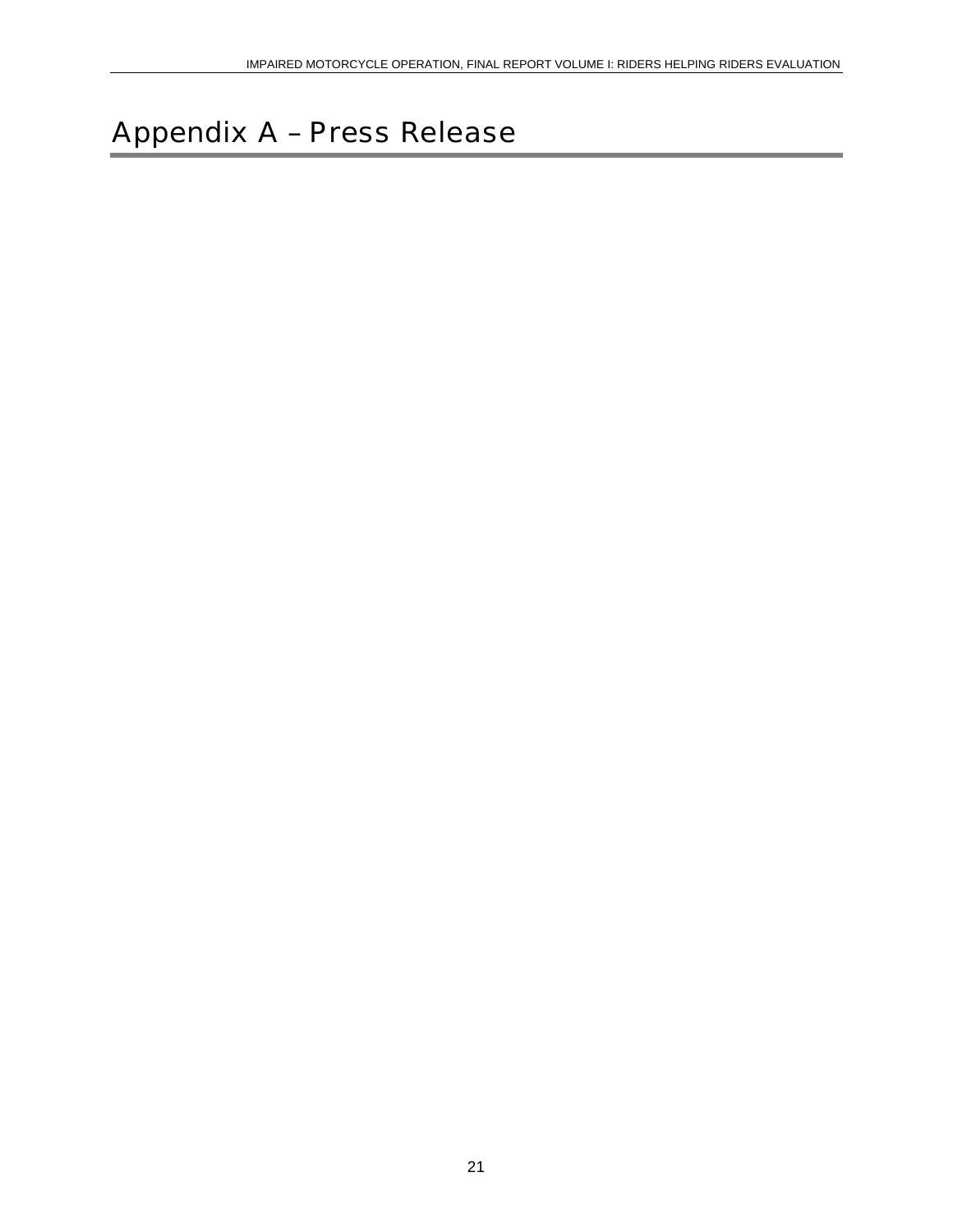# Appendix A – Press Release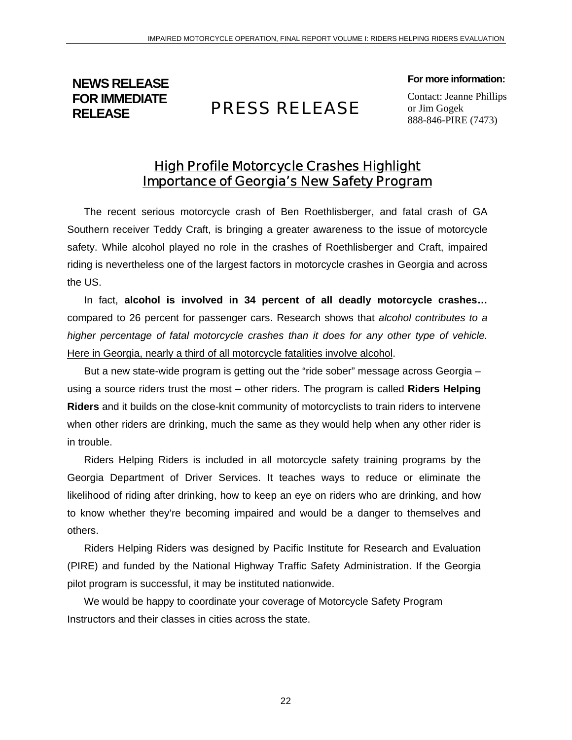**NEWS RELEASE**
**FOR IMMEDIATE RELEASE**

# PRESS RELEASE

**For more information:**

Contact: Jeanne Phillips
or Jim Gogek
888-846-PIRE (7473)

## High Profile Motorcycle Crashes Highlight Importance of Georgia's New Safety Program

The recent serious motorcycle crash of Ben Roethlisberger, and fatal crash of GA Southern receiver Teddy Craft, is bringing a greater awareness to the issue of motorcycle safety. While alcohol played no role in the crashes of Roethlisberger and Craft, impaired riding is nevertheless one of the largest factors in motorcycle crashes in Georgia and across the US.

In fact, **alcohol is involved in 34 percent of all deadly motorcycle crashes…** compared to 26 percent for passenger cars. Research shows that *alcohol contributes to a higher percentage of fatal motorcycle crashes than it does for any other type of vehicle.* Here in Georgia, nearly a third of all motorcycle fatalities involve alcohol.

But a new state-wide program is getting out the "ride sober" message across Georgia – using a source riders trust the most – other riders. The program is called **Riders Helping Riders** and it builds on the close-knit community of motorcyclists to train riders to intervene when other riders are drinking, much the same as they would help when any other rider is in trouble.

Riders Helping Riders is included in all motorcycle safety training programs by the Georgia Department of Driver Services. It teaches ways to reduce or eliminate the likelihood of riding after drinking, how to keep an eye on riders who are drinking, and how to know whether they're becoming impaired and would be a danger to themselves and others.

Riders Helping Riders was designed by Pacific Institute for Research and Evaluation (PIRE) and funded by the National Highway Traffic Safety Administration. If the Georgia pilot program is successful, it may be instituted nationwide.

We would be happy to coordinate your coverage of Motorcycle Safety Program Instructors and their classes in cities across the state.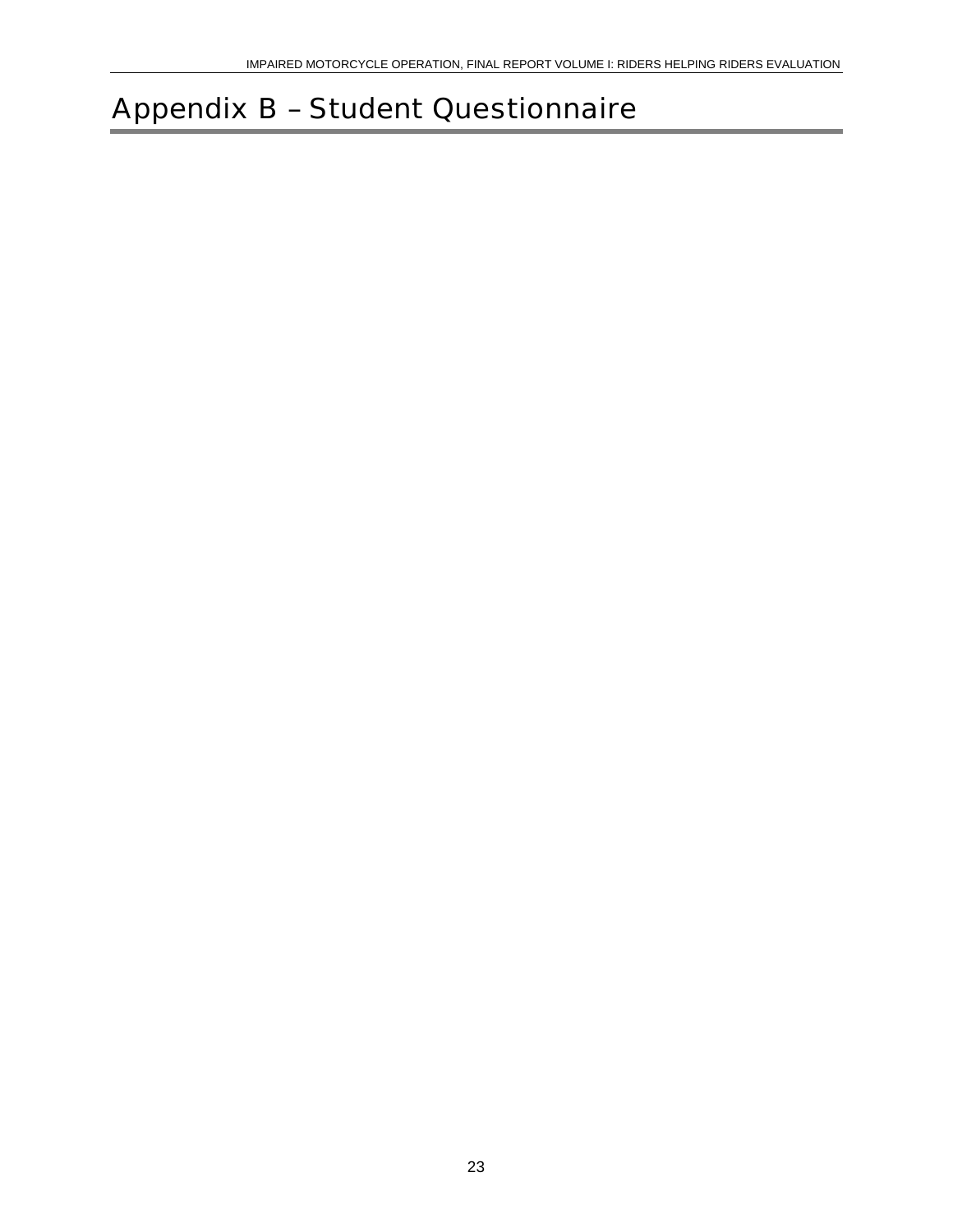# Appendix B – Student Questionnaire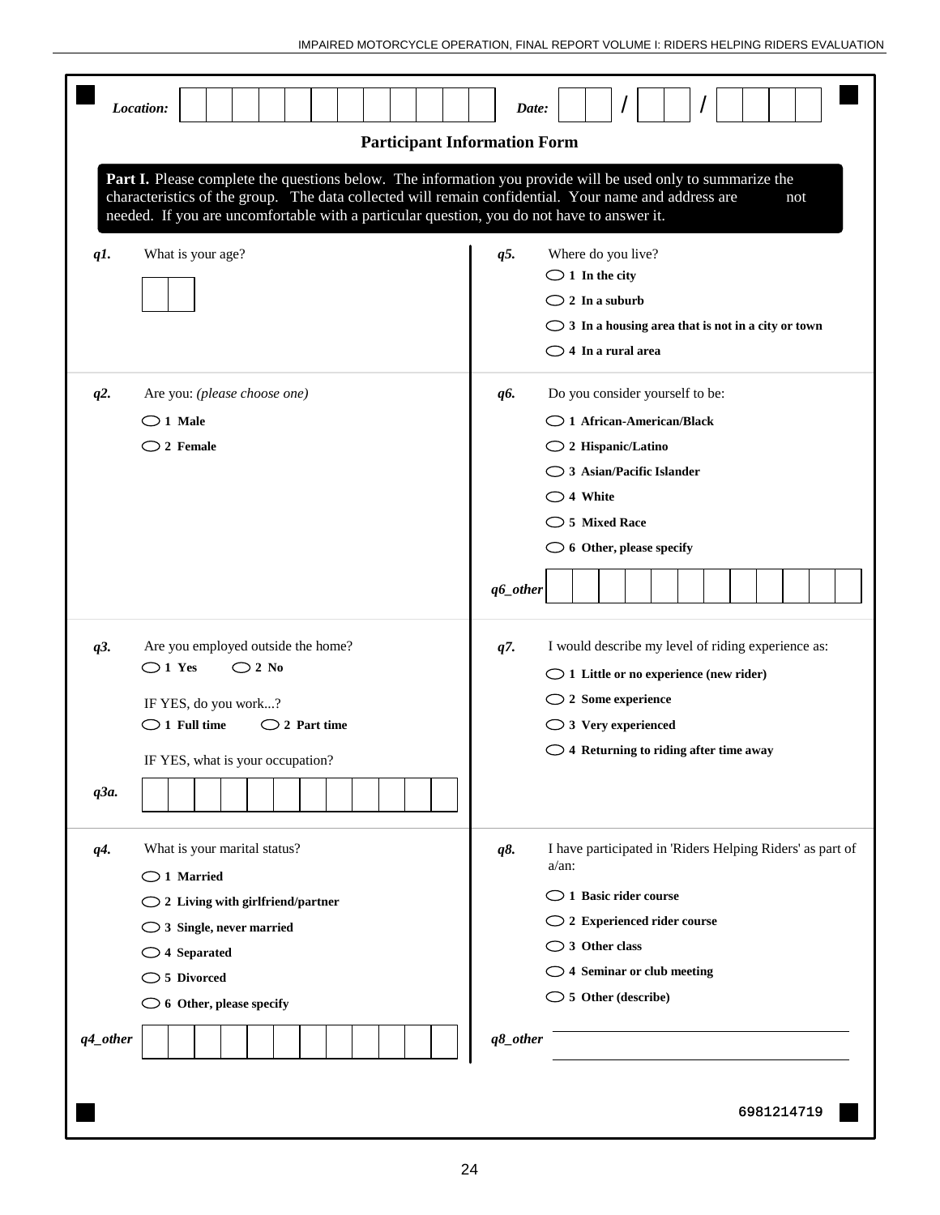**Location:** ______________________ **Date:** ___ / ___ / _____

## Participant Information Form

**Part I.** Please complete the questions below. The information you provide will be used only to summarize the characteristics of the group. The data collected will remain confidential. Your name and address are not needed. If you are uncomfortable with a particular question, you do not have to answer it.

***q1.*** What is your age?

***q2.*** Are you: *(please choose one)*

- **1 Male**
- **2 Female**

***q3.*** Are you employed outside the home?

- **1 Yes**
- **2 No**

IF YES, do you work...?

- **1 Full time**
- **2 Part time**

IF YES, what is your occupation?

***q3a.***

***q4.*** What is your marital status?

- **1 Married**
- **2 Living with girlfriend/partner**
- **3 Single, never married**
- **4 Separated**
- **5 Divorced**
- **6 Other, please specify**

***q4_other***

***q5.*** Where do you live?

- **1 In the city**
- **2 In a suburb**
- **3 In a housing area that is not in a city or town**
- **4 In a rural area**

***q6.*** Do you consider yourself to be:

- **1 African-American/Black**
- **2 Hispanic/Latino**
- **3 Asian/Pacific Islander**
- **4 White**
- **5 Mixed Race**
- **6 Other, please specify**

***q6_other***

***q7.*** I would describe my level of riding experience as:

- **1 Little or no experience (new rider)**
- **2 Some experience**
- **3 Very experienced**
- **4 Returning to riding after time away**

***q8.*** I have participated in 'Riders Helping Riders' as part of a/an:

- **1 Basic rider course**
- **2 Experienced rider course**
- **3 Other class**
- **4 Seminar or club meeting**
- **5 Other (describe)**

***q8_other*** ______________________

6981214719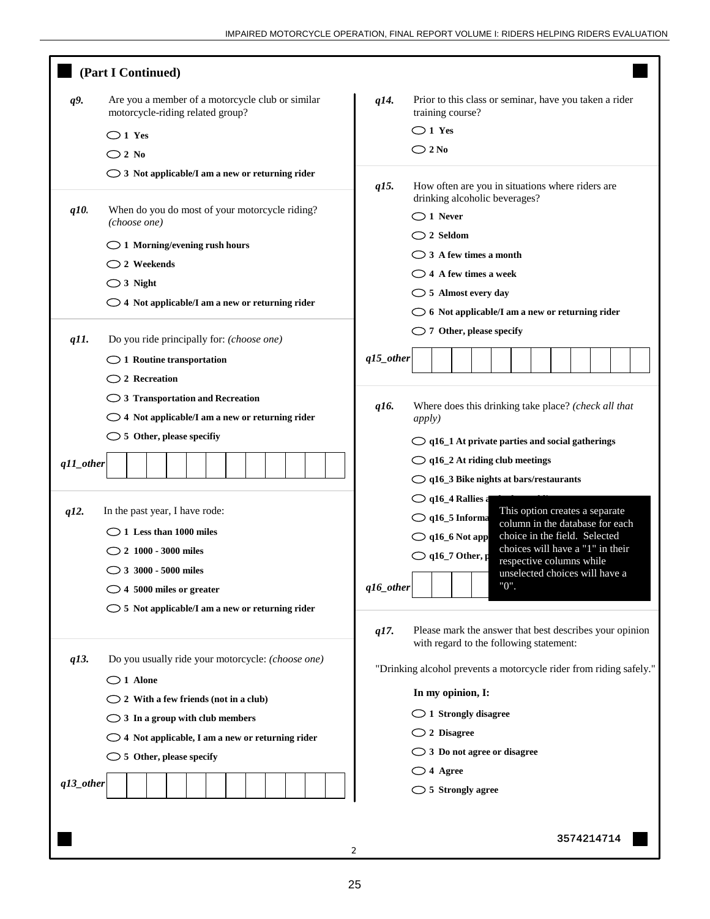## (Part I Continued)

**q9.** Are you a member of a motorcycle club or similar motorcycle-riding related group?

- **1 Yes**
- **2 No**
- **3 Not applicable/I am a new or returning rider**

**q10.** When do you do most of your motorcycle riding? *(choose one)*

- **1 Morning/evening rush hours**
- **2 Weekends**
- **3 Night**
- **4 Not applicable/I am a new or returning rider**

**q11.** Do you ride principally for: *(choose one)*

- **1 Routine transportation**
- **2 Recreation**
- **3 Transportation and Recreation**
- **4 Not applicable/I am a new or returning rider**
- **5 Other, please specifiy**

***q11_other***

**q12.** In the past year, I have rode:

- **1 Less than 1000 miles**
- **2 1000 - 3000 miles**
- **3 3000 - 5000 miles**
- **4 5000 miles or greater**
- **5 Not applicable/I am a new or returning rider**

**q13.** Do you usually ride your motorcycle: *(choose one)*

- **1 Alone**
- **2 With a few friends (not in a club)**
- **3 In a group with club members**
- **4 Not applicable, I am a new or returning rider**
- **5 Other, please specify**

***q13_other***

**q14.** Prior to this class or seminar, have you taken a rider training course?

- **1 Yes**
- **2 No**

**q15.** How often are you in situations where riders are drinking alcoholic beverages?

- **1 Never**
- **2 Seldom**
- **3 A few times a month**
- **4 A few times a week**
- **5 Almost every day**
- **6 Not applicable/I am a new or returning rider**
- **7 Other, please specify**

***q15_other***

**q16.** Where does this drinking take place? *(check all that apply)*

- **q16_1 At private parties and social gatherings**
- **q16_2 At riding club meetings**
- **q16_3 Bike nights at bars/restaurants**
- **q16_4 Rallies a**
- **q16_5 Informa**
- **q16_6 Not app**
- **q16_7 Other, p**

***q16_other***

This option creates a separate column in the database for each choice in the field. Selected choices will have a "1" in their respective columns while unselected choices will have a "0".

**q17.** Please mark the answer that best describes your opinion with regard to the following statement:

"Drinking alcohol prevents a motorcycle rider from riding safely."

**In my opinion, I:**

- **1 Strongly disagree**
- **2 Disagree**
- **3 Do not agree or disagree**
- **4 Agree**
- **5 Strongly agree**

**3574214714**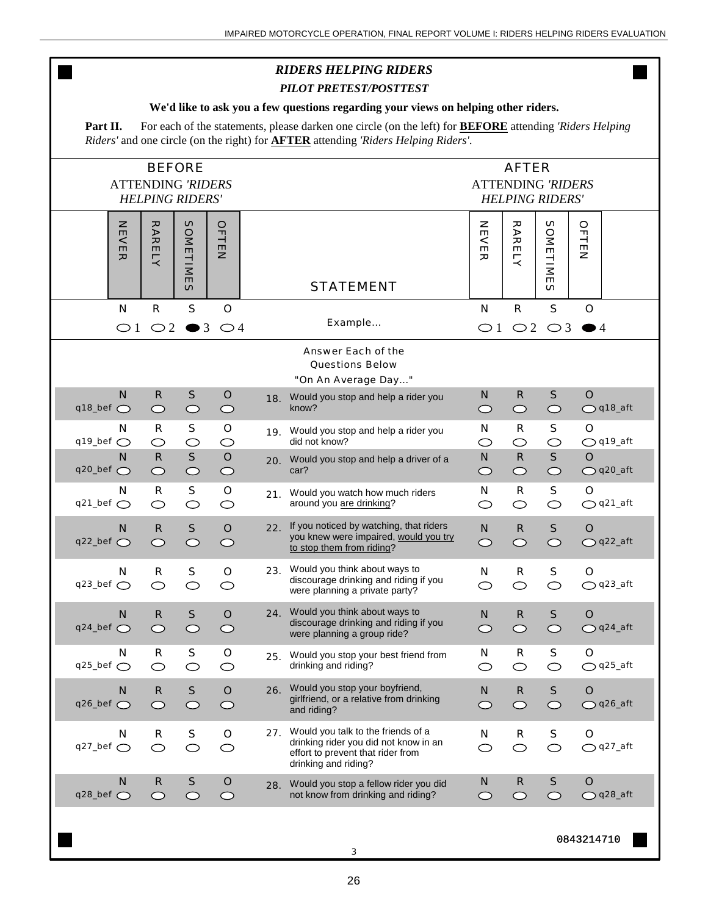***RIDERS HELPING RIDERS***

***PILOT PRETEST/POSTTEST***

**We'd like to ask you a few questions regarding your views on helping other riders.**

**Part II.** For each of the statements, please darken one circle (on the left) for **BEFORE** attending *'Riders Helping Riders'* and one circle (on the right) for **AFTER** attending *'Riders Helping Riders'*.

| BEFORE ATTENDING *'RIDERS HELPING RIDERS'* | | | | | | AFTER ATTENDING *'RIDERS HELPING RIDERS'* | | | | |
|---|---|---|---|---|---|---|---|---|---|---|
| | NEVER | RARELY | SOMETIMES | OFTEN | STATEMENT | NEVER | RARELY | SOMETIMES | OFTEN | |
| | N ○ 1 | R ○ 2 | S ● 3 | O ○ 4 | Example... | N ○ 1 | R ○ 2 | S ○ 3 | O ● 4 | |
| | | | | | Answer Each of the Questions Below "On An Average Day..." | | | | | |
| q18_bef | N ○ | R ○ | S ○ | O ○ | 18. Would you stop and help a rider you know? | N ○ | R ○ | S ○ | O ○ | q18_aft |
| q19_bef | N ○ | R ○ | S ○ | O ○ | 19. Would you stop and help a rider you did not know? | N ○ | R ○ | S ○ | O ○ | q19_aft |
| q20_bef | N ○ | R ○ | S ○ | O ○ | 20. Would you stop and help a driver of a car? | N ○ | R ○ | S ○ | O ○ | q20_aft |
| q21_bef | N ○ | R ○ | S ○ | O ○ | 21. Would you watch how much riders around you <u>are drinking</u>? | N ○ | R ○ | S ○ | O ○ | q21_aft |
| q22_bef | N ○ | R ○ | S ○ | O ○ | 22. If you noticed by watching, that riders you knew were impaired, <u>would you try to stop them from riding</u>? | N ○ | R ○ | S ○ | O ○ | q22_aft |
| q23_bef | N ○ | R ○ | S ○ | O ○ | 23. Would you think about ways to discourage drinking and riding if you were planning a private party? | N ○ | R ○ | S ○ | O ○ | q23_aft |
| q24_bef | N ○ | R ○ | S ○ | O ○ | 24. Would you think about ways to discourage drinking and riding if you were planning a group ride? | N ○ | R ○ | S ○ | O ○ | q24_aft |
| q25_bef | N ○ | R ○ | S ○ | O ○ | 25. Would you stop your best friend from drinking and riding? | N ○ | R ○ | S ○ | O ○ | q25_aft |
| q26_bef | N ○ | R ○ | S ○ | O ○ | 26. Would you stop your boyfriend, girlfriend, or a relative from drinking and riding? | N ○ | R ○ | S ○ | O ○ | q26_aft |
| q27_bef | N ○ | R ○ | S ○ | O ○ | 27. Would you talk to the friends of a drinking rider you did not know in an effort to prevent that rider from drinking and riding? | N ○ | R ○ | S ○ | O ○ | q27_aft |
| q28_bef | N ○ | R ○ | S ○ | O ○ | 28. Would you stop a fellow rider you did not know from drinking and riding? | N ○ | R ○ | S ○ | O ○ | q28_aft |

0843214710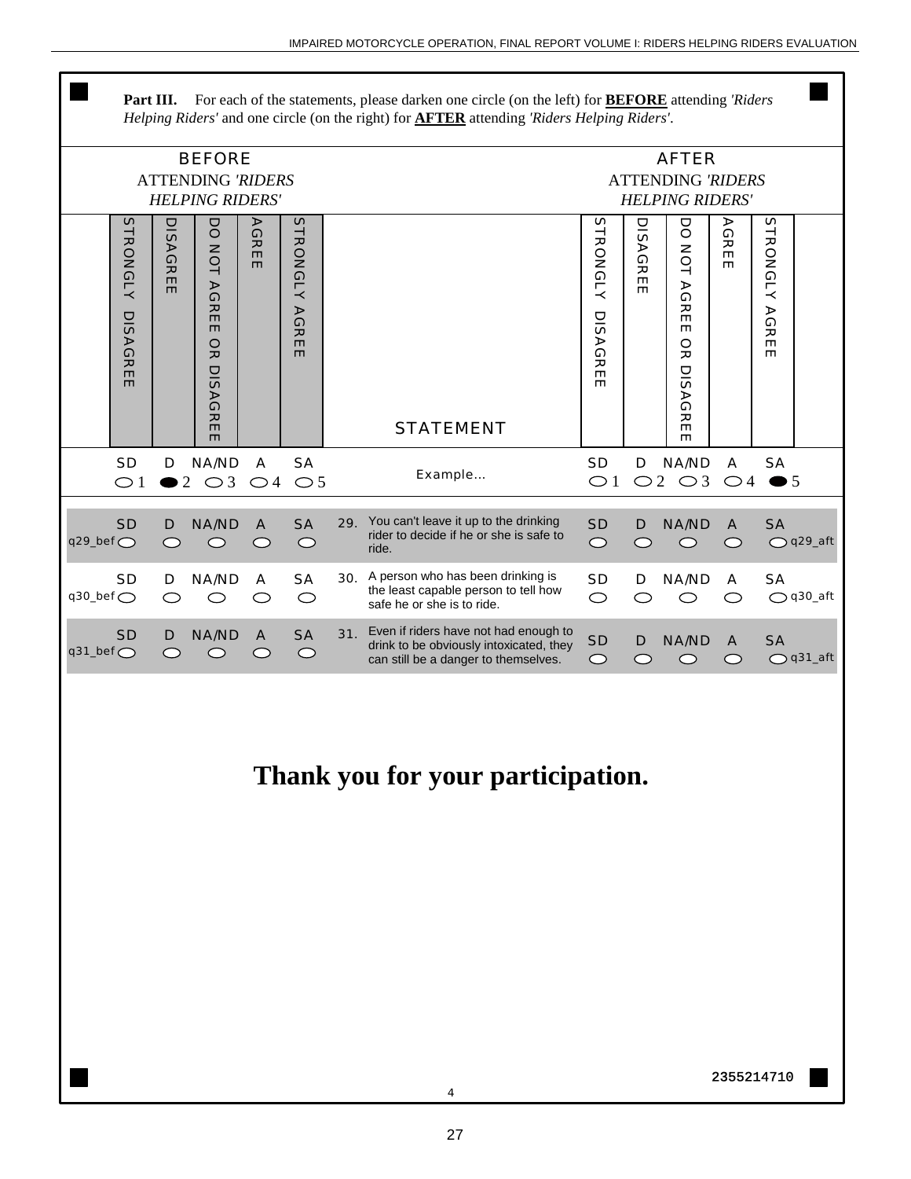**Part III.** For each of the statements, please darken one circle (on the left) for **BEFORE** attending *'Riders Helping Riders'* and one circle (on the right) for **AFTER** attending *'Riders Helping Riders'*.

| BEFORE ATTENDING *'RIDERS HELPING RIDERS'* | | | | | | AFTER ATTENDING *'RIDERS HELPING RIDERS'* | | | | |
|---|---|---|---|---|---|---|---|---|---|---|
| STRONGLY DISAGREE | DISAGREE | DO NOT AGREE OR DISAGREE | AGREE | STRONGLY AGREE | STATEMENT | STRONGLY DISAGREE | DISAGREE | DO NOT AGREE OR DISAGREE | AGREE | STRONGLY AGREE |
| SD ○ 1 | D ● 2 | NA/ND ○ 3 | A ○ 4 | SA ○ 5 | Example... | SD ○ 1 | D ○ 2 | NA/ND ○ 3 | A ○ 4 | SA ● 5 |
| SD q29_bef ○ | D ○ | NA/ND ○ | A ○ | SA ○ | 29. You can't leave it up to the drinking rider to decide if he or she is safe to ride. | SD ○ | D ○ | NA/ND ○ | A ○ | SA ○ q29_aft |
| SD q30_bef ○ | D ○ | NA/ND ○ | A ○ | SA ○ | 30. A person who has been drinking is the least capable person to tell how safe he or she is to ride. | SD ○ | D ○ | NA/ND ○ | A ○ | SA ○ q30_aft |
| SD q31_bef ○ | D ○ | NA/ND ○ | A ○ | SA ○ | 31. Even if riders have not had enough to drink to be obviously intoxicated, they can still be a danger to themselves. | SD ○ | D ○ | NA/ND ○ | A ○ | SA ○ q31_aft |

# Thank you for your participation.

2355214710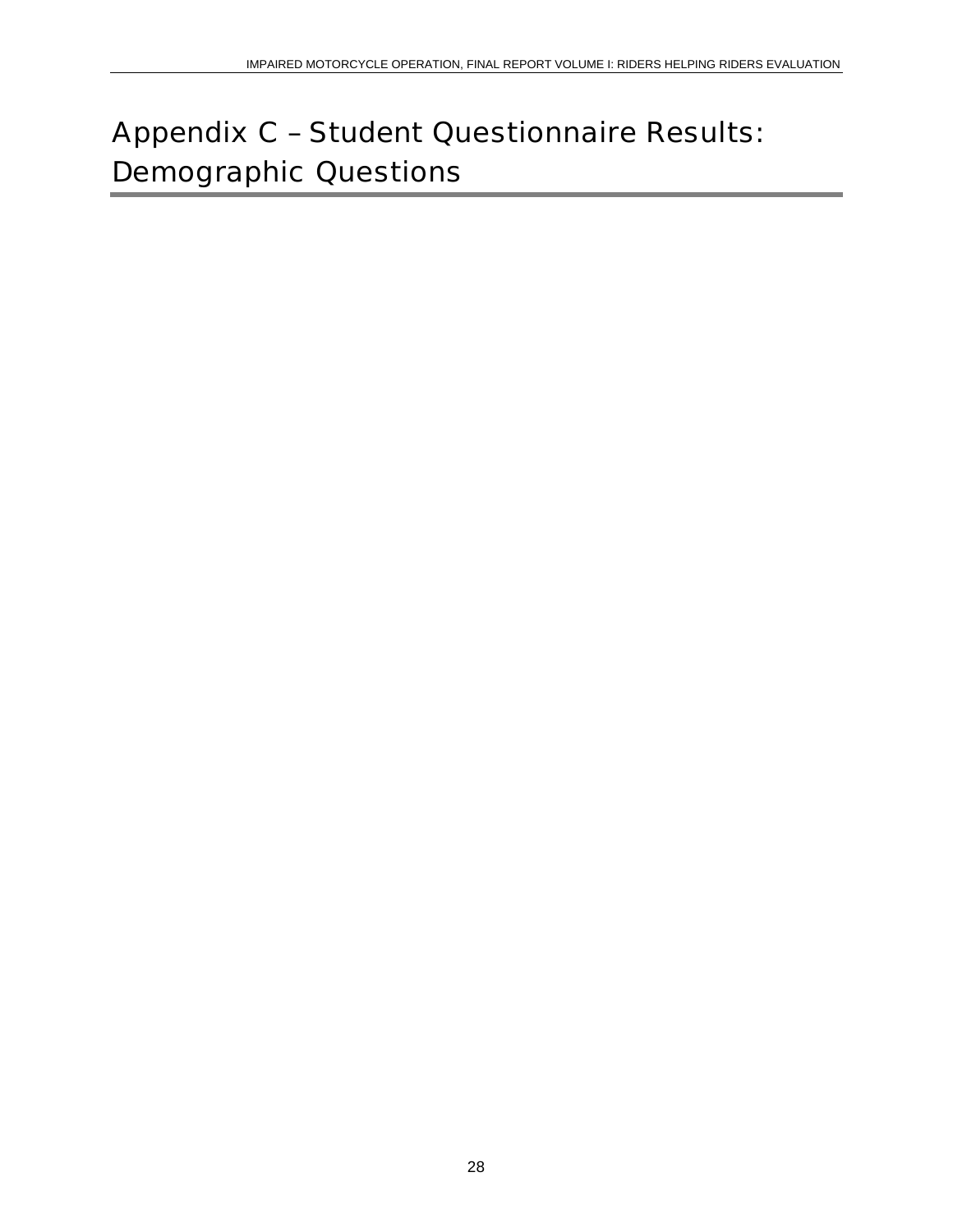# Appendix C – Student Questionnaire Results: Demographic Questions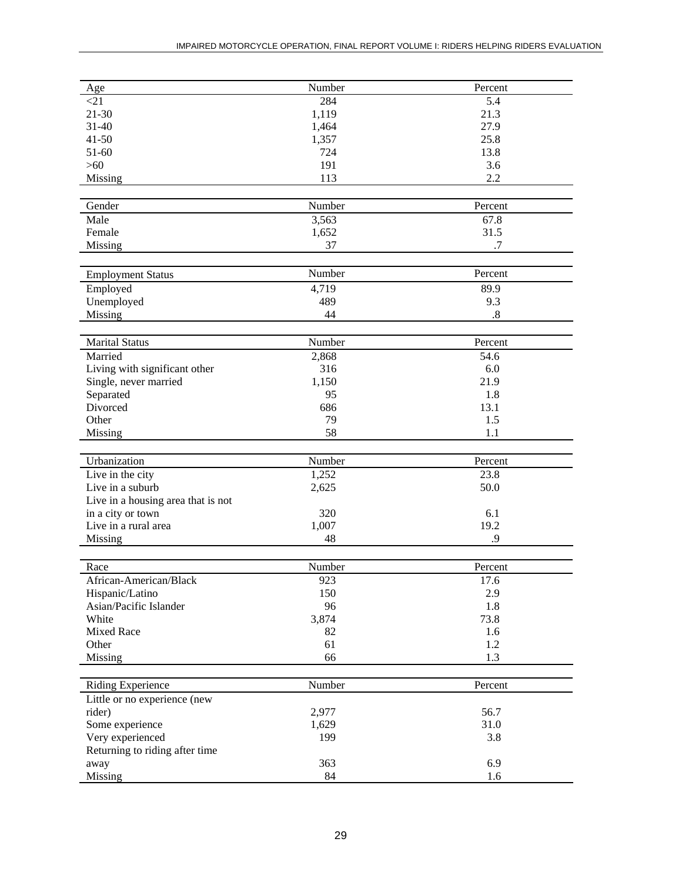| Age | Number | Percent |
|---|---|---|
| <21 | 284 | 5.4 |
| 21-30 | 1,119 | 21.3 |
| 31-40 | 1,464 | 27.9 |
| 41-50 | 1,357 | 25.8 |
| 51-60 | 724 | 13.8 |
| >60 | 191 | 3.6 |
| Missing | 113 | 2.2 |

| Gender | Number | Percent |
|---|---|---|
| Male | 3,563 | 67.8 |
| Female | 1,652 | 31.5 |
| Missing | 37 | .7 |

| Employment Status | Number | Percent |
|---|---|---|
| Employed | 4,719 | 89.9 |
| Unemployed | 489 | 9.3 |
| Missing | 44 | .8 |

| Marital Status | Number | Percent |
|---|---|---|
| Married | 2,868 | 54.6 |
| Living with significant other | 316 | 6.0 |
| Single, never married | 1,150 | 21.9 |
| Separated | 95 | 1.8 |
| Divorced | 686 | 13.1 |
| Other | 79 | 1.5 |
| Missing | 58 | 1.1 |

| Urbanization | Number | Percent |
|---|---|---|
| Live in the city | 1,252 | 23.8 |
| Live in a suburb | 2,625 | 50.0 |
| Live in a housing area that is not in a city or town | 320 | 6.1 |
| Live in a rural area | 1,007 | 19.2 |
| Missing | 48 | .9 |

| Race | Number | Percent |
|---|---|---|
| African-American/Black | 923 | 17.6 |
| Hispanic/Latino | 150 | 2.9 |
| Asian/Pacific Islander | 96 | 1.8 |
| White | 3,874 | 73.8 |
| Mixed Race | 82 | 1.6 |
| Other | 61 | 1.2 |
| Missing | 66 | 1.3 |

| Riding Experience | Number | Percent |
|---|---|---|
| Little or no experience (new rider) | 2,977 | 56.7 |
| Some experience | 1,629 | 31.0 |
| Very experienced | 199 | 3.8 |
| Returning to riding after time away | 363 | 6.9 |
| Missing | 84 | 1.6 |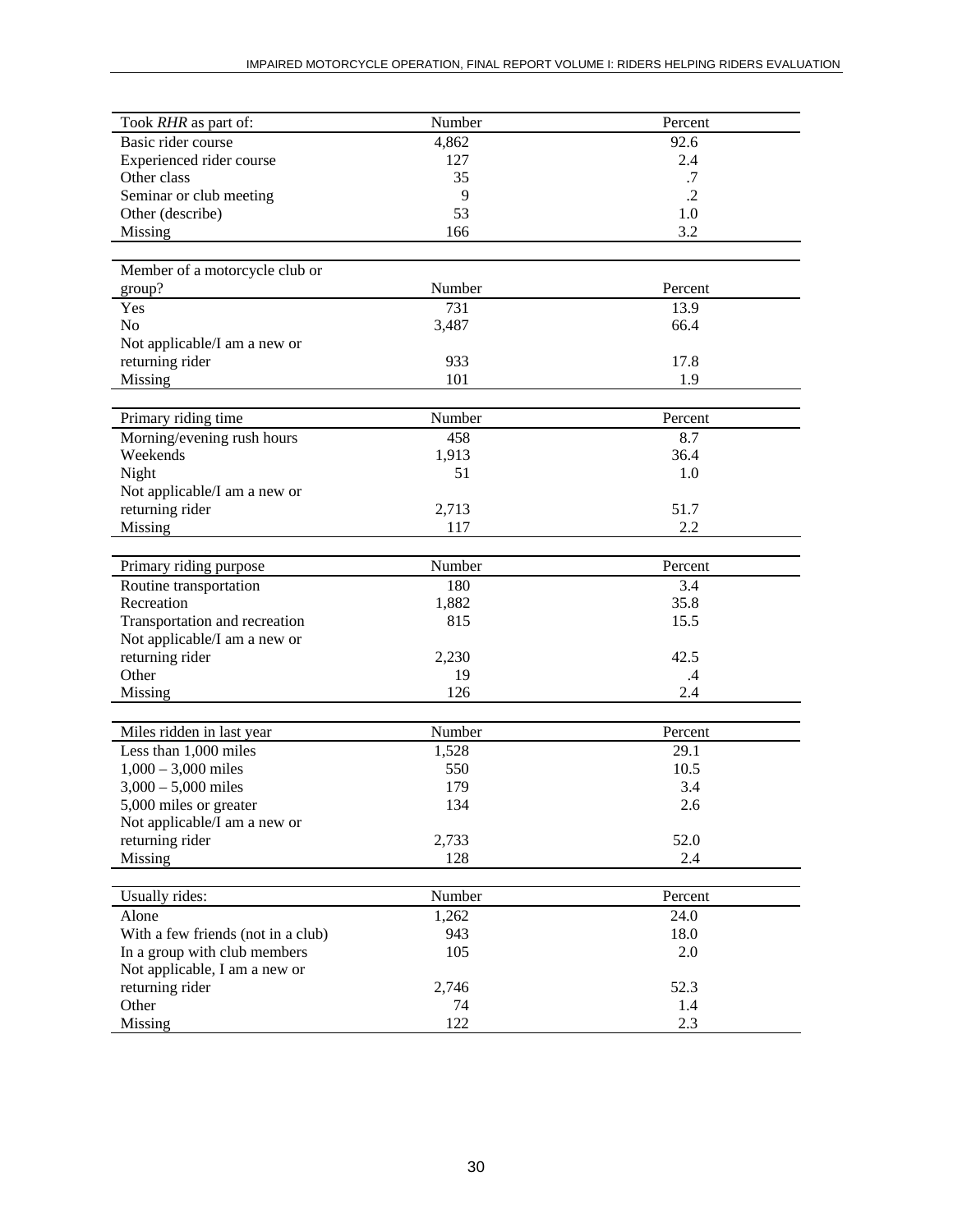| Took *RHR* as part of: | Number | Percent |
|---|---|---|
| Basic rider course | 4,862 | 92.6 |
| Experienced rider course | 127 | 2.4 |
| Other class | 35 | .7 |
| Seminar or club meeting | 9 | .2 |
| Other (describe) | 53 | 1.0 |
| Missing | 166 | 3.2 |

| Member of a motorcycle club or group? | Number | Percent |
|---|---|---|
| Yes | 731 | 13.9 |
| No | 3,487 | 66.4 |
| Not applicable/I am a new or returning rider | 933 | 17.8 |
| Missing | 101 | 1.9 |

| Primary riding time | Number | Percent |
|---|---|---|
| Morning/evening rush hours | 458 | 8.7 |
| Weekends | 1,913 | 36.4 |
| Night | 51 | 1.0 |
| Not applicable/I am a new or returning rider | 2,713 | 51.7 |
| Missing | 117 | 2.2 |

| Primary riding purpose | Number | Percent |
|---|---|---|
| Routine transportation | 180 | 3.4 |
| Recreation | 1,882 | 35.8 |
| Transportation and recreation | 815 | 15.5 |
| Not applicable/I am a new or returning rider | 2,230 | 42.5 |
| Other | 19 | .4 |
| Missing | 126 | 2.4 |

| Miles ridden in last year | Number | Percent |
|---|---|---|
| Less than 1,000 miles | 1,528 | 29.1 |
| 1,000 – 3,000 miles | 550 | 10.5 |
| 3,000 – 5,000 miles | 179 | 3.4 |
| 5,000 miles or greater | 134 | 2.6 |
| Not applicable/I am a new or returning rider | 2,733 | 52.0 |
| Missing | 128 | 2.4 |

| Usually rides: | Number | Percent |
|---|---|---|
| Alone | 1,262 | 24.0 |
| With a few friends (not in a club) | 943 | 18.0 |
| In a group with club members | 105 | 2.0 |
| Not applicable, I am a new or returning rider | 2,746 | 52.3 |
| Other | 74 | 1.4 |
| Missing | 122 | 2.3 |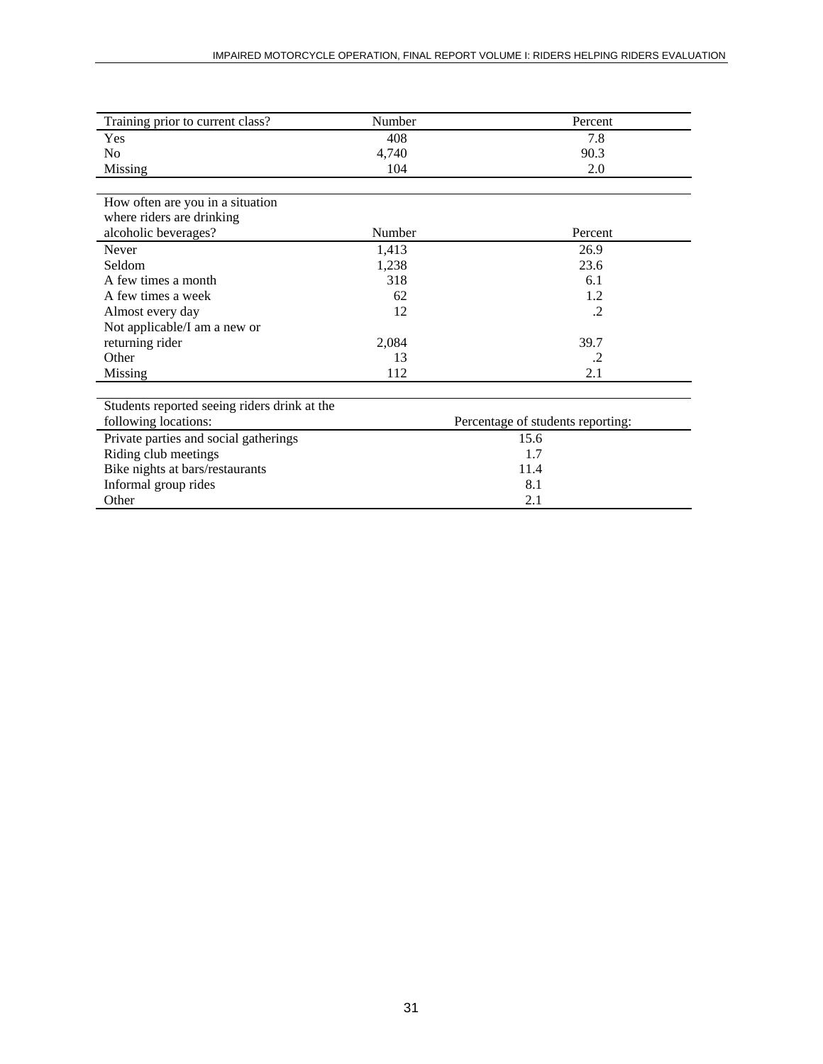| Training prior to current class? | Number | Percent |
|---|---|---|
| Yes | 408 | 7.8 |
| No | 4,740 | 90.3 |
| Missing | 104 | 2.0 |

| How often are you in a situation where riders are drinking alcoholic beverages? | Number | Percent |
|---|---|---|
| Never | 1,413 | 26.9 |
| Seldom | 1,238 | 23.6 |
| A few times a month | 318 | 6.1 |
| A few times a week | 62 | 1.2 |
| Almost every day | 12 | .2 |
| Not applicable/I am a new or returning rider | 2,084 | 39.7 |
| Other | 13 | .2 |
| Missing | 112 | 2.1 |

| Students reported seeing riders drink at the following locations: | Percentage of students reporting: |
|---|---|
| Private parties and social gatherings | 15.6 |
| Riding club meetings | 1.7 |
| Bike nights at bars/restaurants | 11.4 |
| Informal group rides | 8.1 |
| Other | 2.1 |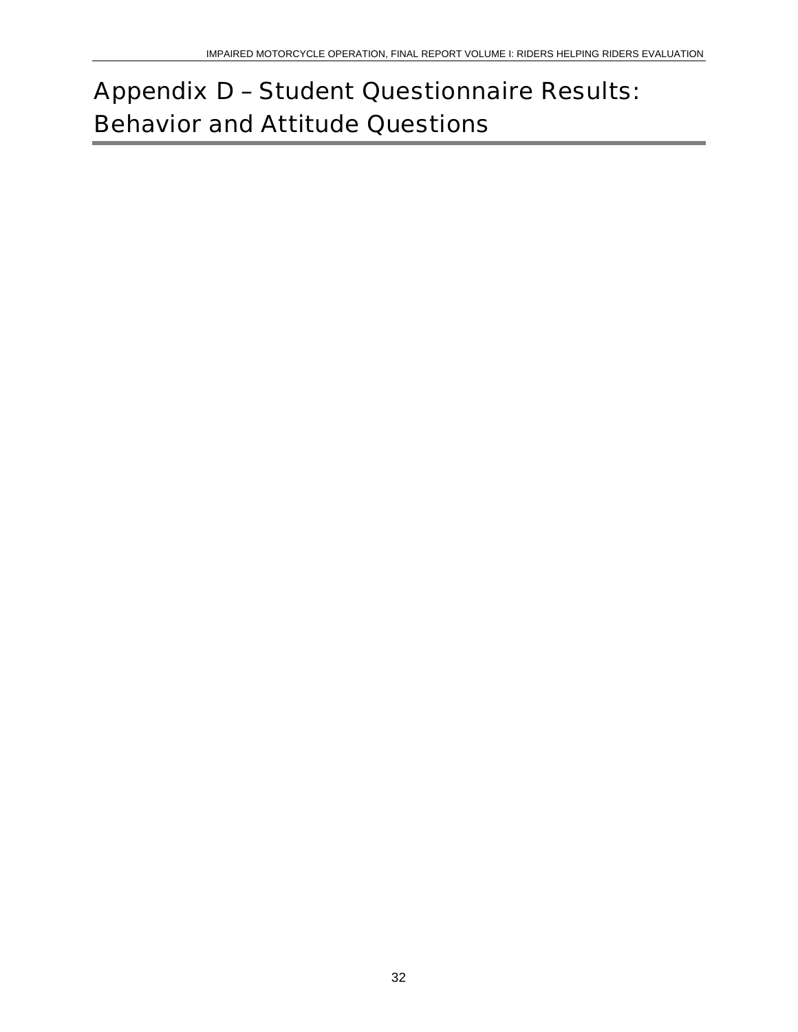# Appendix D – Student Questionnaire Results: Behavior and Attitude Questions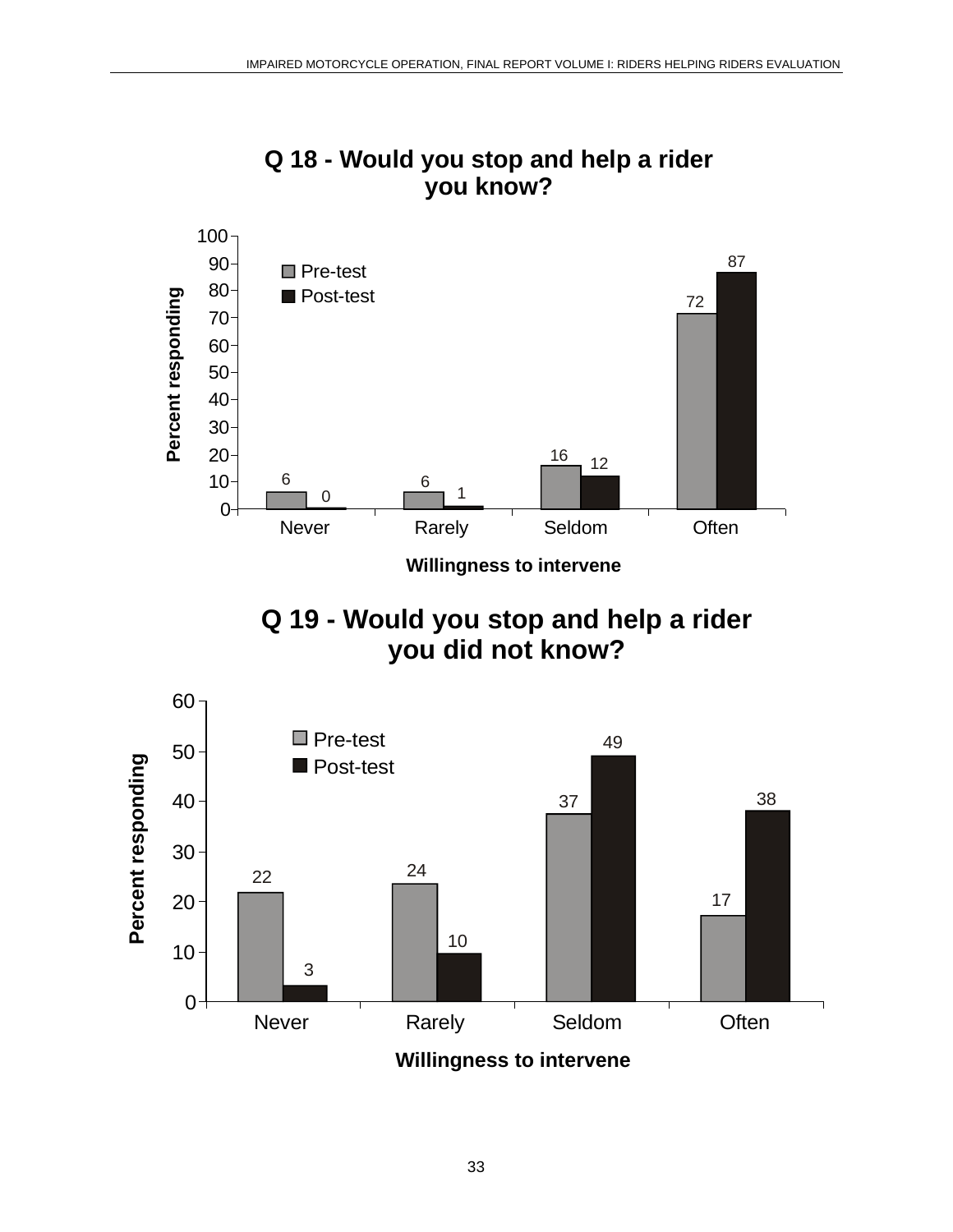**Q 18 - Would you stop and help a rider you know?**

Percent responding

100
90
80
70
60
50
40
30
20
10
0

Pre-test
Post-test

6
0
6
1
16
12
72
87

Never
Rarely
Seldom
Often

Willingness to intervene

**Q 19 - Would you stop and help a rider you did not know?**

Percent responding

60
50
40
30
20
10
0

Pre-test
Post-test

22
3
24
10
37
49
17
38

Never
Rarely
Seldom
Often

Willingness to intervene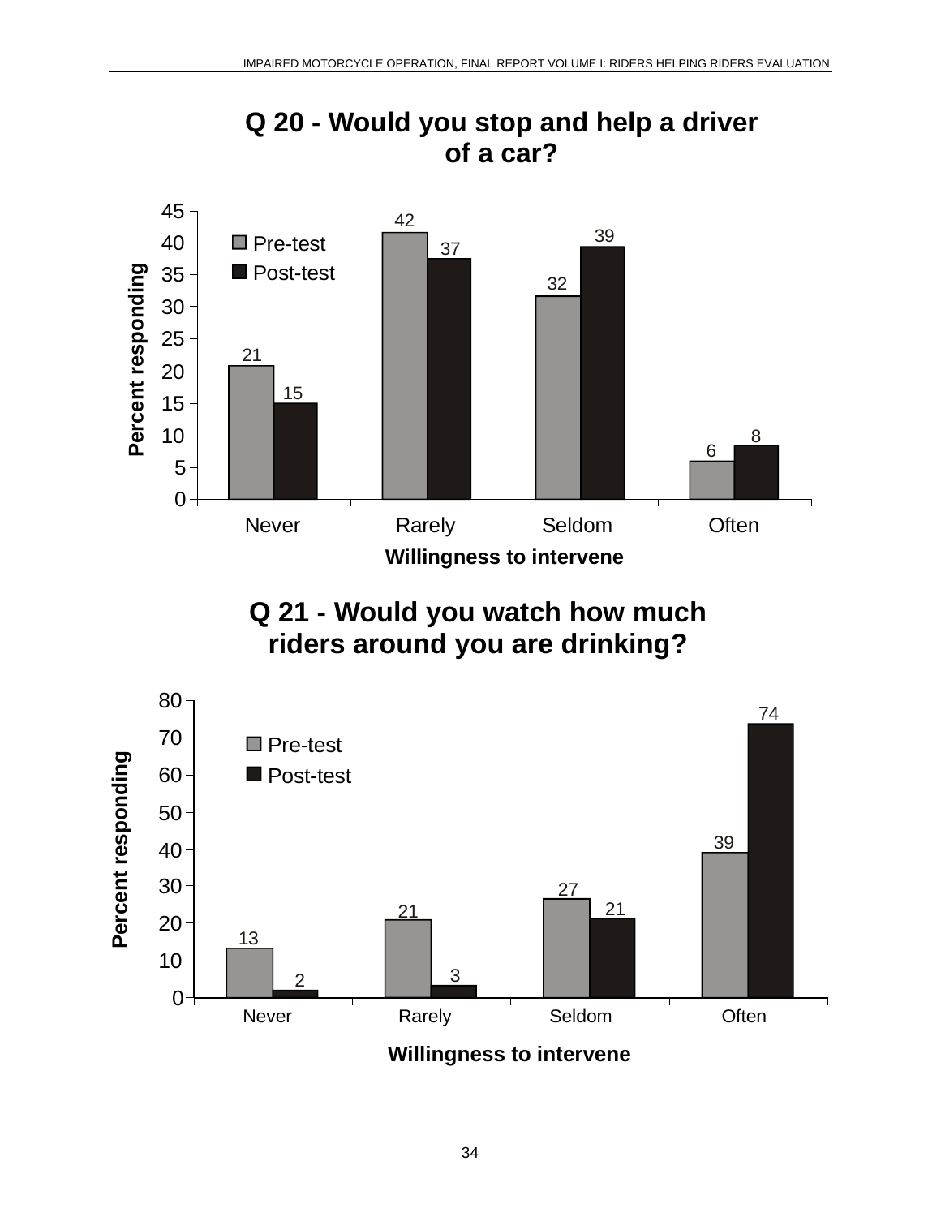## Q 20 - Would you stop and help a driver of a car?

Percent responding

45
40
35
30
25
20
15
10
5
0

Pre-test
Post-test

21
15
42
37
32
39
6
8

Never
Rarely
Seldom
Often

Willingness to intervene

## Q 21 - Would you watch how much riders around you are drinking?

Percent responding

80
70
60
50
40
30
20
10
0

Pre-test
Post-test

13
2
21
3
27
21
39
74

Never
Rarely
Seldom
Often

Willingness to intervene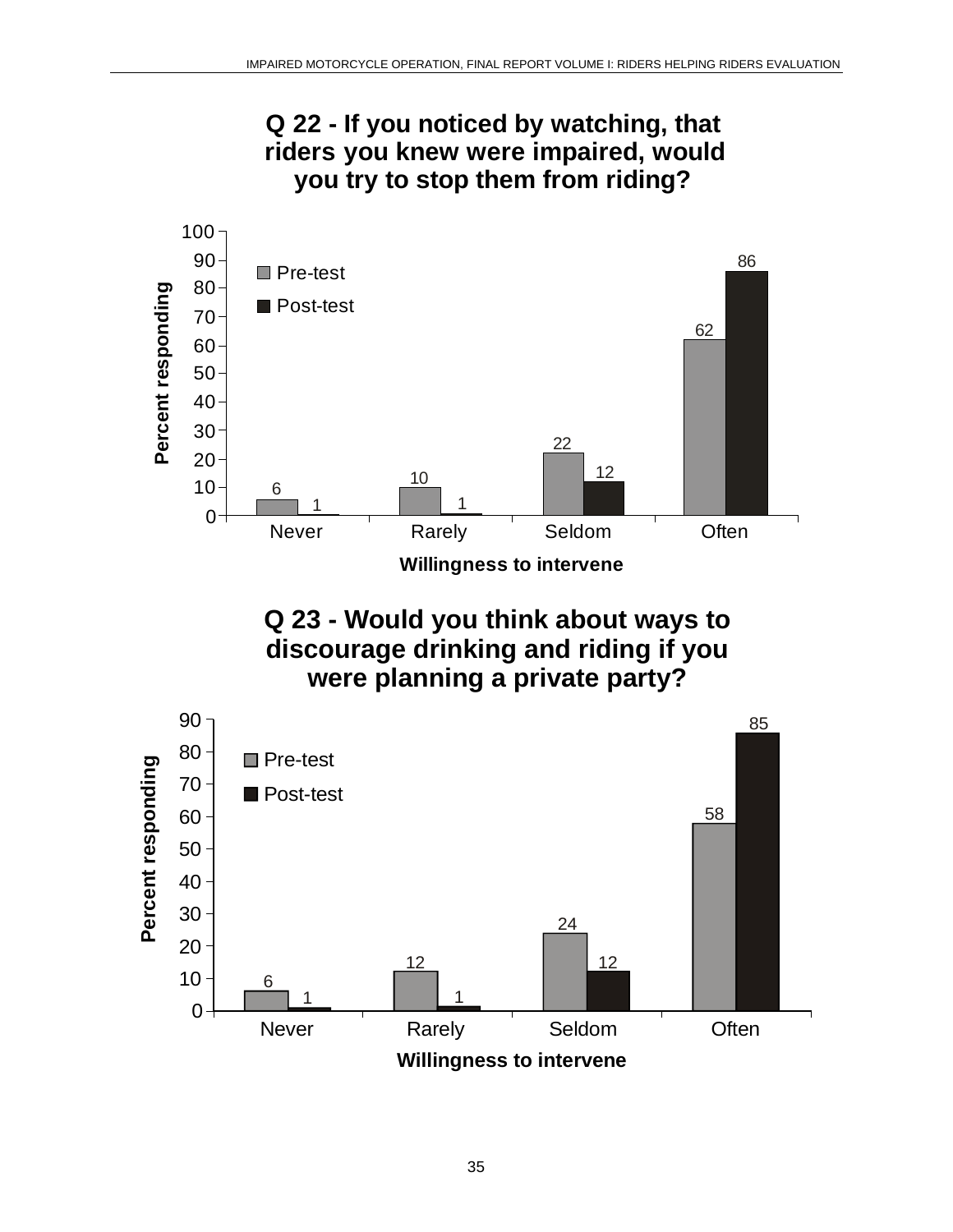**Q 22 - If you noticed by watching, that riders you knew were impaired, would you try to stop them from riding?**

100
90
80
70
60
50
40
30
20
10
0

Percent responding

Pre-test
Post-test

6
1
10
1
22
12
62
86

Never
Rarely
Seldom
Often

Willingness to intervene

**Q 23 - Would you think about ways to discourage drinking and riding if you were planning a private party?**

90
80
70
60
50
40
30
20
10
0

Percent responding

Pre-test
Post-test

6
1
12
1
24
12
58
85

Never
Rarely
Seldom
Often

Willingness to intervene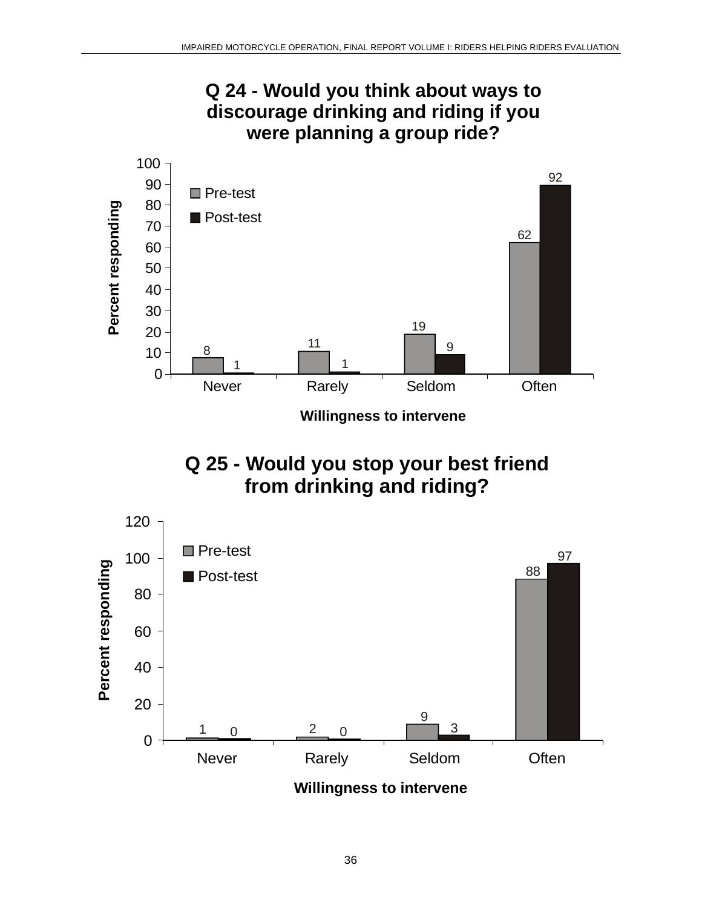**Q 24 - Would you think about ways to discourage drinking and riding if you were planning a group ride?**

Percent responding

100
90
80
70
60
50
40
30
20
10
0

Pre-test
Post-test

8
1
11
1
19
9
62
92

Never
Rarely
Seldom
Often

Willingness to intervene

**Q 25 - Would you stop your best friend from drinking and riding?**

Percent responding

120
100
80
60
40
20
0

Pre-test
Post-test

1
0
2
0
9
3
88
97

Never
Rarely
Seldom
Often

Willingness to intervene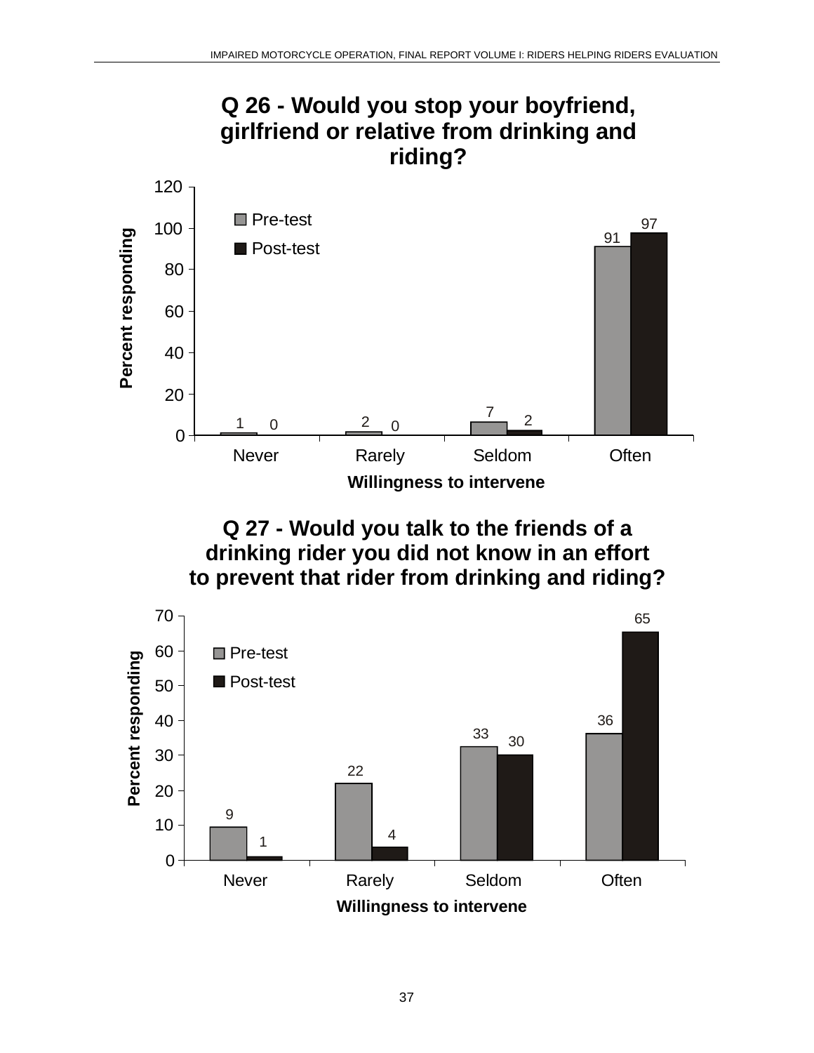**Q 26 - Would you stop your boyfriend, girlfriend or relative from drinking and riding?**

Pre-test
Post-test

120
100
80
60
40
20
0

Percent responding

1 0
2 0
7 2
91 97

Never
Rarely
Seldom
Often

Willingness to intervene

**Q 27 - Would you talk to the friends of a drinking rider you did not know in an effort to prevent that rider from drinking and riding?**

Pre-test
Post-test

70
60
50
40
30
20
10
0

Percent responding

9 1
22 4
33 30
36 65

Never
Rarely
Seldom
Often

Willingness to intervene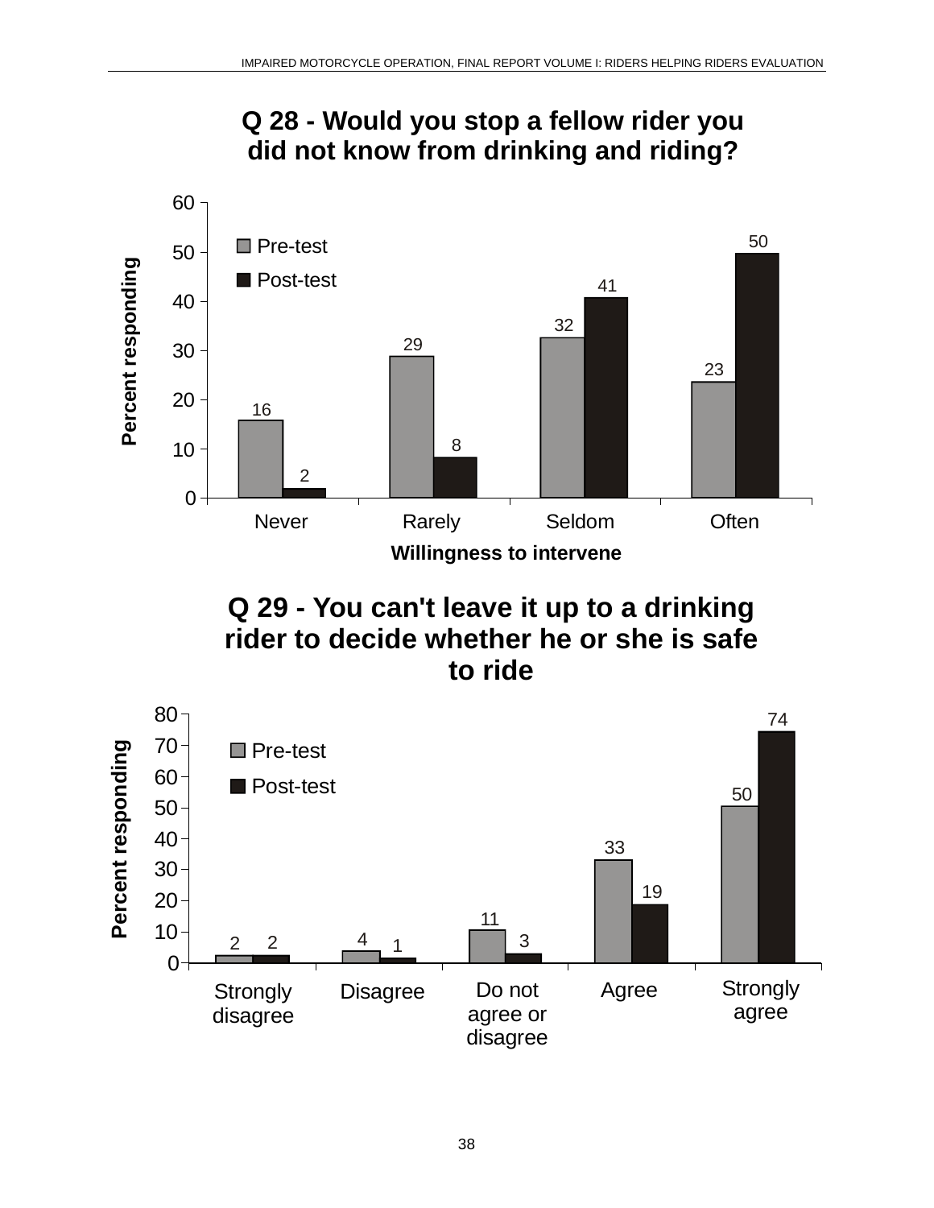## Q 28 - Would you stop a fellow rider you did not know from drinking and riding?

Percent responding

60
50
40
30
20
10
0

Pre-test
Post-test

Never: 16, 2
Rarely: 29, 8
Seldom: 32, 41
Often: 23, 50

Willingness to intervene

## Q 29 - You can't leave it up to a drinking rider to decide whether he or she is safe to ride

Percent responding

80
70
60
50
40
30
20
10
0

Pre-test
Post-test

Strongly disagree: 2, 2
Disagree: 4, 1
Do not agree or disagree: 11, 3
Agree: 33, 19
Strongly agree: 50, 74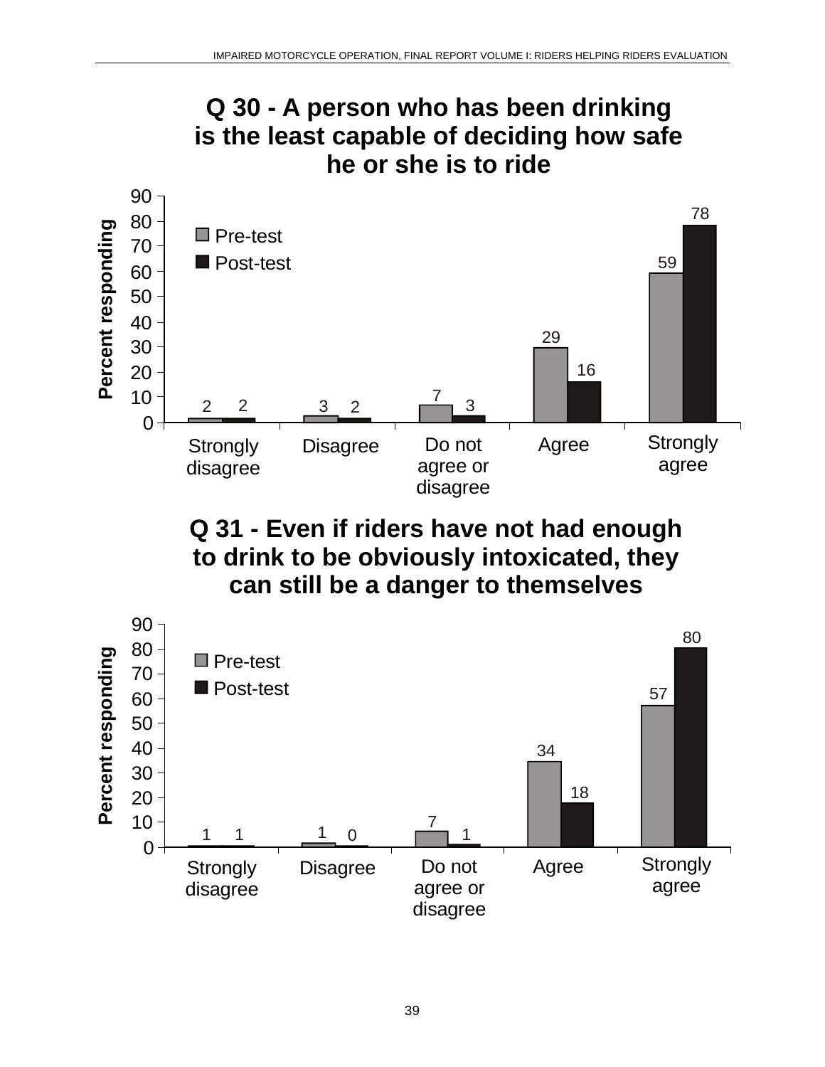## Q 30 - A person who has been drinking is the least capable of deciding how safe he or she is to ride

Percent responding

90
80
70
60
50
40
30
20
10
0

Pre-test
Post-test

2 2
3 2
7 3
29 16
59 78

Strongly disagree
Disagree
Do not agree or disagree
Agree
Strongly agree

## Q 31 - Even if riders have not had enough to drink to be obviously intoxicated, they can still be a danger to themselves

Percent responding

90
80
70
60
50
40
30
20
10
0

Pre-test
Post-test

1 1
1 0
7 1
34 18
57 80

Strongly disagree
Disagree
Do not agree or disagree
Agree
Strongly agree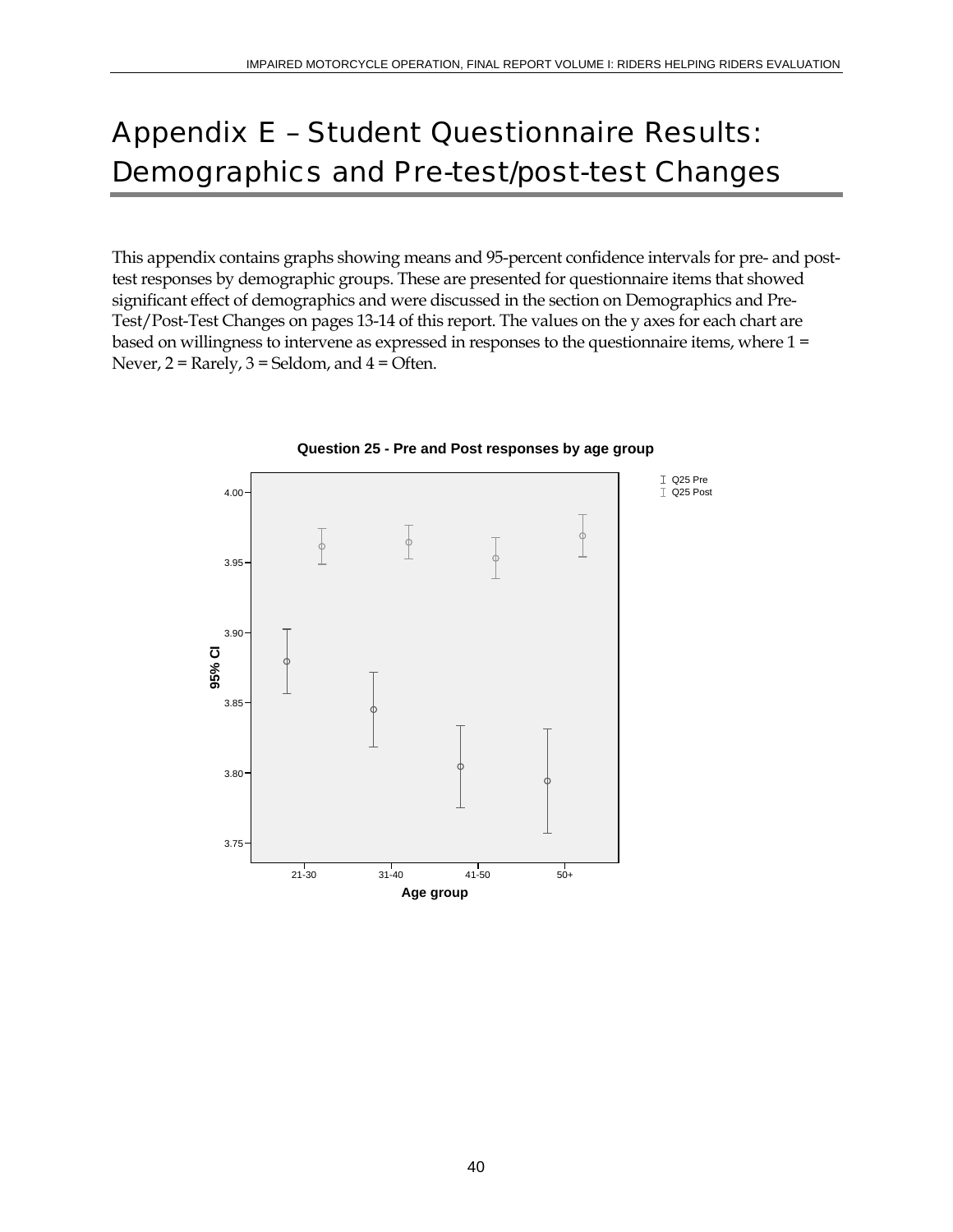# Appendix E – Student Questionnaire Results: Demographics and Pre-test/post-test Changes

This appendix contains graphs showing means and 95-percent confidence intervals for pre- and post-test responses by demographic groups. These are presented for questionnaire items that showed significant effect of demographics and were discussed in the section on Demographics and Pre-Test/Post-Test Changes on pages 13-14 of this report. The values on the y axes for each chart are based on willingness to intervene as expressed in responses to the questionnaire items, where 1 = Never, 2 = Rarely, 3 = Seldom, and 4 = Often.

**Question 25 - Pre and Post responses by age group**

Q25 Pre
Q25 Post

95% CI

4.00
3.95
3.90
3.85
3.80
3.75

21-30
31-40
41-50
50+

**Age group**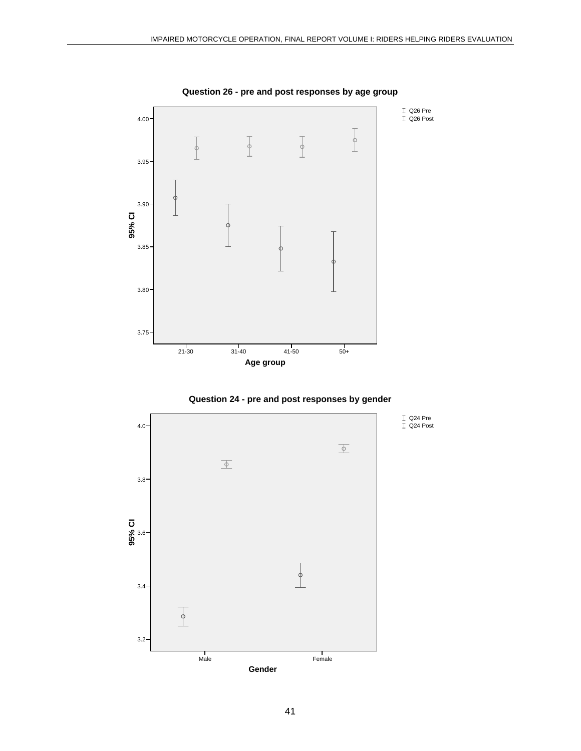**Question 26 - pre and post responses by age group**

Q26 Pre
Q26 Post

4.00
3.95
3.90
3.85
3.80
3.75

95% CI

21-30
31-40
41-50
50+

Age group

**Question 24 - pre and post responses by gender**

Q24 Pre
Q24 Post

4.0
3.8
3.6
3.4
3.2

95% CI

Male
Female

Gender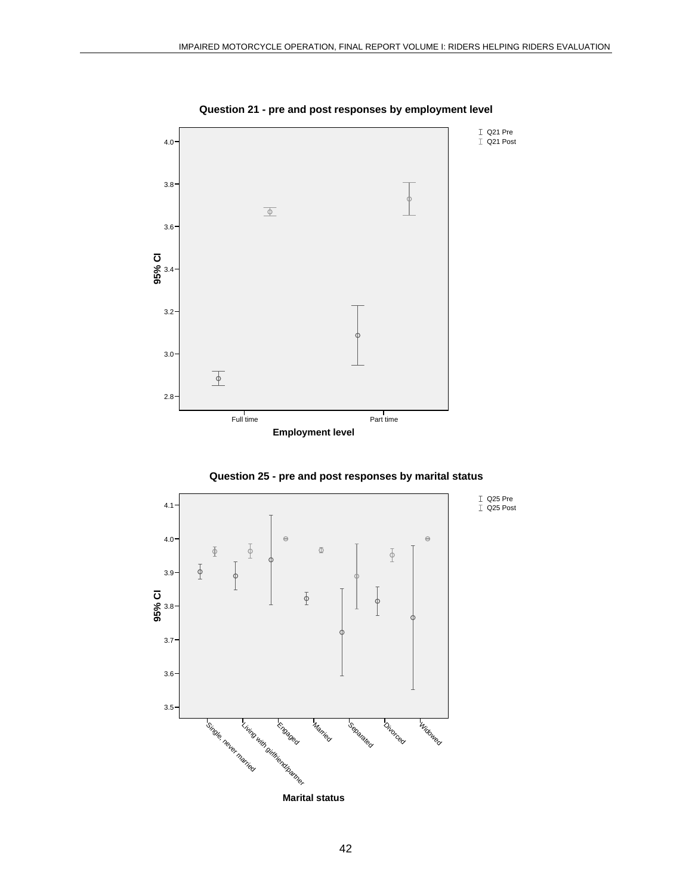**Question 21 - pre and post responses by employment level**

Q21 Pre
Q21 Post

95% CI

4.0
3.8
3.6
3.4
3.2
3.0
2.8

Full time
Part time

Employment level

**Question 25 - pre and post responses by marital status**

Q25 Pre
Q25 Post

95% CI

4.1
4.0
3.9
3.8
3.7
3.6
3.5

Single, never married
Living with girlfriend/partner
Engaged
Married
Separated
Divorced
Widowed

Marital status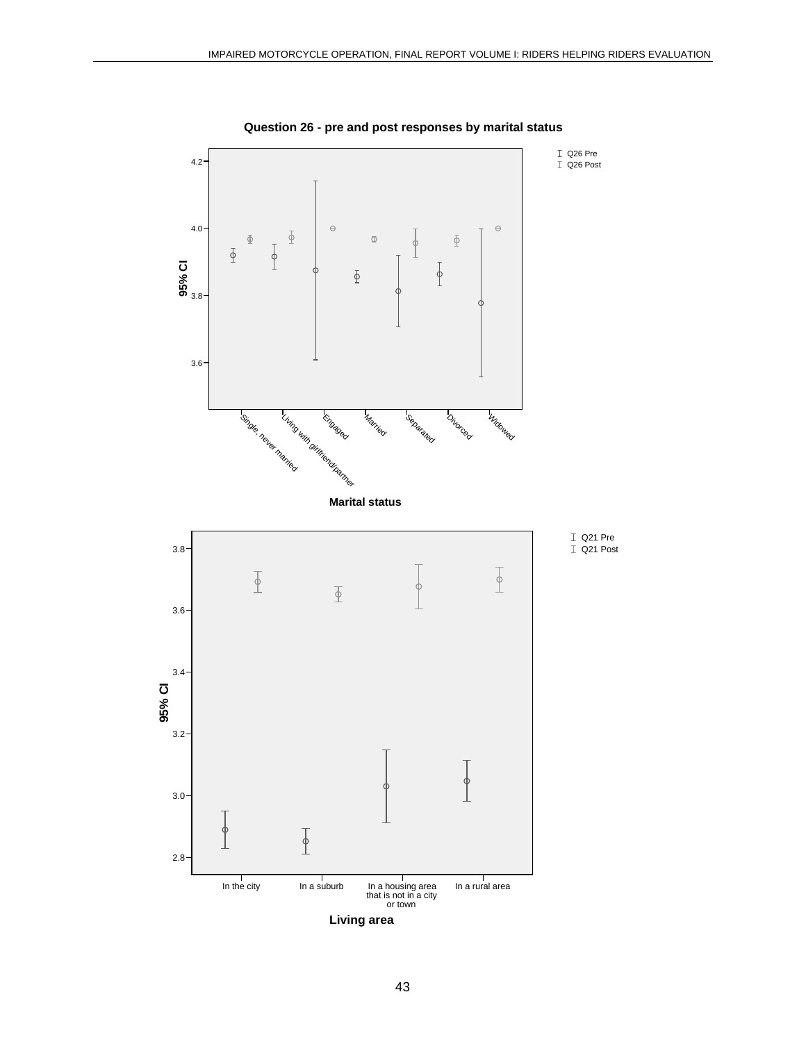**Question 26 - pre and post responses by marital status**

Q26 Pre
Q26 Post

95% CI

4.2
4.0
3.8
3.6

Single, never married
Living with girlfriend/partner
Engaged
Married
Separated
Divorced
Widowed

**Marital status**

Q21 Pre
Q21 Post

95% CI

3.8
3.6
3.4
3.2
3.0
2.8

In the city
In a suburb
In a housing area that is not in a city or town
In a rural area

**Living area**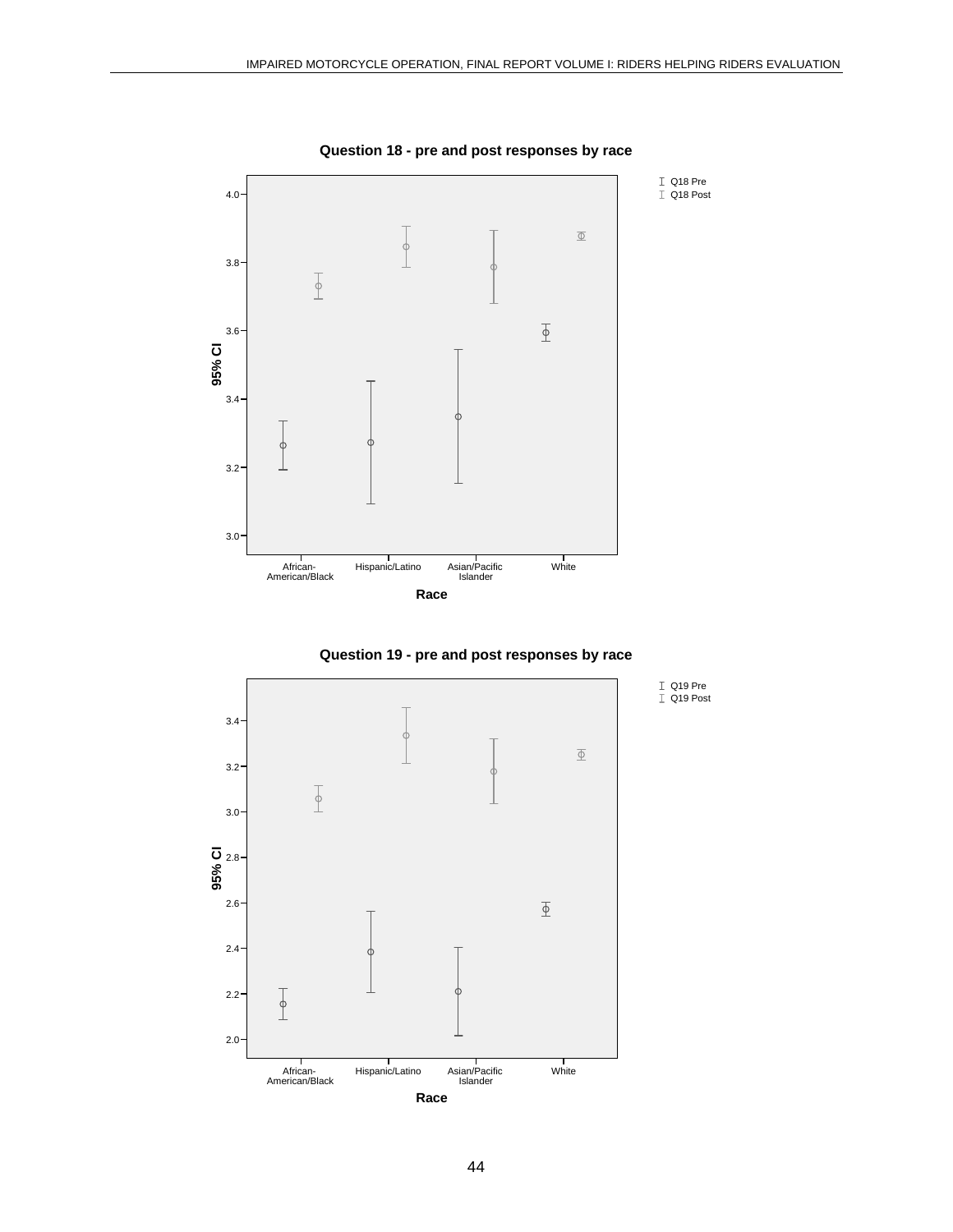Question 18 - pre and post responses by race

Q18 Pre
Q18 Post

95% CI

4.0
3.8
3.6
3.4
3.2
3.0

African-American/Black
Hispanic/Latino
Asian/Pacific Islander
White

Race

Question 19 - pre and post responses by race

Q19 Pre
Q19 Post

95% CI

3.4
3.2
3.0
2.8
2.6
2.4
2.2
2.0

African-American/Black
Hispanic/Latino
Asian/Pacific Islander
White

Race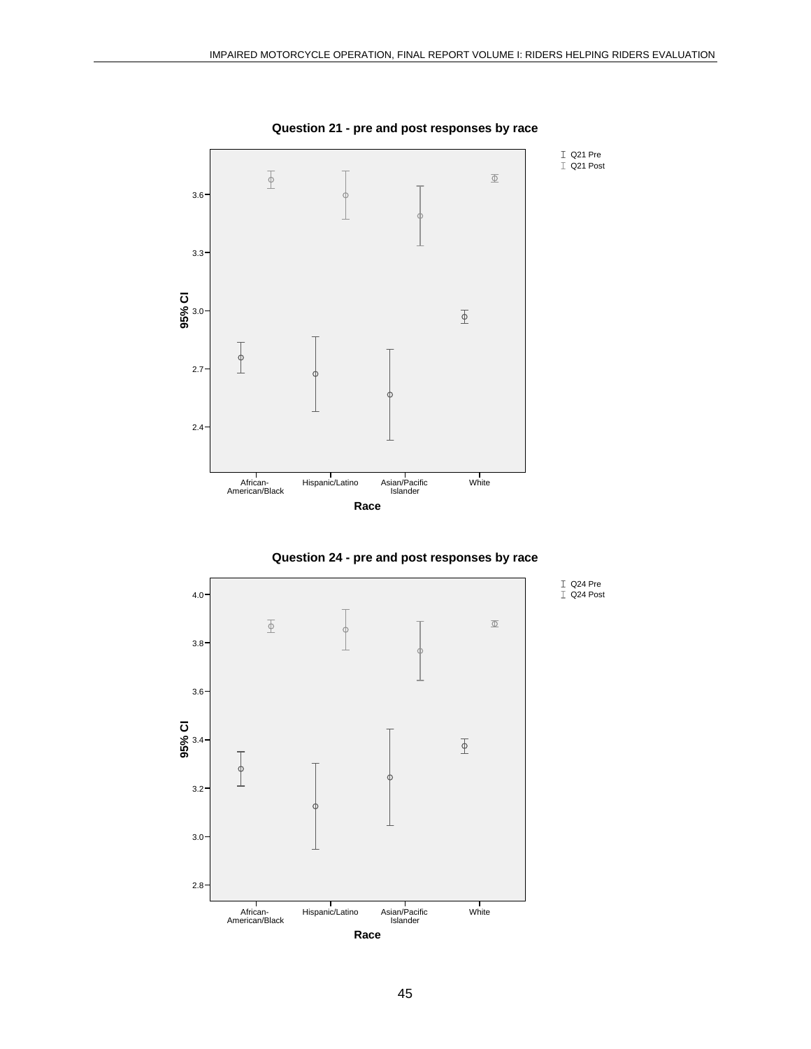**Question 21 - pre and post responses by race**

Q21 Pre
Q21 Post

95% CI

3.6
3.3
3.0
2.7
2.4

African-American/Black
Hispanic/Latino
Asian/Pacific Islander
White

Race

**Question 24 - pre and post responses by race**

Q24 Pre
Q24 Post

95% CI

4.0
3.8
3.6
3.4
3.2
3.0
2.8

African-American/Black
Hispanic/Latino
Asian/Pacific Islander
White

Race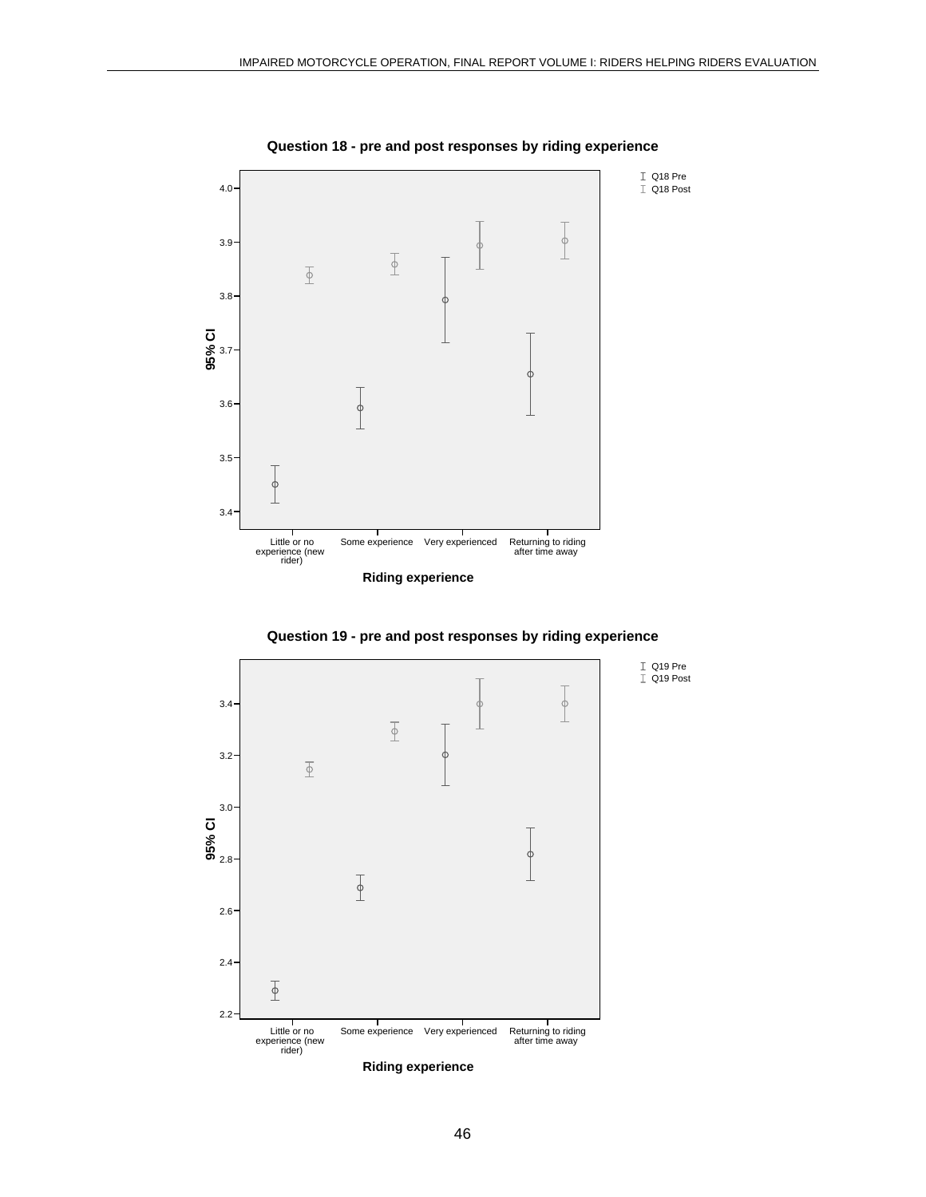Question 18 - pre and post responses by riding experience

Q18 Pre
Q18 Post

95% CI

4.0
3.9
3.8
3.7
3.6
3.5
3.4

Little or no experience (new rider)
Some experience
Very experienced
Returning to riding after time away

Riding experience

Question 19 - pre and post responses by riding experience

Q19 Pre
Q19 Post

95% CI

3.4
3.2
3.0
2.8
2.6
2.4
2.2

Little or no experience (new rider)
Some experience
Very experienced
Returning to riding after time away

Riding experience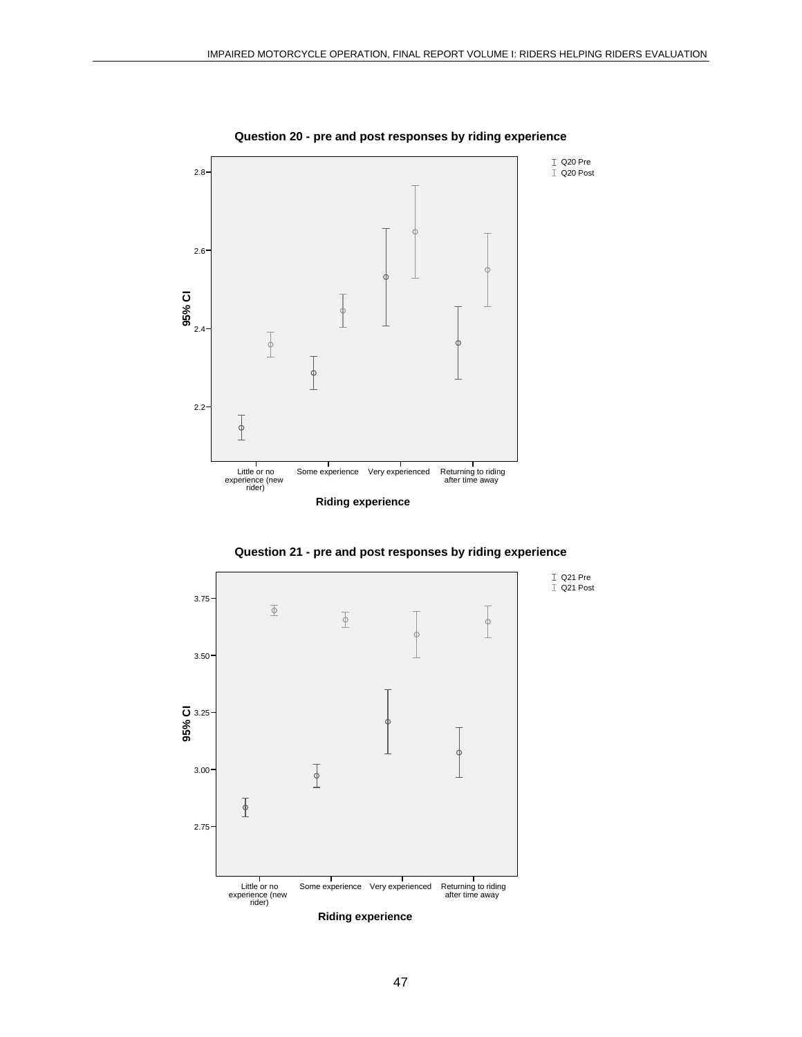**Question 20 - pre and post responses by riding experience**

Q20 Pre
Q20 Post

95% CI

2.8
2.6
2.4
2.2

Little or no experience (new rider)
Some experience
Very experienced
Returning to riding after time away

Riding experience

**Question 21 - pre and post responses by riding experience**

Q21 Pre
Q21 Post

95% CI

3.75
3.50
3.25
3.00
2.75

Little or no experience (new rider)
Some experience
Very experienced
Returning to riding after time away

Riding experience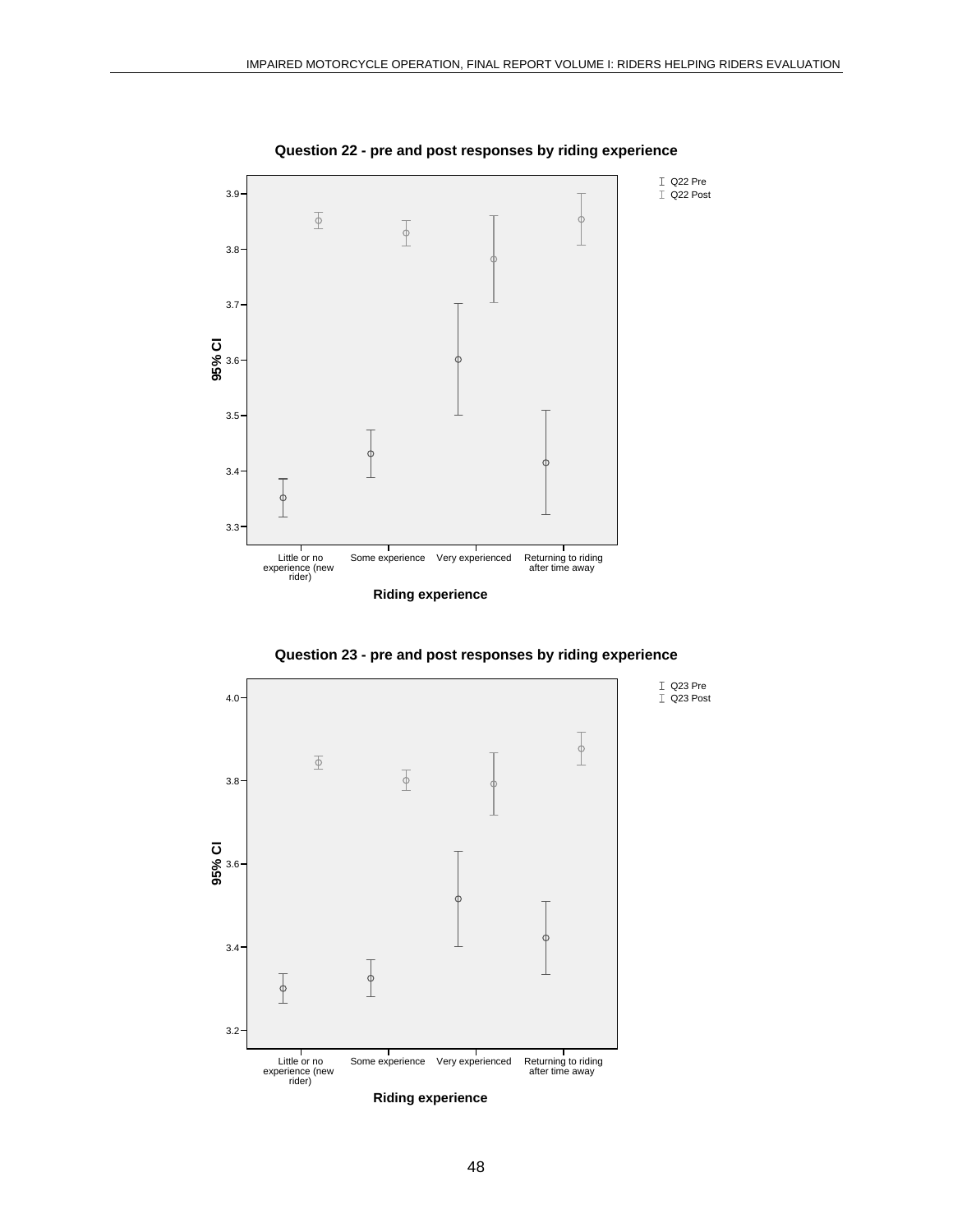**Question 22 - pre and post responses by riding experience**

Q22 Pre
Q22 Post

95% CI

3.9
3.8
3.7
3.6
3.5
3.4
3.3

Little or no experience (new rider)
Some experience
Very experienced
Returning to riding after time away

Riding experience

**Question 23 - pre and post responses by riding experience**

Q23 Pre
Q23 Post

95% CI

4.0
3.8
3.6
3.4
3.2

Little or no experience (new rider)
Some experience
Very experienced
Returning to riding after time away

Riding experience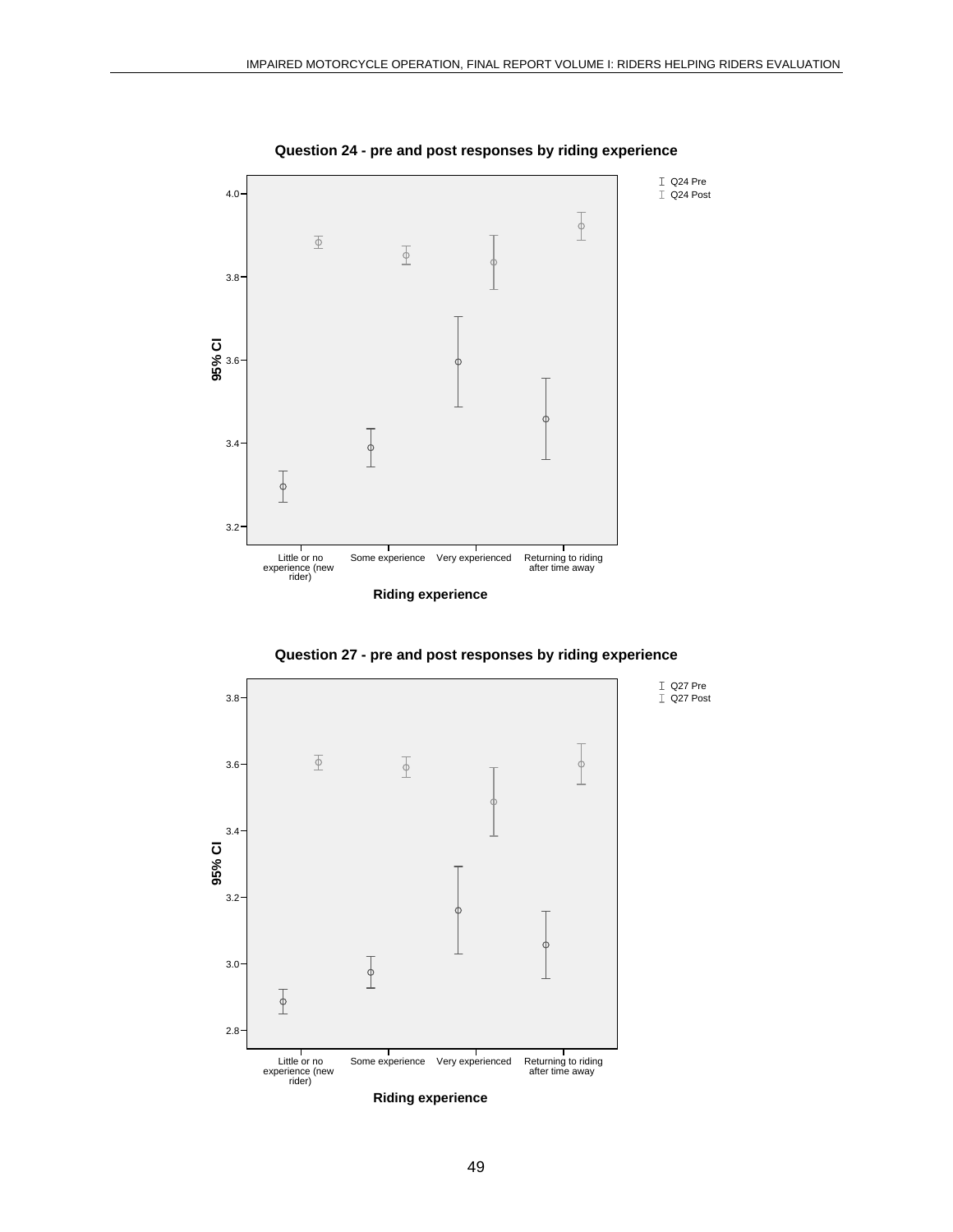**Question 24 - pre and post responses by riding experience**

Q24 Pre
Q24 Post

95% CI

4.0
3.8
3.6
3.4
3.2

Little or no experience (new rider)
Some experience
Very experienced
Returning to riding after time away

Riding experience

**Question 27 - pre and post responses by riding experience**

Q27 Pre
Q27 Post

95% CI

3.8
3.6
3.4
3.2
3.0
2.8

Little or no experience (new rider)
Some experience
Very experienced
Returning to riding after time away

Riding experience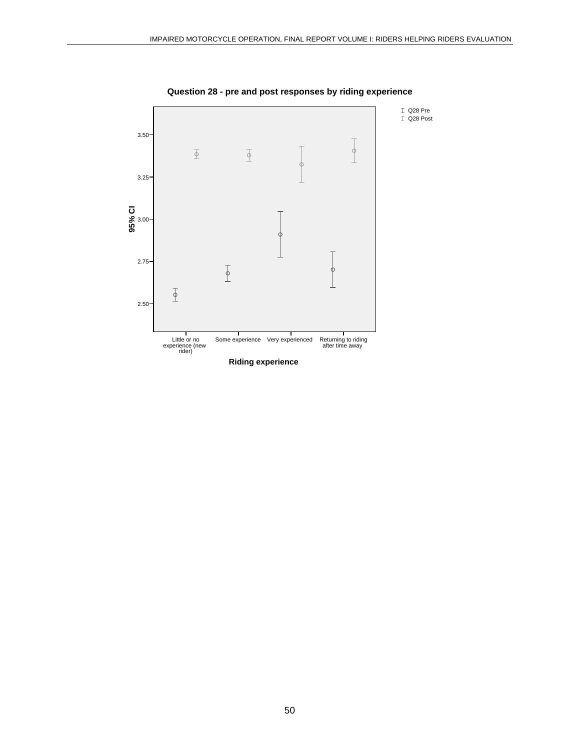**Question 28 - pre and post responses by riding experience**

Q28 Pre
Q28 Post

95% CI

3.50
3.25
3.00
2.75
2.50

Little or no experience (new rider)
Some experience
Very experienced
Returning to riding after time away

Riding experience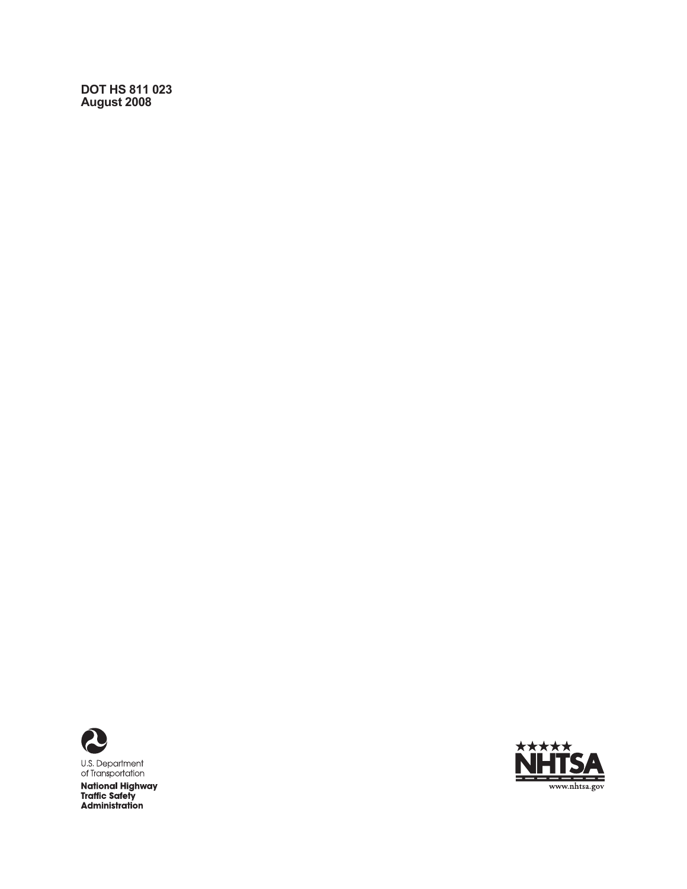**DOT HS 811 023**
**August 2008**

U.S. Department of Transportation

**National Highway Traffic Safety Administration**

NHTSA

www.nhtsa.gov